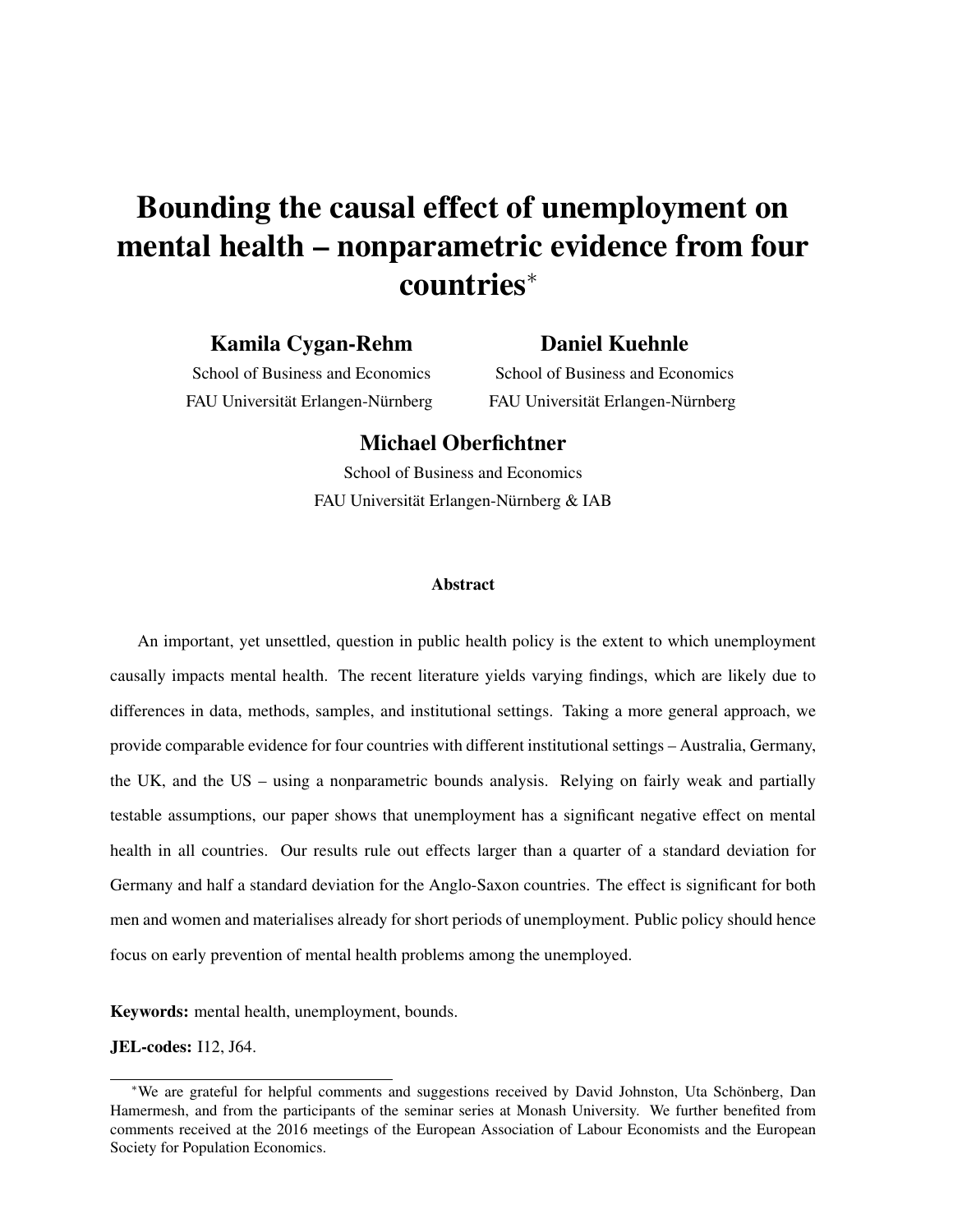# Bounding the causal effect of unemployment on mental health – nonparametric evidence from four countries[*]

**Kamila Cygan-Rehm**
School of Business and Economics
FAU Universität Erlangen-Nürnberg

**Daniel Kuehnle**
School of Business and Economics
FAU Universität Erlangen-Nürnberg

**Michael Oberfichtner**
School of Business and Economics
FAU Universität Erlangen-Nürnberg & IAB

### Abstract

An important, yet unsettled, question in public health policy is the extent to which unemployment causally impacts mental health. The recent literature yields varying findings, which are likely due to differences in data, methods, samples, and institutional settings. Taking a more general approach, we provide comparable evidence for four countries with different institutional settings – Australia, Germany, the UK, and the US – using a nonparametric bounds analysis. Relying on fairly weak and partially testable assumptions, our paper shows that unemployment has a significant negative effect on mental health in all countries. Our results rule out effects larger than a quarter of a standard deviation for Germany and half a standard deviation for the Anglo-Saxon countries. The effect is significant for both men and women and materialises already for short periods of unemployment. Public policy should hence focus on early prevention of mental health problems among the unemployed.

**Keywords:** mental health, unemployment, bounds.

**JEL-codes:** I12, J64.

[*]We are grateful for helpful comments and suggestions received by David Johnston, Uta Schönberg, Dan Hamermesh, and from the participants of the seminar series at Monash University. We further benefited from comments received at the 2016 meetings of the European Association of Labour Economists and the European Society for Population Economics.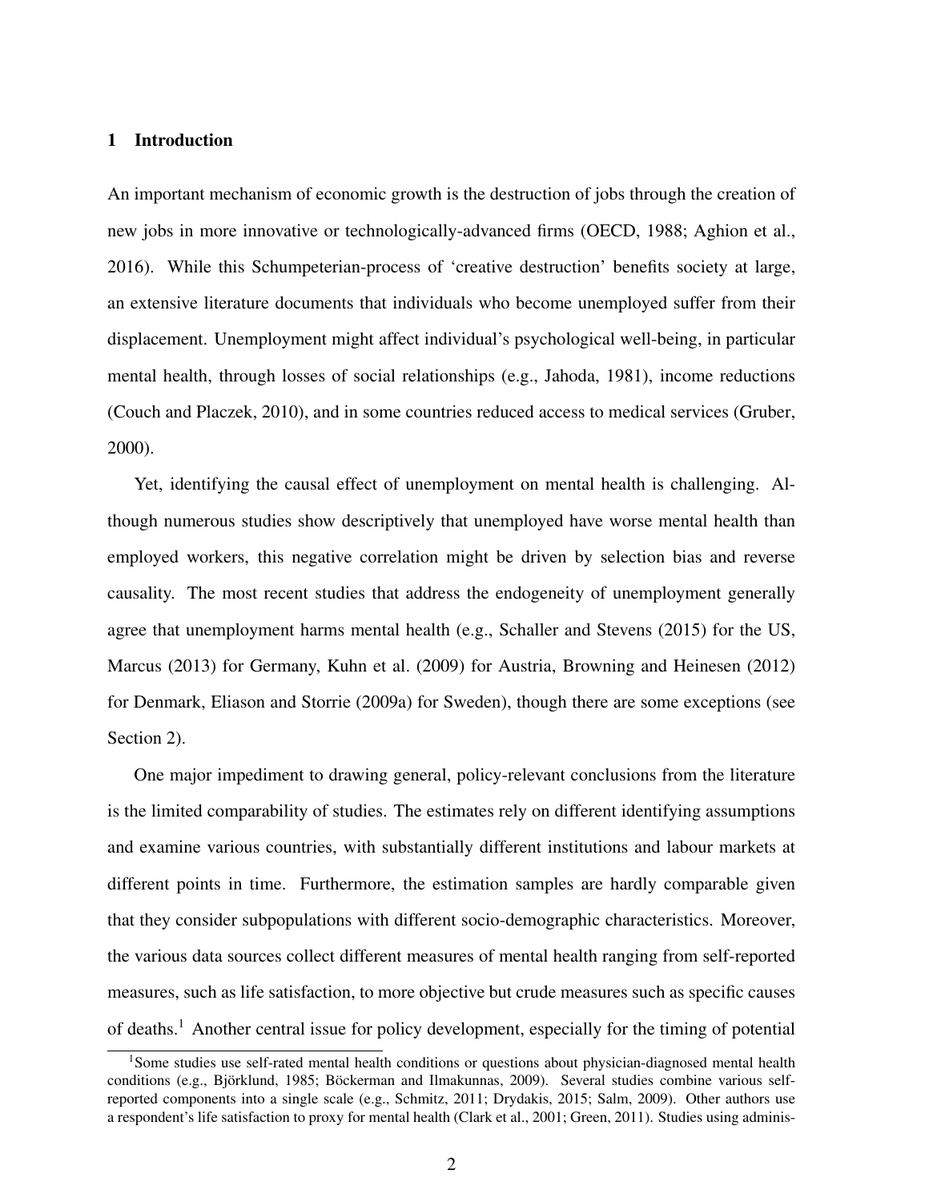## 1 Introduction

An important mechanism of economic growth is the destruction of jobs through the creation of new jobs in more innovative or technologically-advanced firms (OECD, 1988; Aghion et al., 2016). While this Schumpeterian-process of 'creative destruction' benefits society at large, an extensive literature documents that individuals who become unemployed suffer from their displacement. Unemployment might affect individual's psychological well-being, in particular mental health, through losses of social relationships (e.g., Jahoda, 1981), income reductions (Couch and Placzek, 2010), and in some countries reduced access to medical services (Gruber, 2000).

Yet, identifying the causal effect of unemployment on mental health is challenging. Although numerous studies show descriptively that unemployed have worse mental health than employed workers, this negative correlation might be driven by selection bias and reverse causality. The most recent studies that address the endogeneity of unemployment generally agree that unemployment harms mental health (e.g., Schaller and Stevens (2015) for the US, Marcus (2013) for Germany, Kuhn et al. (2009) for Austria, Browning and Heinesen (2012) for Denmark, Eliason and Storrie (2009a) for Sweden), though there are some exceptions (see Section 2).

One major impediment to drawing general, policy-relevant conclusions from the literature is the limited comparability of studies. The estimates rely on different identifying assumptions and examine various countries, with substantially different institutions and labour markets at different points in time. Furthermore, the estimation samples are hardly comparable given that they consider subpopulations with different socio-demographic characteristics. Moreover, the various data sources collect different measures of mental health ranging from self-reported measures, such as life satisfaction, to more objective but crude measures such as specific causes of deaths.[1] Another central issue for policy development, especially for the timing of potential

[1] Some studies use self-rated mental health conditions or questions about physician-diagnosed mental health conditions (e.g., Björklund, 1985; Böckerman and Ilmakunnas, 2009). Several studies combine various self-reported components into a single scale (e.g., Schmitz, 2011; Drydakis, 2015; Salm, 2009). Other authors use a respondent's life satisfaction to proxy for mental health (Clark et al., 2001; Green, 2011). Studies using adminis-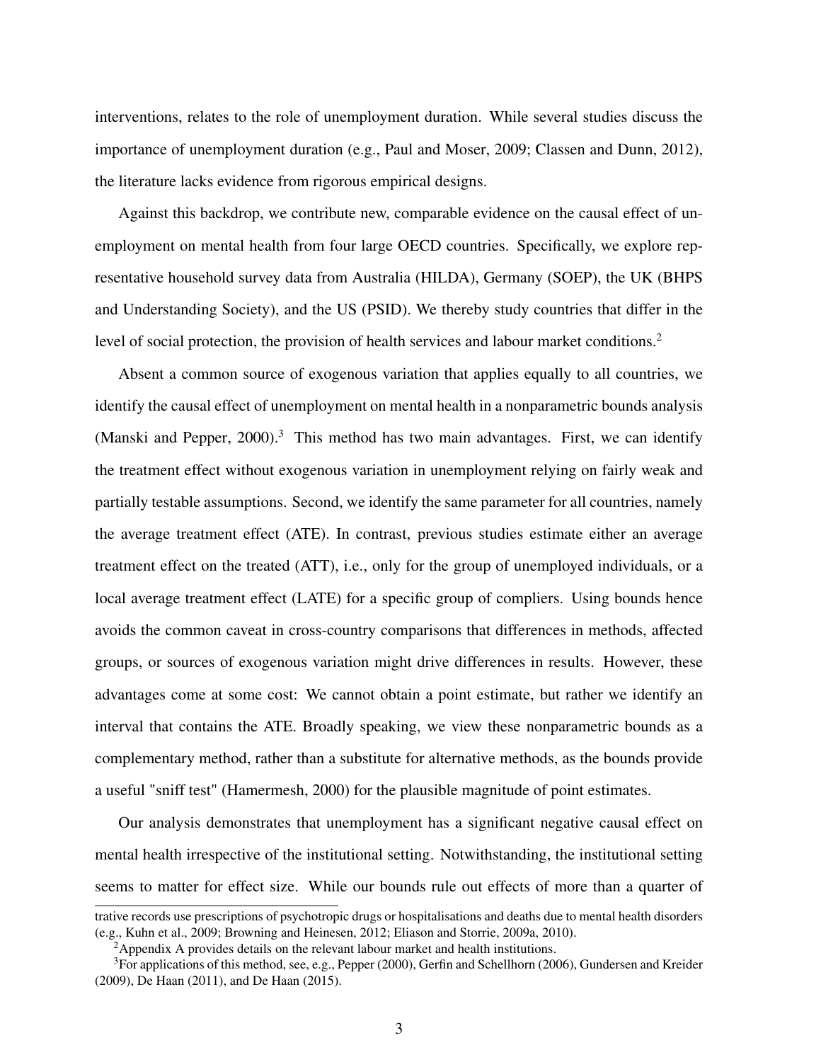interventions, relates to the role of unemployment duration. While several studies discuss the importance of unemployment duration (e.g., Paul and Moser, 2009; Classen and Dunn, 2012), the literature lacks evidence from rigorous empirical designs.

Against this backdrop, we contribute new, comparable evidence on the causal effect of unemployment on mental health from four large OECD countries. Specifically, we explore representative household survey data from Australia (HILDA), Germany (SOEP), the UK (BHPS and Understanding Society), and the US (PSID). We thereby study countries that differ in the level of social protection, the provision of health services and labour market conditions.[2]

Absent a common source of exogenous variation that applies equally to all countries, we identify the causal effect of unemployment on mental health in a nonparametric bounds analysis (Manski and Pepper, 2000).[3] This method has two main advantages. First, we can identify the treatment effect without exogenous variation in unemployment relying on fairly weak and partially testable assumptions. Second, we identify the same parameter for all countries, namely the average treatment effect (ATE). In contrast, previous studies estimate either an average treatment effect on the treated (ATT), i.e., only for the group of unemployed individuals, or a local average treatment effect (LATE) for a specific group of compliers. Using bounds hence avoids the common caveat in cross-country comparisons that differences in methods, affected groups, or sources of exogenous variation might drive differences in results. However, these advantages come at some cost: We cannot obtain a point estimate, but rather we identify an interval that contains the ATE. Broadly speaking, we view these nonparametric bounds as a complementary method, rather than a substitute for alternative methods, as the bounds provide a useful "sniff test" (Hamermesh, 2000) for the plausible magnitude of point estimates.

Our analysis demonstrates that unemployment has a significant negative causal effect on mental health irrespective of the institutional setting. Notwithstanding, the institutional setting seems to matter for effect size. While our bounds rule out effects of more than a quarter of

---

trative records use prescriptions of psychotropic drugs or hospitalisations and deaths due to mental health disorders (e.g., Kuhn et al., 2009; Browning and Heinesen, 2012; Eliason and Storrie, 2009a, 2010).

[2] Appendix A provides details on the relevant labour market and health institutions.

[3] For applications of this method, see, e.g., Pepper (2000), Gerfin and Schellhorn (2006), Gundersen and Kreider (2009), De Haan (2011), and De Haan (2015).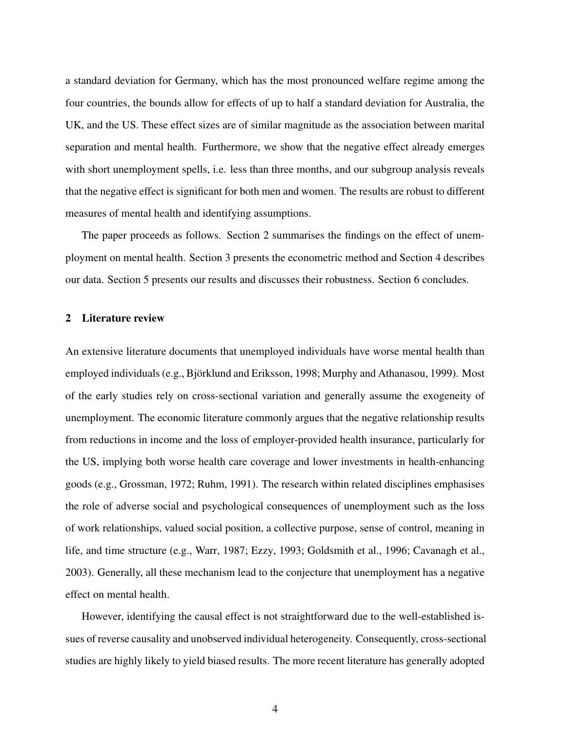a standard deviation for Germany, which has the most pronounced welfare regime among the four countries, the bounds allow for effects of up to half a standard deviation for Australia, the UK, and the US. These effect sizes are of similar magnitude as the association between marital separation and mental health. Furthermore, we show that the negative effect already emerges with short unemployment spells, i.e. less than three months, and our subgroup analysis reveals that the negative effect is significant for both men and women. The results are robust to different measures of mental health and identifying assumptions.

The paper proceeds as follows. Section 2 summarises the findings on the effect of unemployment on mental health. Section 3 presents the econometric method and Section 4 describes our data. Section 5 presents our results and discusses their robustness. Section 6 concludes.

## 2 Literature review

An extensive literature documents that unemployed individuals have worse mental health than employed individuals (e.g., Björklund and Eriksson, 1998; Murphy and Athanasou, 1999). Most of the early studies rely on cross-sectional variation and generally assume the exogeneity of unemployment. The economic literature commonly argues that the negative relationship results from reductions in income and the loss of employer-provided health insurance, particularly for the US, implying both worse health care coverage and lower investments in health-enhancing goods (e.g., Grossman, 1972; Ruhm, 1991). The research within related disciplines emphasises the role of adverse social and psychological consequences of unemployment such as the loss of work relationships, valued social position, a collective purpose, sense of control, meaning in life, and time structure (e.g., Warr, 1987; Ezzy, 1993; Goldsmith et al., 1996; Cavanagh et al., 2003). Generally, all these mechanism lead to the conjecture that unemployment has a negative effect on mental health.

However, identifying the causal effect is not straightforward due to the well-established issues of reverse causality and unobserved individual heterogeneity. Consequently, cross-sectional studies are highly likely to yield biased results. The more recent literature has generally adopted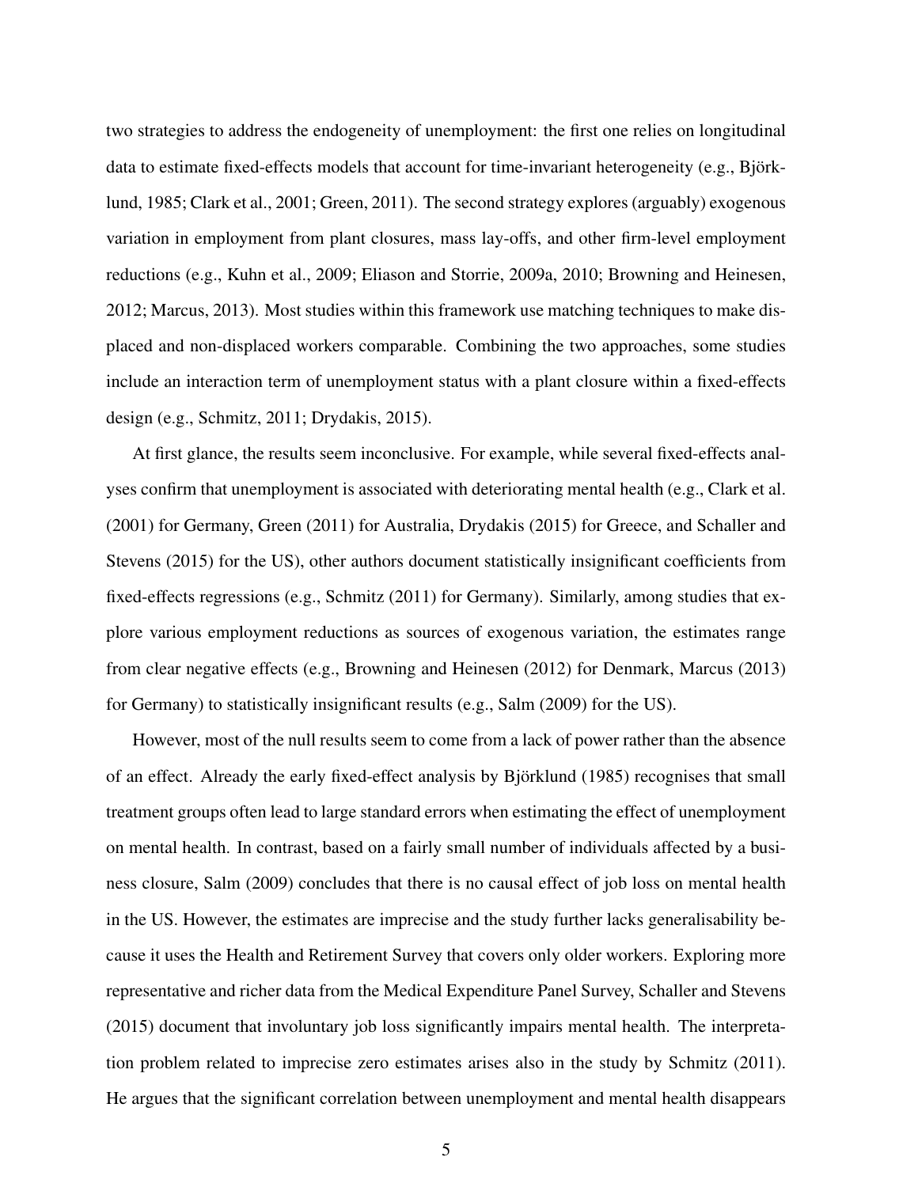two strategies to address the endogeneity of unemployment: the first one relies on longitudinal data to estimate fixed-effects models that account for time-invariant heterogeneity (e.g., Björklund, 1985; Clark et al., 2001; Green, 2011). The second strategy explores (arguably) exogenous variation in employment from plant closures, mass lay-offs, and other firm-level employment reductions (e.g., Kuhn et al., 2009; Eliason and Storrie, 2009a, 2010; Browning and Heinesen, 2012; Marcus, 2013). Most studies within this framework use matching techniques to make displaced and non-displaced workers comparable. Combining the two approaches, some studies include an interaction term of unemployment status with a plant closure within a fixed-effects design (e.g., Schmitz, 2011; Drydakis, 2015).

At first glance, the results seem inconclusive. For example, while several fixed-effects analyses confirm that unemployment is associated with deteriorating mental health (e.g., Clark et al. (2001) for Germany, Green (2011) for Australia, Drydakis (2015) for Greece, and Schaller and Stevens (2015) for the US), other authors document statistically insignificant coefficients from fixed-effects regressions (e.g., Schmitz (2011) for Germany). Similarly, among studies that explore various employment reductions as sources of exogenous variation, the estimates range from clear negative effects (e.g., Browning and Heinesen (2012) for Denmark, Marcus (2013) for Germany) to statistically insignificant results (e.g., Salm (2009) for the US).

However, most of the null results seem to come from a lack of power rather than the absence of an effect. Already the early fixed-effect analysis by Björklund (1985) recognises that small treatment groups often lead to large standard errors when estimating the effect of unemployment on mental health. In contrast, based on a fairly small number of individuals affected by a business closure, Salm (2009) concludes that there is no causal effect of job loss on mental health in the US. However, the estimates are imprecise and the study further lacks generalisability because it uses the Health and Retirement Survey that covers only older workers. Exploring more representative and richer data from the Medical Expenditure Panel Survey, Schaller and Stevens (2015) document that involuntary job loss significantly impairs mental health. The interpretation problem related to imprecise zero estimates arises also in the study by Schmitz (2011). He argues that the significant correlation between unemployment and mental health disappears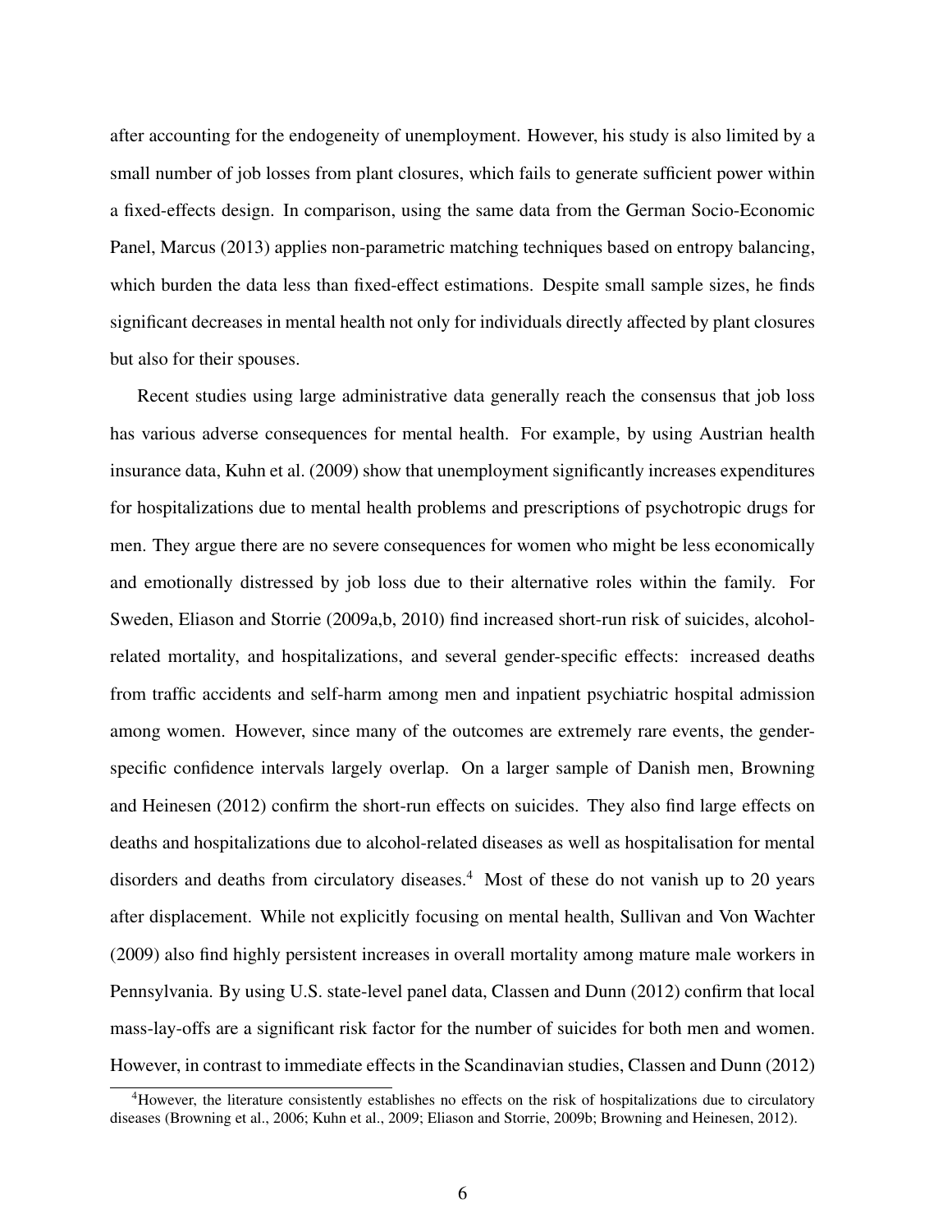after accounting for the endogeneity of unemployment. However, his study is also limited by a small number of job losses from plant closures, which fails to generate sufficient power within a fixed-effects design. In comparison, using the same data from the German Socio-Economic Panel, Marcus (2013) applies non-parametric matching techniques based on entropy balancing, which burden the data less than fixed-effect estimations. Despite small sample sizes, he finds significant decreases in mental health not only for individuals directly affected by plant closures but also for their spouses.

Recent studies using large administrative data generally reach the consensus that job loss has various adverse consequences for mental health. For example, by using Austrian health insurance data, Kuhn et al. (2009) show that unemployment significantly increases expenditures for hospitalizations due to mental health problems and prescriptions of psychotropic drugs for men. They argue there are no severe consequences for women who might be less economically and emotionally distressed by job loss due to their alternative roles within the family. For Sweden, Eliason and Storrie (2009a,b, 2010) find increased short-run risk of suicides, alcohol-related mortality, and hospitalizations, and several gender-specific effects: increased deaths from traffic accidents and self-harm among men and inpatient psychiatric hospital admission among women. However, since many of the outcomes are extremely rare events, the gender-specific confidence intervals largely overlap. On a larger sample of Danish men, Browning and Heinesen (2012) confirm the short-run effects on suicides. They also find large effects on deaths and hospitalizations due to alcohol-related diseases as well as hospitalisation for mental disorders and deaths from circulatory diseases.[4] Most of these do not vanish up to 20 years after displacement. While not explicitly focusing on mental health, Sullivan and Von Wachter (2009) also find highly persistent increases in overall mortality among mature male workers in Pennsylvania. By using U.S. state-level panel data, Classen and Dunn (2012) confirm that local mass-lay-offs are a significant risk factor for the number of suicides for both men and women. However, in contrast to immediate effects in the Scandinavian studies, Classen and Dunn (2012)

[4] However, the literature consistently establishes no effects on the risk of hospitalizations due to circulatory diseases (Browning et al., 2006; Kuhn et al., 2009; Eliason and Storrie, 2009b; Browning and Heinesen, 2012).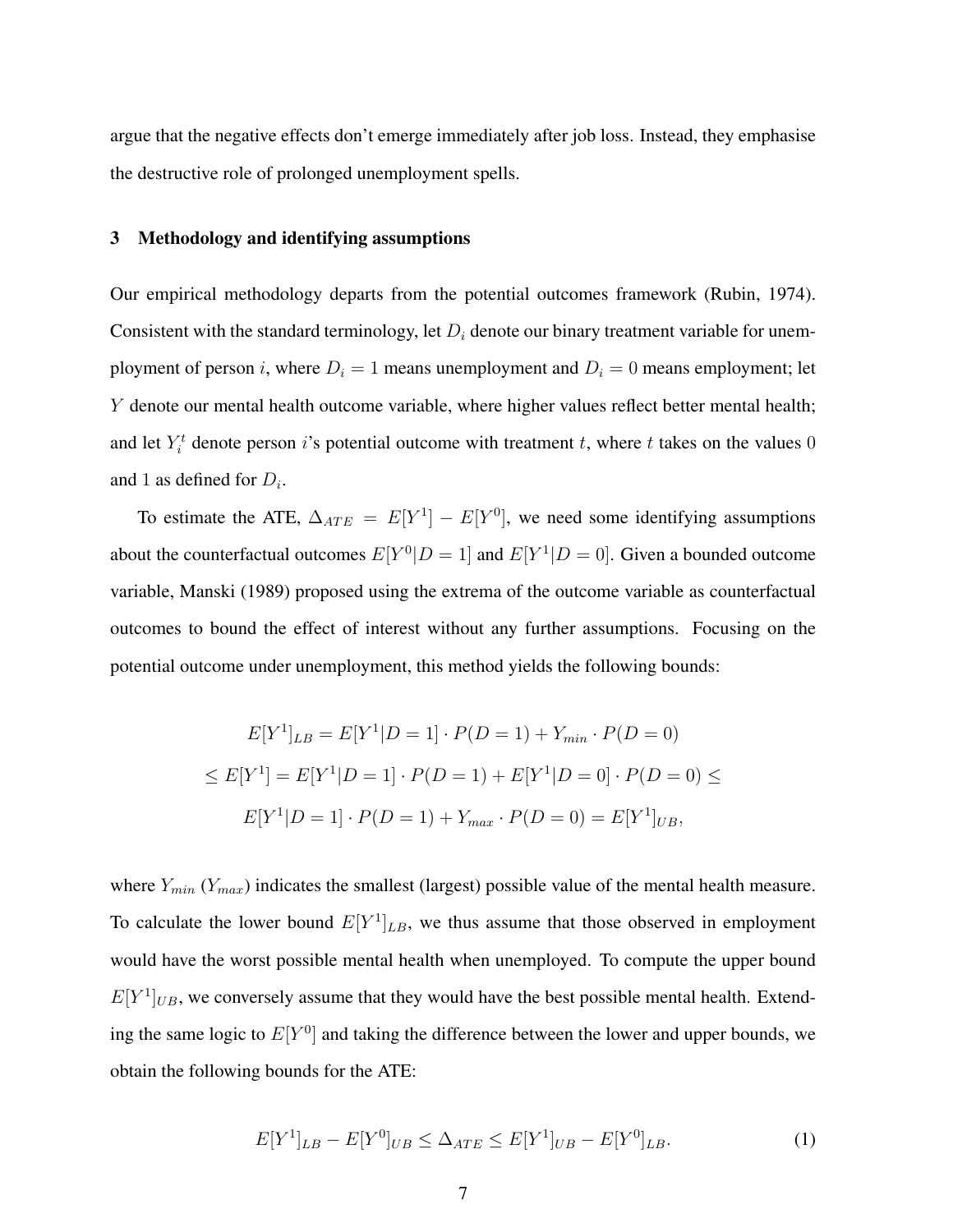argue that the negative effects don't emerge immediately after job loss. Instead, they emphasise the destructive role of prolonged unemployment spells.

## 3 Methodology and identifying assumptions

Our empirical methodology departs from the potential outcomes framework (Rubin, 1974). Consistent with the standard terminology, let $D_i$ denote our binary treatment variable for unemployment of person $i$, where $D_i = 1$ means unemployment and $D_i = 0$ means employment; let $Y$ denote our mental health outcome variable, where higher values reflect better mental health; and let $Y_i^t$ denote person $i$'s potential outcome with treatment $t$, where $t$ takes on the values 0 and 1 as defined for $D_i$.

To estimate the ATE, $\Delta_{ATE} = E[Y^1] - E[Y^0]$, we need some identifying assumptions about the counterfactual outcomes $E[Y^0|D=1]$ and $E[Y^1|D=0]$. Given a bounded outcome variable, Manski (1989) proposed using the extrema of the outcome variable as counterfactual outcomes to bound the effect of interest without any further assumptions. Focusing on the potential outcome under unemployment, this method yields the following bounds:

$$
\begin{gathered}
E[Y^1]_{LB} = E[Y^1|D=1] \cdot P(D=1) + Y_{min} \cdot P(D=0) \\
\leq E[Y^1] = E[Y^1|D=1] \cdot P(D=1) + E[Y^1|D=0] \cdot P(D=0) \leq \\
E[Y^1|D=1] \cdot P(D=1) + Y_{max} \cdot P(D=0) = E[Y^1]_{UB},
\end{gathered}
$$

where $Y_{min}$ ($Y_{max}$) indicates the smallest (largest) possible value of the mental health measure. To calculate the lower bound $E[Y^1]_{LB}$, we thus assume that those observed in employment would have the worst possible mental health when unemployed. To compute the upper bound $E[Y^1]_{UB}$, we conversely assume that they would have the best possible mental health. Extending the same logic to $E[Y^0]$ and taking the difference between the lower and upper bounds, we obtain the following bounds for the ATE:

$$
E[Y^1]_{LB} - E[Y^0]_{UB} \leq \Delta_{ATE} \leq E[Y^1]_{UB} - E[Y^0]_{LB}. \tag{1}
$$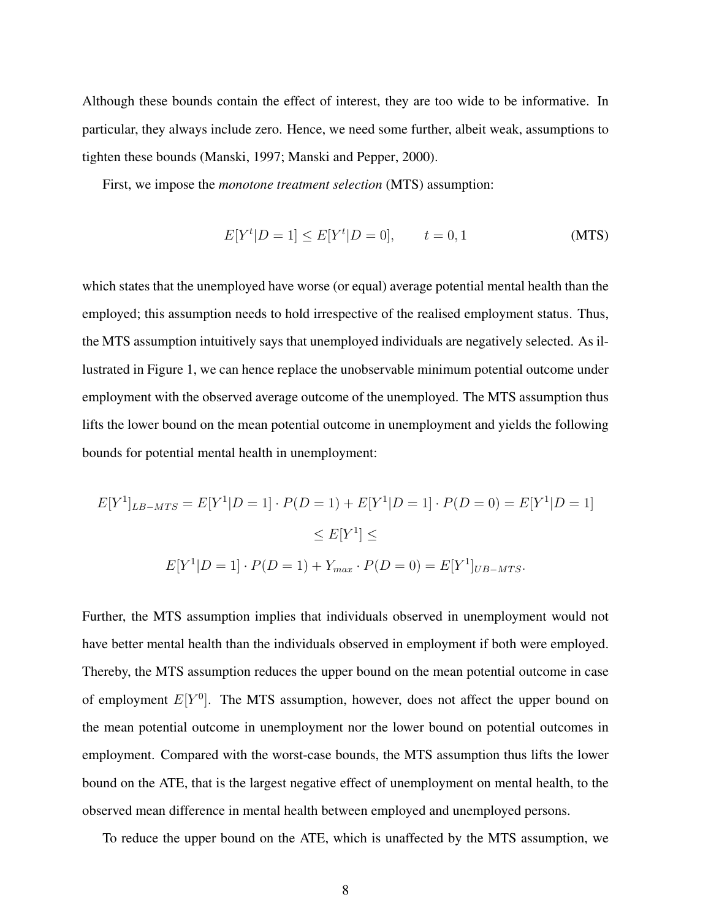Although these bounds contain the effect of interest, they are too wide to be informative. In particular, they always include zero. Hence, we need some further, albeit weak, assumptions to tighten these bounds (Manski, 1997; Manski and Pepper, 2000).

First, we impose the *monotone treatment selection* (MTS) assumption:

$$E[Y^t|D=1] \leq E[Y^t|D=0], \qquad t=0,1 \tag{MTS}$$

which states that the unemployed have worse (or equal) average potential mental health than the employed; this assumption needs to hold irrespective of the realised employment status. Thus, the MTS assumption intuitively says that unemployed individuals are negatively selected. As illustrated in Figure 1, we can hence replace the unobservable minimum potential outcome under employment with the observed average outcome of the unemployed. The MTS assumption thus lifts the lower bound on the mean potential outcome in unemployment and yields the following bounds for potential mental health in unemployment:

$$\begin{gathered}
E[Y^1]_{LB-MTS} = E[Y^1|D=1] \cdot P(D=1) + E[Y^1|D=1] \cdot P(D=0) = E[Y^1|D=1] \\
\leq E[Y^1] \leq \\
E[Y^1|D=1] \cdot P(D=1) + Y_{max} \cdot P(D=0) = E[Y^1]_{UB-MTS}.
\end{gathered}$$

Further, the MTS assumption implies that individuals observed in unemployment would not have better mental health than the individuals observed in employment if both were employed. Thereby, the MTS assumption reduces the upper bound on the mean potential outcome in case of employment $E[Y^0]$. The MTS assumption, however, does not affect the upper bound on the mean potential outcome in unemployment nor the lower bound on potential outcomes in employment. Compared with the worst-case bounds, the MTS assumption thus lifts the lower bound on the ATE, that is the largest negative effect of unemployment on mental health, to the observed mean difference in mental health between employed and unemployed persons.

To reduce the upper bound on the ATE, which is unaffected by the MTS assumption, we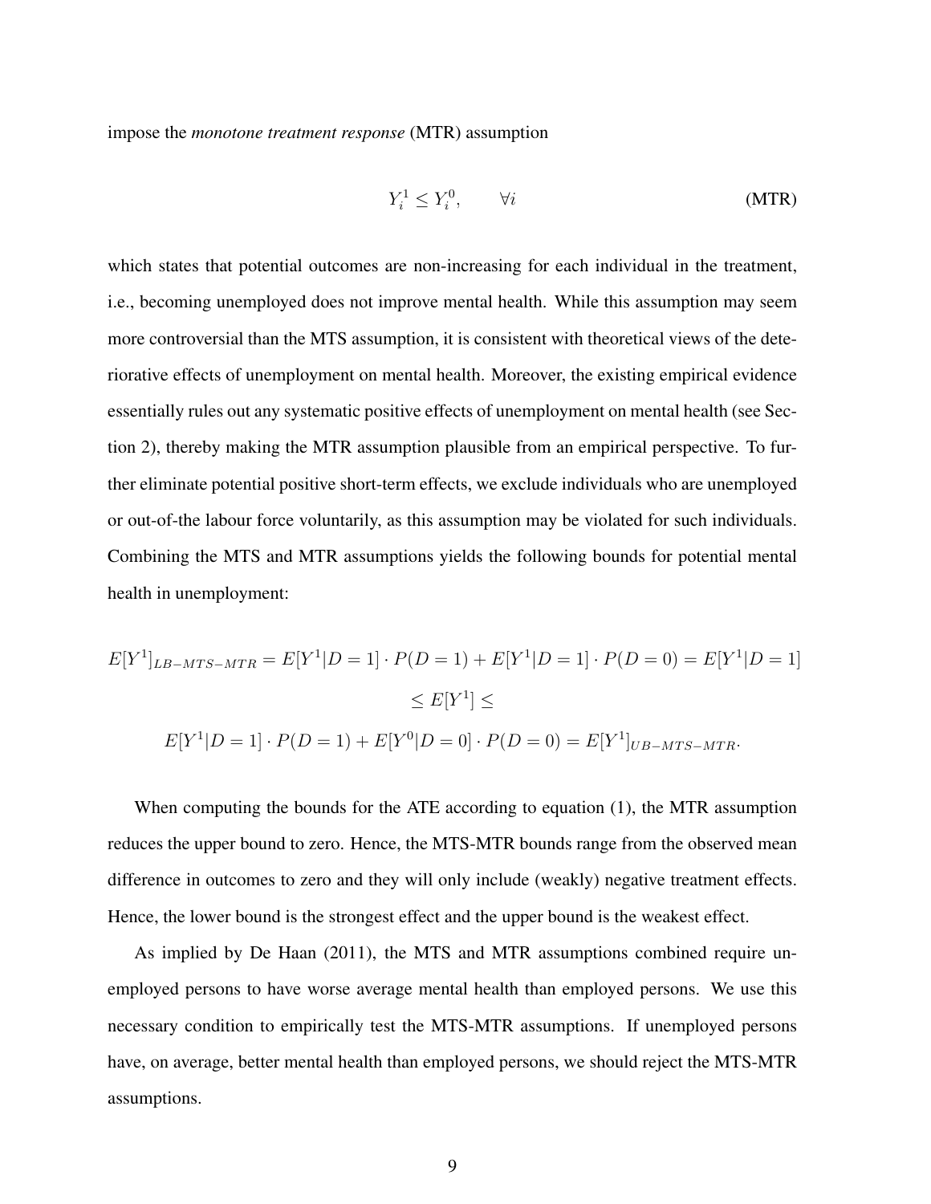impose the *monotone treatment response* (MTR) assumption

$$Y_i^1 \leq Y_i^0, \qquad \forall i \tag{MTR}$$

which states that potential outcomes are non-increasing for each individual in the treatment, i.e., becoming unemployed does not improve mental health. While this assumption may seem more controversial than the MTS assumption, it is consistent with theoretical views of the deteriorative effects of unemployment on mental health. Moreover, the existing empirical evidence essentially rules out any systematic positive effects of unemployment on mental health (see Section 2), thereby making the MTR assumption plausible from an empirical perspective. To further eliminate potential positive short-term effects, we exclude individuals who are unemployed or out-of-the labour force voluntarily, as this assumption may be violated for such individuals. Combining the MTS and MTR assumptions yields the following bounds for potential mental health in unemployment:

$$E[Y^1]_{LB-MTS-MTR} = E[Y^1|D=1] \cdot P(D=1) + E[Y^1|D=1] \cdot P(D=0) = E[Y^1|D=1]$$
$$\leq E[Y^1] \leq$$
$$E[Y^1|D=1] \cdot P(D=1) + E[Y^0|D=0] \cdot P(D=0) = E[Y^1]_{UB-MTS-MTR}.$$

When computing the bounds for the ATE according to equation (1), the MTR assumption reduces the upper bound to zero. Hence, the MTS-MTR bounds range from the observed mean difference in outcomes to zero and they will only include (weakly) negative treatment effects. Hence, the lower bound is the strongest effect and the upper bound is the weakest effect.

As implied by De Haan (2011), the MTS and MTR assumptions combined require unemployed persons to have worse average mental health than employed persons. We use this necessary condition to empirically test the MTS-MTR assumptions. If unemployed persons have, on average, better mental health than employed persons, we should reject the MTS-MTR assumptions.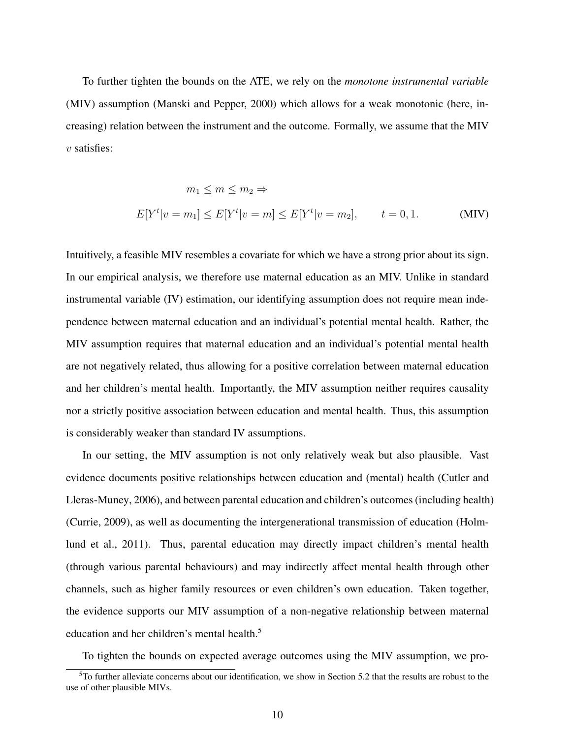To further tighten the bounds on the ATE, we rely on the *monotone instrumental variable* (MIV) assumption (Manski and Pepper, 2000) which allows for a weak monotonic (here, increasing) relation between the instrument and the outcome. Formally, we assume that the MIV $v$ satisfies:

$$
\begin{aligned}
&m_1 \leq m \leq m_2 \Rightarrow \\
&E[Y^t|v = m_1] \leq E[Y^t|v = m] \leq E[Y^t|v = m_2], \qquad t = 0, 1. \qquad \textbf{(MIV)}
\end{aligned}
$$

Intuitively, a feasible MIV resembles a covariate for which we have a strong prior about its sign. In our empirical analysis, we therefore use maternal education as an MIV. Unlike in standard instrumental variable (IV) estimation, our identifying assumption does not require mean independence between maternal education and an individual's potential mental health. Rather, the MIV assumption requires that maternal education and an individual's potential mental health are not negatively related, thus allowing for a positive correlation between maternal education and her children's mental health. Importantly, the MIV assumption neither requires causality nor a strictly positive association between education and mental health. Thus, this assumption is considerably weaker than standard IV assumptions.

In our setting, the MIV assumption is not only relatively weak but also plausible. Vast evidence documents positive relationships between education and (mental) health (Cutler and Lleras-Muney, 2006), and between parental education and children's outcomes (including health) (Currie, 2009), as well as documenting the intergenerational transmission of education (Holmlund et al., 2011). Thus, parental education may directly impact children's mental health (through various parental behaviours) and may indirectly affect mental health through other channels, such as higher family resources or even children's own education. Taken together, the evidence supports our MIV assumption of a non-negative relationship between maternal education and her children's mental health.[5]

To tighten the bounds on expected average outcomes using the MIV assumption, we pro-

[5] To further alleviate concerns about our identification, we show in Section 5.2 that the results are robust to the use of other plausible MIVs.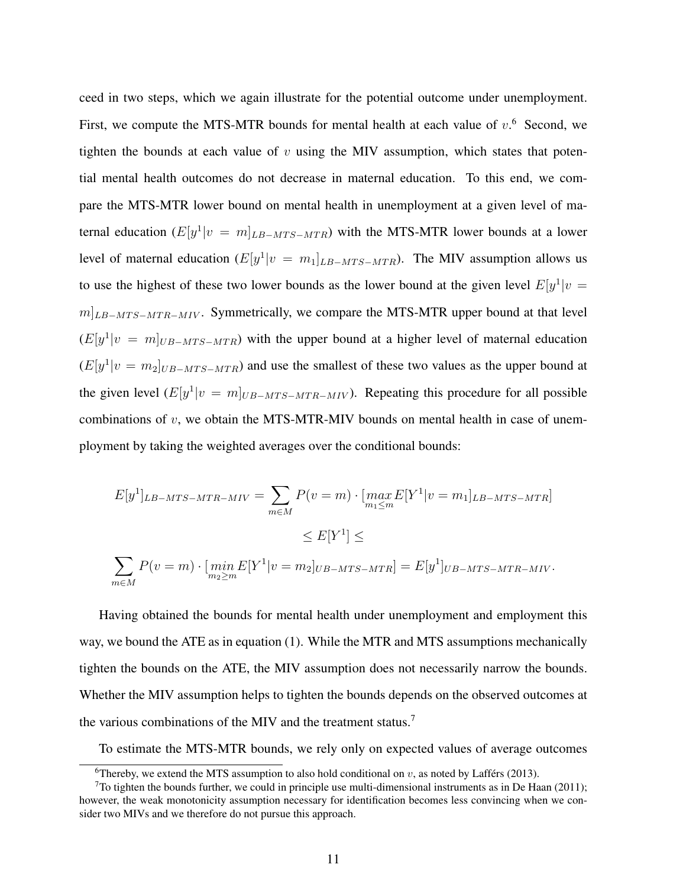ceed in two steps, which we again illustrate for the potential outcome under unemployment. First, we compute the MTS-MTR bounds for mental health at each value of $v$.[6] Second, we tighten the bounds at each value of $v$ using the MIV assumption, which states that potential mental health outcomes do not decrease in maternal education. To this end, we compare the MTS-MTR lower bound on mental health in unemployment at a given level of maternal education ($E[y^1|v = m]_{LB-MTS-MTR}$) with the MTS-MTR lower bounds at a lower level of maternal education ($E[y^1|v = m_1]_{LB-MTS-MTR}$). The MIV assumption allows us to use the highest of these two lower bounds as the lower bound at the given level $E[y^1|v = m]_{LB-MTS-MTR-MIV}$. Symmetrically, we compare the MTS-MTR upper bound at that level ($E[y^1|v = m]_{UB-MTS-MTR}$) with the upper bound at a higher level of maternal education ($E[y^1|v = m_2]_{UB-MTS-MTR}$) and use the smallest of these two values as the upper bound at the given level ($E[y^1|v = m]_{UB-MTS-MTR-MIV}$). Repeating this procedure for all possible combinations of $v$, we obtain the MTS-MTR-MIV bounds on mental health in case of unemployment by taking the weighted averages over the conditional bounds:

$$
\begin{gathered}
E[y^1]_{LB-MTS-MTR-MIV} = \sum_{m \in M} P(v = m) \cdot [\max_{m_1 \leq m} E[Y^1|v = m_1]_{LB-MTS-MTR}] \\
\leq E[Y^1] \leq \\
\sum_{m \in M} P(v = m) \cdot [\min_{m_2 \geq m} E[Y^1|v = m_2]_{UB-MTS-MTR}] = E[y^1]_{UB-MTS-MTR-MIV}.
\end{gathered}
$$

Having obtained the bounds for mental health under unemployment and employment this way, we bound the ATE as in equation (1). While the MTR and MTS assumptions mechanically tighten the bounds on the ATE, the MIV assumption does not necessarily narrow the bounds. Whether the MIV assumption helps to tighten the bounds depends on the observed outcomes at the various combinations of the MIV and the treatment status.[7]

To estimate the MTS-MTR bounds, we rely only on expected values of average outcomes

[6] Thereby, we extend the MTS assumption to also hold conditional on $v$, as noted by Laffers (2013).

[7] To tighten the bounds further, we could in principle use multi-dimensional instruments as in De Haan (2011); however, the weak monotonicity assumption necessary for identification becomes less convincing when we consider two MIVs and we therefore do not pursue this approach.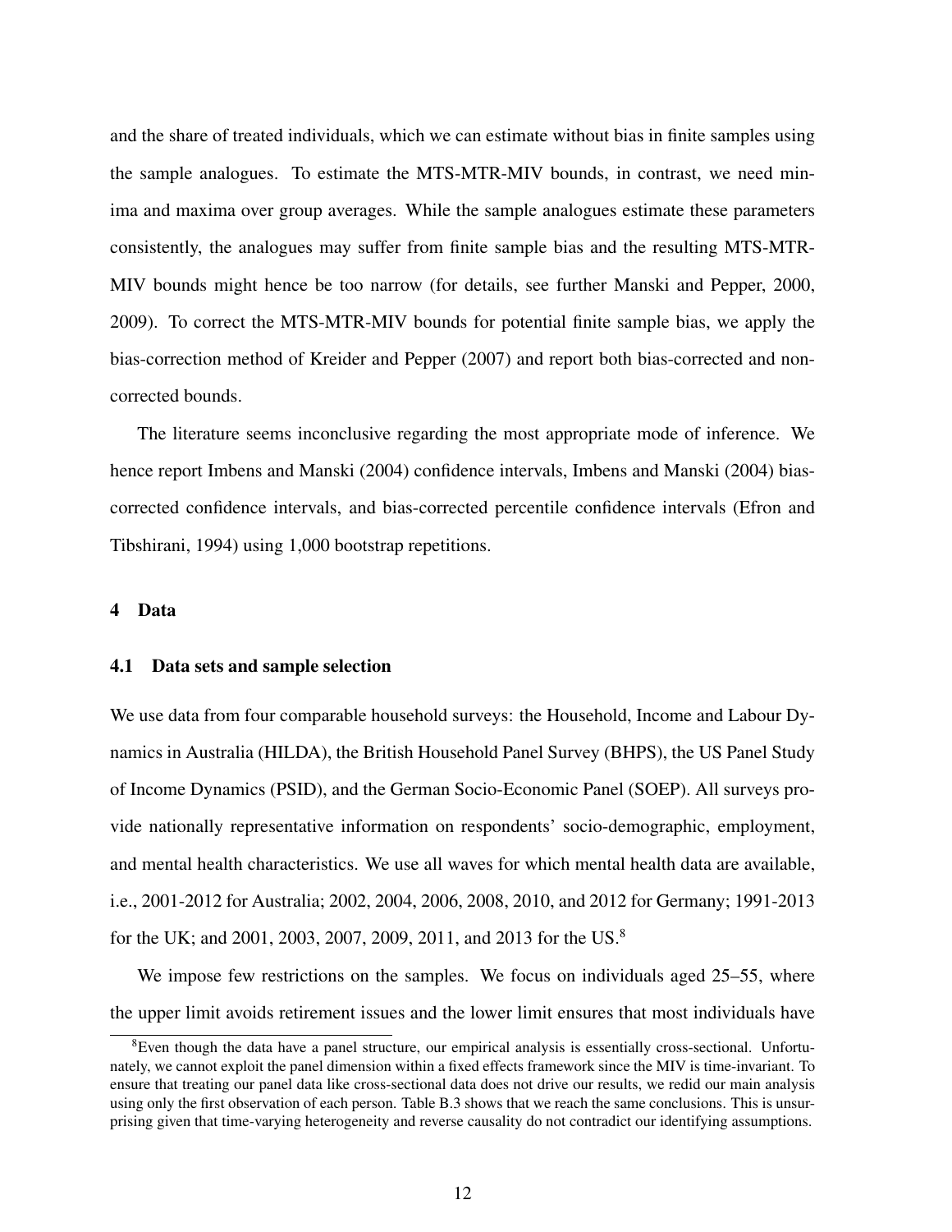and the share of treated individuals, which we can estimate without bias in finite samples using the sample analogues. To estimate the MTS-MTR-MIV bounds, in contrast, we need minima and maxima over group averages. While the sample analogues estimate these parameters consistently, the analogues may suffer from finite sample bias and the resulting MTS-MTR-MIV bounds might hence be too narrow (for details, see further Manski and Pepper, 2000, 2009). To correct the MTS-MTR-MIV bounds for potential finite sample bias, we apply the bias-correction method of Kreider and Pepper (2007) and report both bias-corrected and non-corrected bounds.

The literature seems inconclusive regarding the most appropriate mode of inference. We hence report Imbens and Manski (2004) confidence intervals, Imbens and Manski (2004) bias-corrected confidence intervals, and bias-corrected percentile confidence intervals (Efron and Tibshirani, 1994) using 1,000 bootstrap repetitions.

## 4 Data

### 4.1 Data sets and sample selection

We use data from four comparable household surveys: the Household, Income and Labour Dynamics in Australia (HILDA), the British Household Panel Survey (BHPS), the US Panel Study of Income Dynamics (PSID), and the German Socio-Economic Panel (SOEP). All surveys provide nationally representative information on respondents' socio-demographic, employment, and mental health characteristics. We use all waves for which mental health data are available, i.e., 2001-2012 for Australia; 2002, 2004, 2006, 2008, 2010, and 2012 for Germany; 1991-2013 for the UK; and 2001, 2003, 2007, 2009, 2011, and 2013 for the US.[8]

We impose few restrictions on the samples. We focus on individuals aged 25–55, where the upper limit avoids retirement issues and the lower limit ensures that most individuals have

[8] Even though the data have a panel structure, our empirical analysis is essentially cross-sectional. Unfortunately, we cannot exploit the panel dimension within a fixed effects framework since the MIV is time-invariant. To ensure that treating our panel data like cross-sectional data does not drive our results, we redid our main analysis using only the first observation of each person. Table B.3 shows that we reach the same conclusions. This is unsurprising given that time-varying heterogeneity and reverse causality do not contradict our identifying assumptions.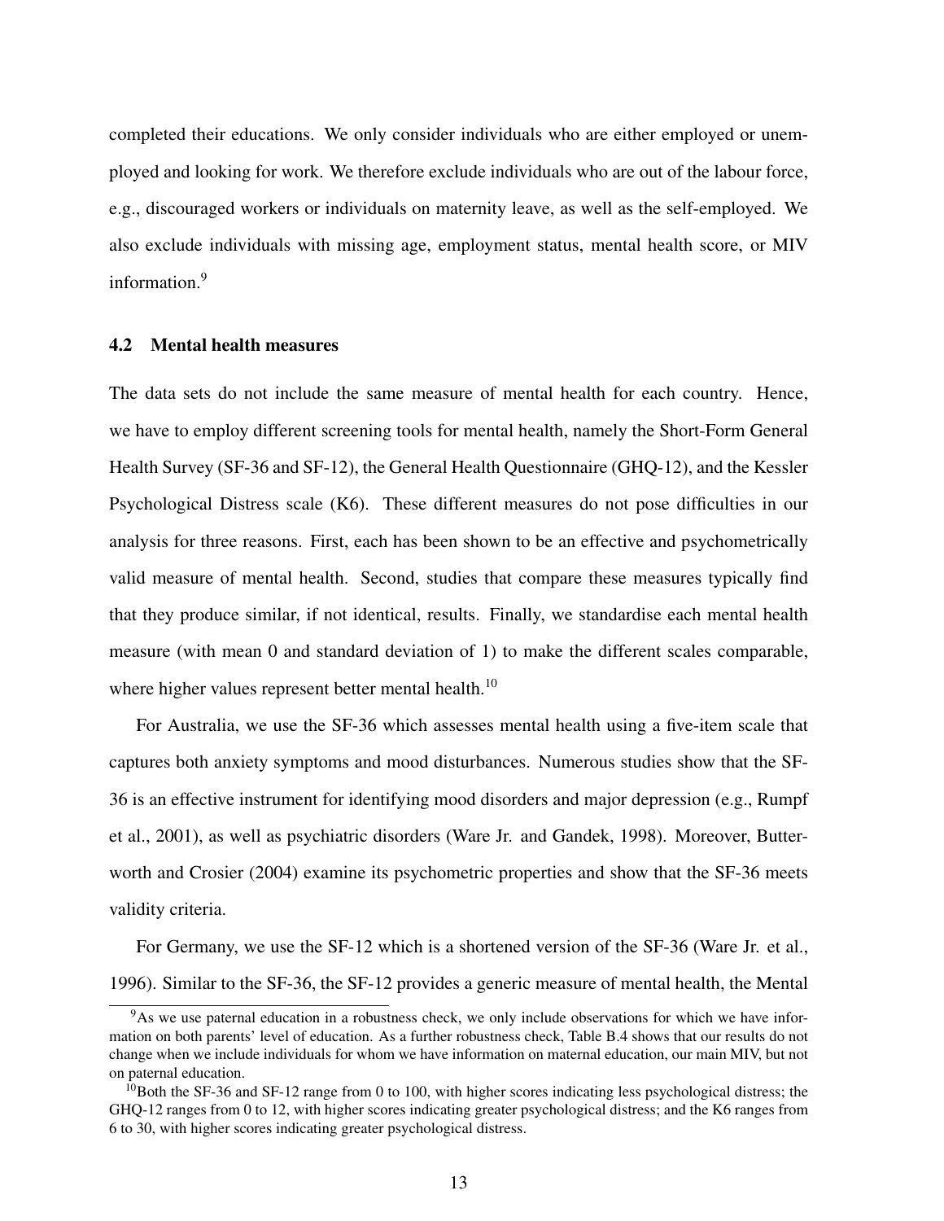completed their educations. We only consider individuals who are either employed or unemployed and looking for work. We therefore exclude individuals who are out of the labour force, e.g., discouraged workers or individuals on maternity leave, as well as the self-employed. We also exclude individuals with missing age, employment status, mental health score, or MIV information.[9]

### 4.2 Mental health measures

The data sets do not include the same measure of mental health for each country. Hence, we have to employ different screening tools for mental health, namely the Short-Form General Health Survey (SF-36 and SF-12), the General Health Questionnaire (GHQ-12), and the Kessler Psychological Distress scale (K6). These different measures do not pose difficulties in our analysis for three reasons. First, each has been shown to be an effective and psychometrically valid measure of mental health. Second, studies that compare these measures typically find that they produce similar, if not identical, results. Finally, we standardise each mental health measure (with mean 0 and standard deviation of 1) to make the different scales comparable, where higher values represent better mental health.[10]

For Australia, we use the SF-36 which assesses mental health using a five-item scale that captures both anxiety symptoms and mood disturbances. Numerous studies show that the SF-36 is an effective instrument for identifying mood disorders and major depression (e.g., Rumpf et al., 2001), as well as psychiatric disorders (Ware Jr. and Gandek, 1998). Moreover, Butterworth and Crosier (2004) examine its psychometric properties and show that the SF-36 meets validity criteria.

For Germany, we use the SF-12 which is a shortened version of the SF-36 (Ware Jr. et al., 1996). Similar to the SF-36, the SF-12 provides a generic measure of mental health, the Mental

[9] As we use paternal education in a robustness check, we only include observations for which we have information on both parents' level of education. As a further robustness check, Table B.4 shows that our results do not change when we include individuals for whom we have information on maternal education, our main MIV, but not on paternal education.

[10] Both the SF-36 and SF-12 range from 0 to 100, with higher scores indicating less psychological distress; the GHQ-12 ranges from 0 to 12, with higher scores indicating greater psychological distress; and the K6 ranges from 6 to 30, with higher scores indicating greater psychological distress.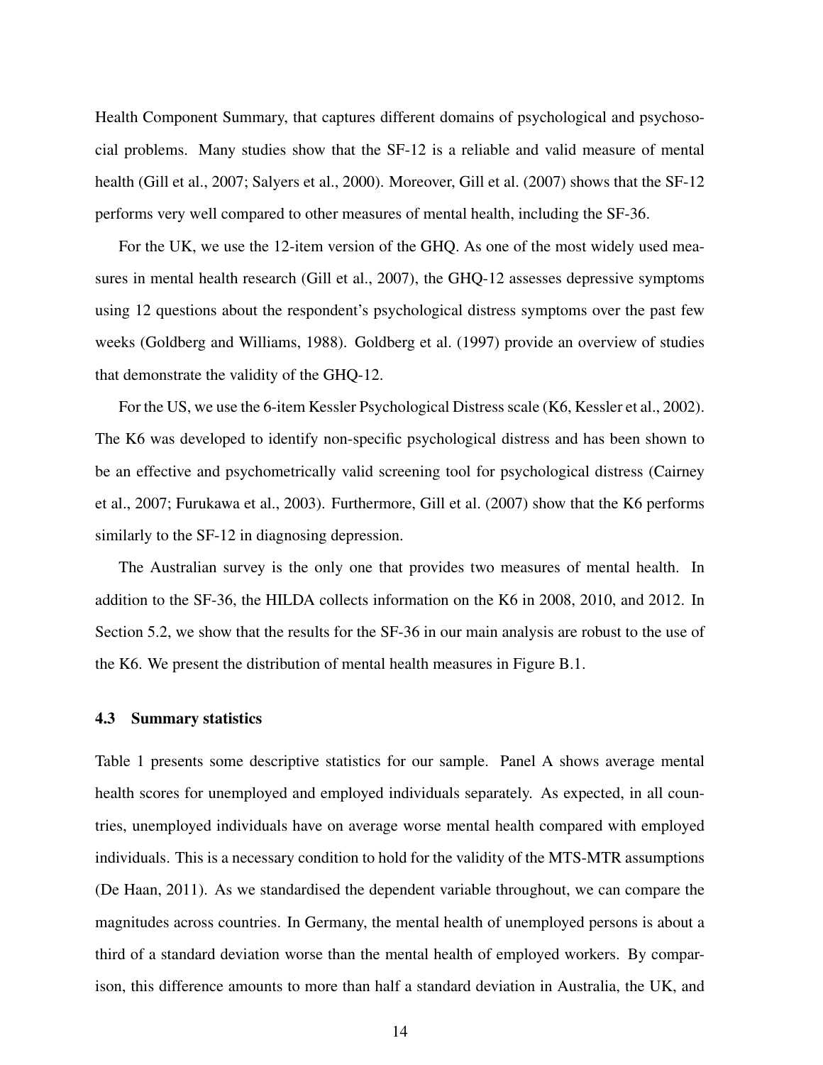Health Component Summary, that captures different domains of psychological and psychosocial problems. Many studies show that the SF-12 is a reliable and valid measure of mental health (Gill et al., 2007; Salyers et al., 2000). Moreover, Gill et al. (2007) shows that the SF-12 performs very well compared to other measures of mental health, including the SF-36.

For the UK, we use the 12-item version of the GHQ. As one of the most widely used measures in mental health research (Gill et al., 2007), the GHQ-12 assesses depressive symptoms using 12 questions about the respondent's psychological distress symptoms over the past few weeks (Goldberg and Williams, 1988). Goldberg et al. (1997) provide an overview of studies that demonstrate the validity of the GHQ-12.

For the US, we use the 6-item Kessler Psychological Distress scale (K6, Kessler et al., 2002). The K6 was developed to identify non-specific psychological distress and has been shown to be an effective and psychometrically valid screening tool for psychological distress (Cairney et al., 2007; Furukawa et al., 2003). Furthermore, Gill et al. (2007) show that the K6 performs similarly to the SF-12 in diagnosing depression.

The Australian survey is the only one that provides two measures of mental health. In addition to the SF-36, the HILDA collects information on the K6 in 2008, 2010, and 2012. In Section 5.2, we show that the results for the SF-36 in our main analysis are robust to the use of the K6. We present the distribution of mental health measures in Figure B.1.

### 4.3 Summary statistics

Table 1 presents some descriptive statistics for our sample. Panel A shows average mental health scores for unemployed and employed individuals separately. As expected, in all countries, unemployed individuals have on average worse mental health compared with employed individuals. This is a necessary condition to hold for the validity of the MTS-MTR assumptions (De Haan, 2011). As we standardised the dependent variable throughout, we can compare the magnitudes across countries. In Germany, the mental health of unemployed persons is about a third of a standard deviation worse than the mental health of employed workers. By comparison, this difference amounts to more than half a standard deviation in Australia, the UK, and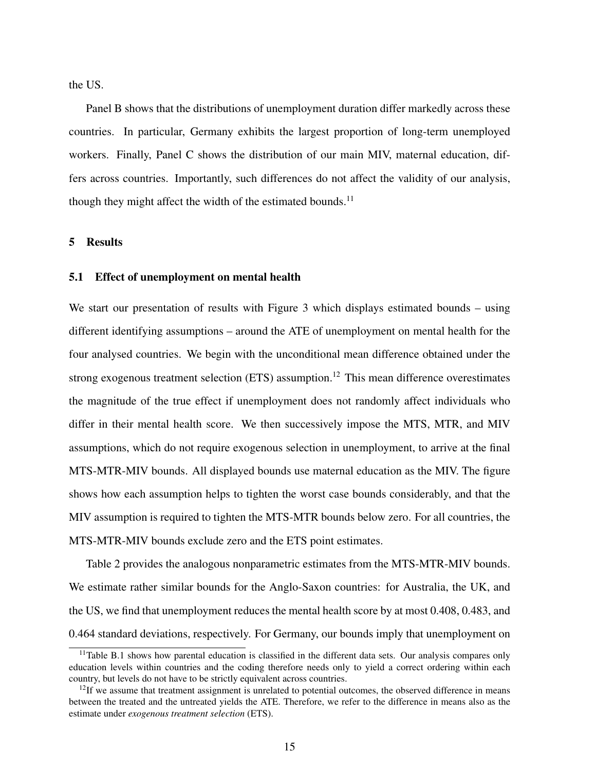the US.

Panel B shows that the distributions of unemployment duration differ markedly across these countries. In particular, Germany exhibits the largest proportion of long-term unemployed workers. Finally, Panel C shows the distribution of our main MIV, maternal education, differs across countries. Importantly, such differences do not affect the validity of our analysis, though they might affect the width of the estimated bounds.[11]

## 5 Results

### 5.1 Effect of unemployment on mental health

We start our presentation of results with Figure 3 which displays estimated bounds – using different identifying assumptions – around the ATE of unemployment on mental health for the four analysed countries. We begin with the unconditional mean difference obtained under the strong exogenous treatment selection (ETS) assumption.[12] This mean difference overestimates the magnitude of the true effect if unemployment does not randomly affect individuals who differ in their mental health score. We then successively impose the MTS, MTR, and MIV assumptions, which do not require exogenous selection in unemployment, to arrive at the final MTS-MTR-MIV bounds. All displayed bounds use maternal education as the MIV. The figure shows how each assumption helps to tighten the worst case bounds considerably, and that the MIV assumption is required to tighten the MTS-MTR bounds below zero. For all countries, the MTS-MTR-MIV bounds exclude zero and the ETS point estimates.

Table 2 provides the analogous nonparametric estimates from the MTS-MTR-MIV bounds. We estimate rather similar bounds for the Anglo-Saxon countries: for Australia, the UK, and the US, we find that unemployment reduces the mental health score by at most 0.408, 0.483, and 0.464 standard deviations, respectively. For Germany, our bounds imply that unemployment on

[11] Table B.1 shows how parental education is classified in the different data sets. Our analysis compares only education levels within countries and the coding therefore needs only to yield a correct ordering within each country, but levels do not have to be strictly equivalent across countries.

[12] If we assume that treatment assignment is unrelated to potential outcomes, the observed difference in means between the treated and the untreated yields the ATE. Therefore, we refer to the difference in means also as the estimate under *exogenous treatment selection* (ETS).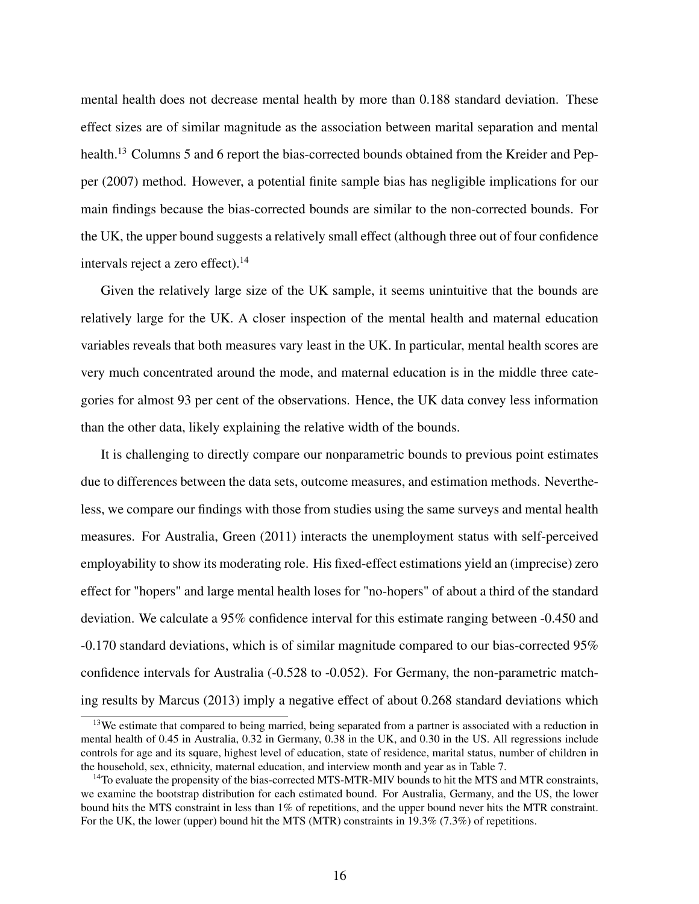mental health does not decrease mental health by more than 0.188 standard deviation. These effect sizes are of similar magnitude as the association between marital separation and mental health.[13] Columns 5 and 6 report the bias-corrected bounds obtained from the Kreider and Pepper (2007) method. However, a potential finite sample bias has negligible implications for our main findings because the bias-corrected bounds are similar to the non-corrected bounds. For the UK, the upper bound suggests a relatively small effect (although three out of four confidence intervals reject a zero effect).[14]

Given the relatively large size of the UK sample, it seems unintuitive that the bounds are relatively large for the UK. A closer inspection of the mental health and maternal education variables reveals that both measures vary least in the UK. In particular, mental health scores are very much concentrated around the mode, and maternal education is in the middle three categories for almost 93 per cent of the observations. Hence, the UK data convey less information than the other data, likely explaining the relative width of the bounds.

It is challenging to directly compare our nonparametric bounds to previous point estimates due to differences between the data sets, outcome measures, and estimation methods. Nevertheless, we compare our findings with those from studies using the same surveys and mental health measures. For Australia, Green (2011) interacts the unemployment status with self-perceived employability to show its moderating role. His fixed-effect estimations yield an (imprecise) zero effect for "hopers" and large mental health loses for "no-hopers" of about a third of the standard deviation. We calculate a 95% confidence interval for this estimate ranging between -0.450 and -0.170 standard deviations, which is of similar magnitude compared to our bias-corrected 95% confidence intervals for Australia (-0.528 to -0.052). For Germany, the non-parametric matching results by Marcus (2013) imply a negative effect of about 0.268 standard deviations which

[13] We estimate that compared to being married, being separated from a partner is associated with a reduction in mental health of 0.45 in Australia, 0.32 in Germany, 0.38 in the UK, and 0.30 in the US. All regressions include controls for age and its square, highest level of education, state of residence, marital status, number of children in the household, sex, ethnicity, maternal education, and interview month and year as in Table 7.

[14] To evaluate the propensity of the bias-corrected MTS-MTR-MIV bounds to hit the MTS and MTR constraints, we examine the bootstrap distribution for each estimated bound. For Australia, Germany, and the US, the lower bound hits the MTS constraint in less than 1% of repetitions, and the upper bound never hits the MTR constraint. For the UK, the lower (upper) bound hit the MTS (MTR) constraints in 19.3% (7.3%) of repetitions.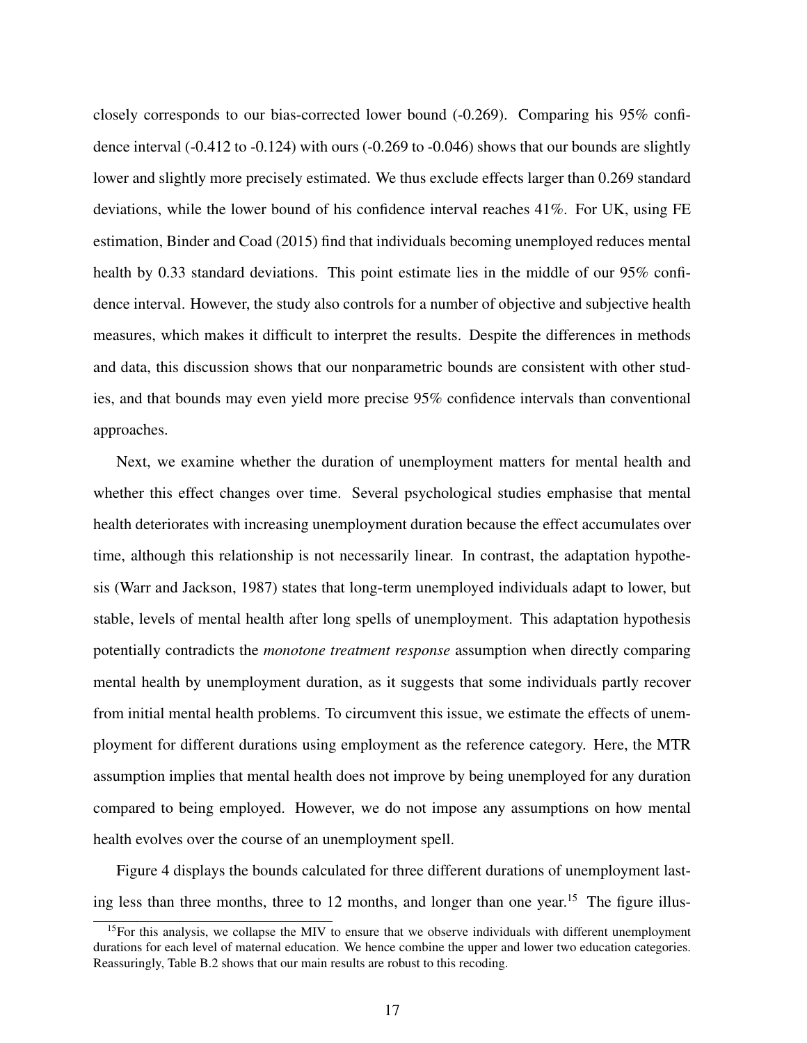closely corresponds to our bias-corrected lower bound (-0.269). Comparing his 95% confidence interval (-0.412 to -0.124) with ours (-0.269 to -0.046) shows that our bounds are slightly lower and slightly more precisely estimated. We thus exclude effects larger than 0.269 standard deviations, while the lower bound of his confidence interval reaches 41%. For UK, using FE estimation, Binder and Coad (2015) find that individuals becoming unemployed reduces mental health by 0.33 standard deviations. This point estimate lies in the middle of our 95% confidence interval. However, the study also controls for a number of objective and subjective health measures, which makes it difficult to interpret the results. Despite the differences in methods and data, this discussion shows that our nonparametric bounds are consistent with other studies, and that bounds may even yield more precise 95% confidence intervals than conventional approaches.

Next, we examine whether the duration of unemployment matters for mental health and whether this effect changes over time. Several psychological studies emphasise that mental health deteriorates with increasing unemployment duration because the effect accumulates over time, although this relationship is not necessarily linear. In contrast, the adaptation hypothesis (Warr and Jackson, 1987) states that long-term unemployed individuals adapt to lower, but stable, levels of mental health after long spells of unemployment. This adaptation hypothesis potentially contradicts the *monotone treatment response* assumption when directly comparing mental health by unemployment duration, as it suggests that some individuals partly recover from initial mental health problems. To circumvent this issue, we estimate the effects of unemployment for different durations using employment as the reference category. Here, the MTR assumption implies that mental health does not improve by being unemployed for any duration compared to being employed. However, we do not impose any assumptions on how mental health evolves over the course of an unemployment spell.

Figure 4 displays the bounds calculated for three different durations of unemployment lasting less than three months, three to 12 months, and longer than one year.[15] The figure illus-

[15] For this analysis, we collapse the MIV to ensure that we observe individuals with different unemployment durations for each level of maternal education. We hence combine the upper and lower two education categories. Reassuringly, Table B.2 shows that our main results are robust to this recoding.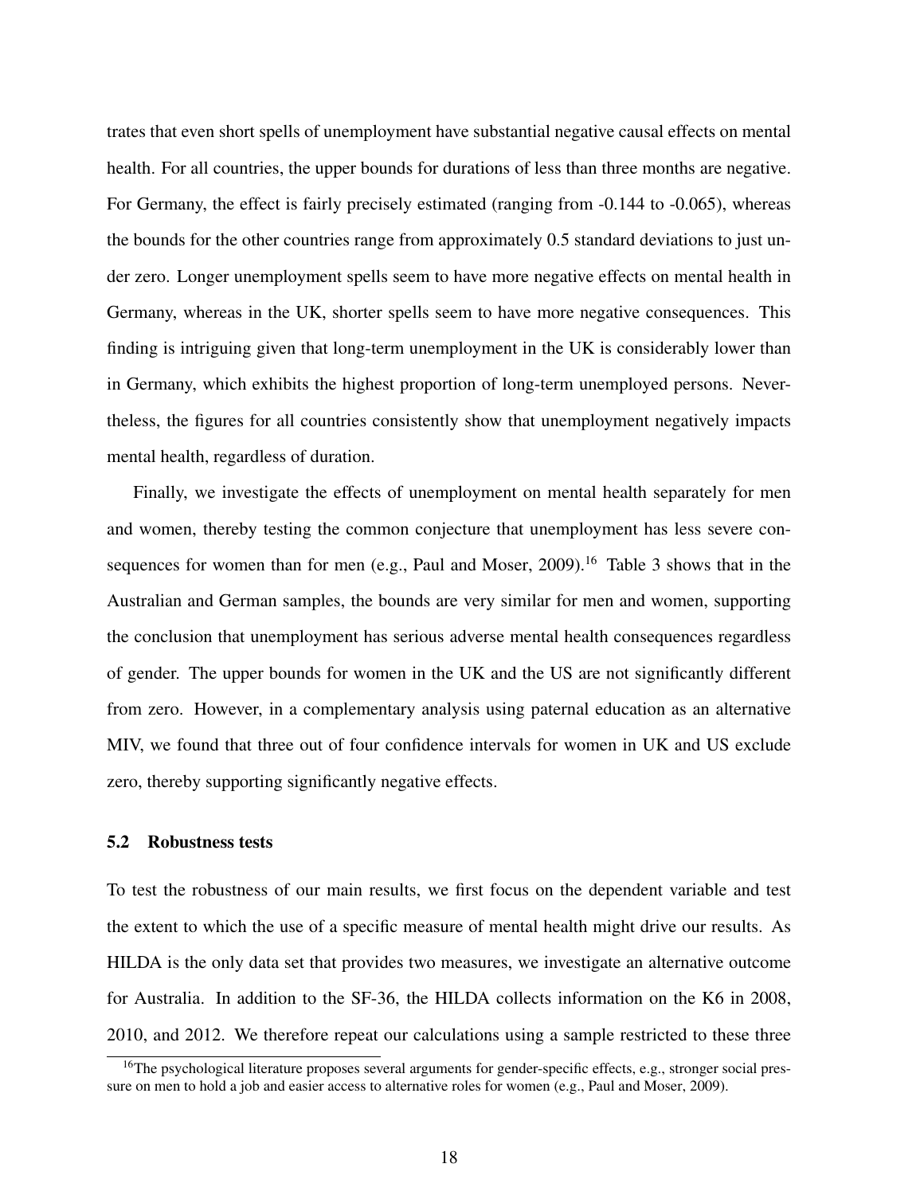trates that even short spells of unemployment have substantial negative causal effects on mental health. For all countries, the upper bounds for durations of less than three months are negative. For Germany, the effect is fairly precisely estimated (ranging from -0.144 to -0.065), whereas the bounds for the other countries range from approximately 0.5 standard deviations to just under zero. Longer unemployment spells seem to have more negative effects on mental health in Germany, whereas in the UK, shorter spells seem to have more negative consequences. This finding is intriguing given that long-term unemployment in the UK is considerably lower than in Germany, which exhibits the highest proportion of long-term unemployed persons. Nevertheless, the figures for all countries consistently show that unemployment negatively impacts mental health, regardless of duration.

Finally, we investigate the effects of unemployment on mental health separately for men and women, thereby testing the common conjecture that unemployment has less severe consequences for women than for men (e.g., Paul and Moser, 2009).[16] Table 3 shows that in the Australian and German samples, the bounds are very similar for men and women, supporting the conclusion that unemployment has serious adverse mental health consequences regardless of gender. The upper bounds for women in the UK and the US are not significantly different from zero. However, in a complementary analysis using paternal education as an alternative MIV, we found that three out of four confidence intervals for women in UK and US exclude zero, thereby supporting significantly negative effects.

### 5.2 Robustness tests

To test the robustness of our main results, we first focus on the dependent variable and test the extent to which the use of a specific measure of mental health might drive our results. As HILDA is the only data set that provides two measures, we investigate an alternative outcome for Australia. In addition to the SF-36, the HILDA collects information on the K6 in 2008, 2010, and 2012. We therefore repeat our calculations using a sample restricted to these three

[16] The psychological literature proposes several arguments for gender-specific effects, e.g., stronger social pressure on men to hold a job and easier access to alternative roles for women (e.g., Paul and Moser, 2009).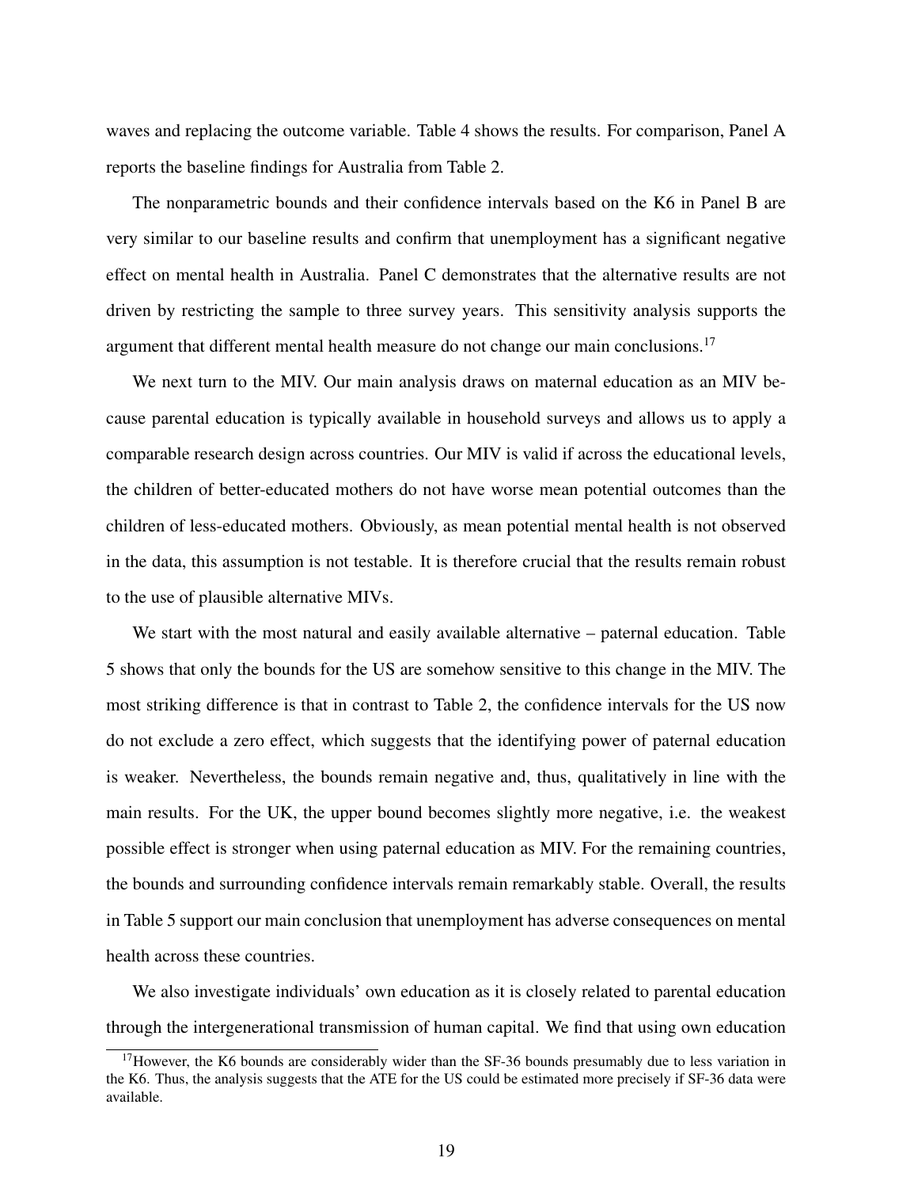waves and replacing the outcome variable. Table 4 shows the results. For comparison, Panel A reports the baseline findings for Australia from Table 2.

The nonparametric bounds and their confidence intervals based on the K6 in Panel B are very similar to our baseline results and confirm that unemployment has a significant negative effect on mental health in Australia. Panel C demonstrates that the alternative results are not driven by restricting the sample to three survey years. This sensitivity analysis supports the argument that different mental health measure do not change our main conclusions.[17]

We next turn to the MIV. Our main analysis draws on maternal education as an MIV because parental education is typically available in household surveys and allows us to apply a comparable research design across countries. Our MIV is valid if across the educational levels, the children of better-educated mothers do not have worse mean potential outcomes than the children of less-educated mothers. Obviously, as mean potential mental health is not observed in the data, this assumption is not testable. It is therefore crucial that the results remain robust to the use of plausible alternative MIVs.

We start with the most natural and easily available alternative – paternal education. Table 5 shows that only the bounds for the US are somehow sensitive to this change in the MIV. The most striking difference is that in contrast to Table 2, the confidence intervals for the US now do not exclude a zero effect, which suggests that the identifying power of paternal education is weaker. Nevertheless, the bounds remain negative and, thus, qualitatively in line with the main results. For the UK, the upper bound becomes slightly more negative, i.e. the weakest possible effect is stronger when using paternal education as MIV. For the remaining countries, the bounds and surrounding confidence intervals remain remarkably stable. Overall, the results in Table 5 support our main conclusion that unemployment has adverse consequences on mental health across these countries.

We also investigate individuals' own education as it is closely related to parental education through the intergenerational transmission of human capital. We find that using own education

[17] However, the K6 bounds are considerably wider than the SF-36 bounds presumably due to less variation in the K6. Thus, the analysis suggests that the ATE for the US could be estimated more precisely if SF-36 data were available.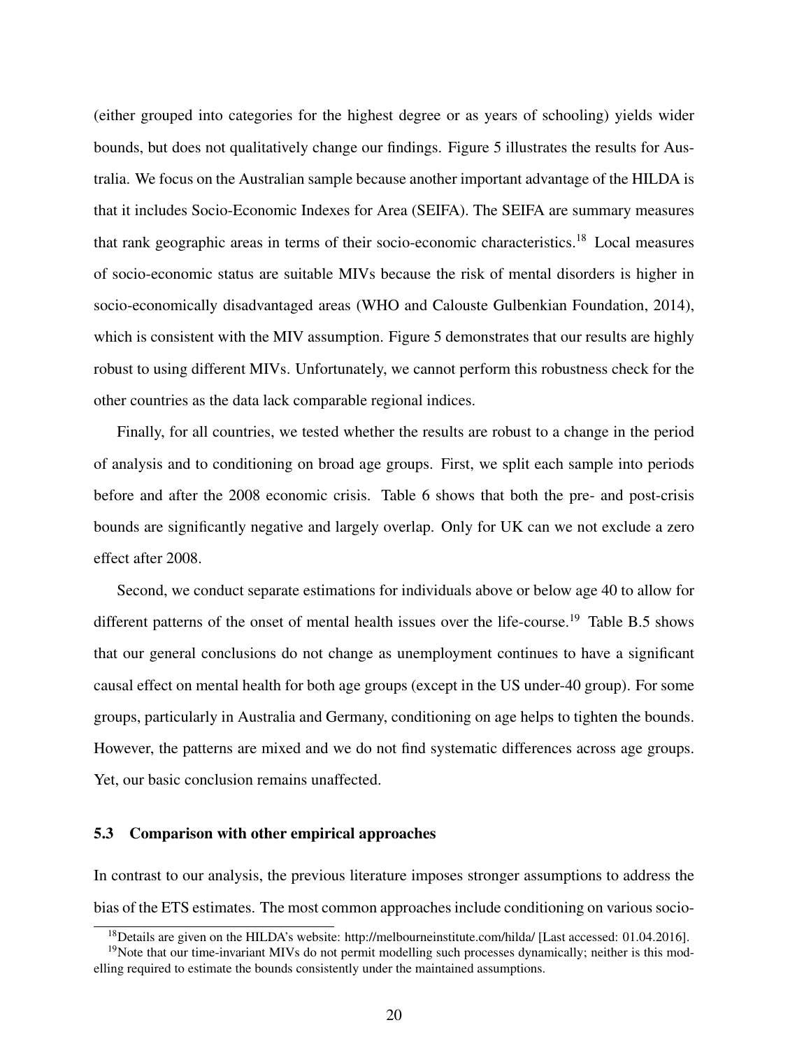(either grouped into categories for the highest degree or as years of schooling) yields wider bounds, but does not qualitatively change our findings. Figure 5 illustrates the results for Australia. We focus on the Australian sample because another important advantage of the HILDA is that it includes Socio-Economic Indexes for Area (SEIFA). The SEIFA are summary measures that rank geographic areas in terms of their socio-economic characteristics.[18] Local measures of socio-economic status are suitable MIVs because the risk of mental disorders is higher in socio-economically disadvantaged areas (WHO and Calouste Gulbenkian Foundation, 2014), which is consistent with the MIV assumption. Figure 5 demonstrates that our results are highly robust to using different MIVs. Unfortunately, we cannot perform this robustness check for the other countries as the data lack comparable regional indices.

Finally, for all countries, we tested whether the results are robust to a change in the period of analysis and to conditioning on broad age groups. First, we split each sample into periods before and after the 2008 economic crisis. Table 6 shows that both the pre- and post-crisis bounds are significantly negative and largely overlap. Only for UK can we not exclude a zero effect after 2008.

Second, we conduct separate estimations for individuals above or below age 40 to allow for different patterns of the onset of mental health issues over the life-course.[19] Table B.5 shows that our general conclusions do not change as unemployment continues to have a significant causal effect on mental health for both age groups (except in the US under-40 group). For some groups, particularly in Australia and Germany, conditioning on age helps to tighten the bounds. However, the patterns are mixed and we do not find systematic differences across age groups. Yet, our basic conclusion remains unaffected.

### 5.3 Comparison with other empirical approaches

In contrast to our analysis, the previous literature imposes stronger assumptions to address the bias of the ETS estimates. The most common approaches include conditioning on various socio-

[18] Details are given on the HILDA's website: http://melbourneinstitute.com/hilda/ [Last accessed: 01.04.2016].

[19] Note that our time-invariant MIVs do not permit modelling such processes dynamically; neither is this modelling required to estimate the bounds consistently under the maintained assumptions.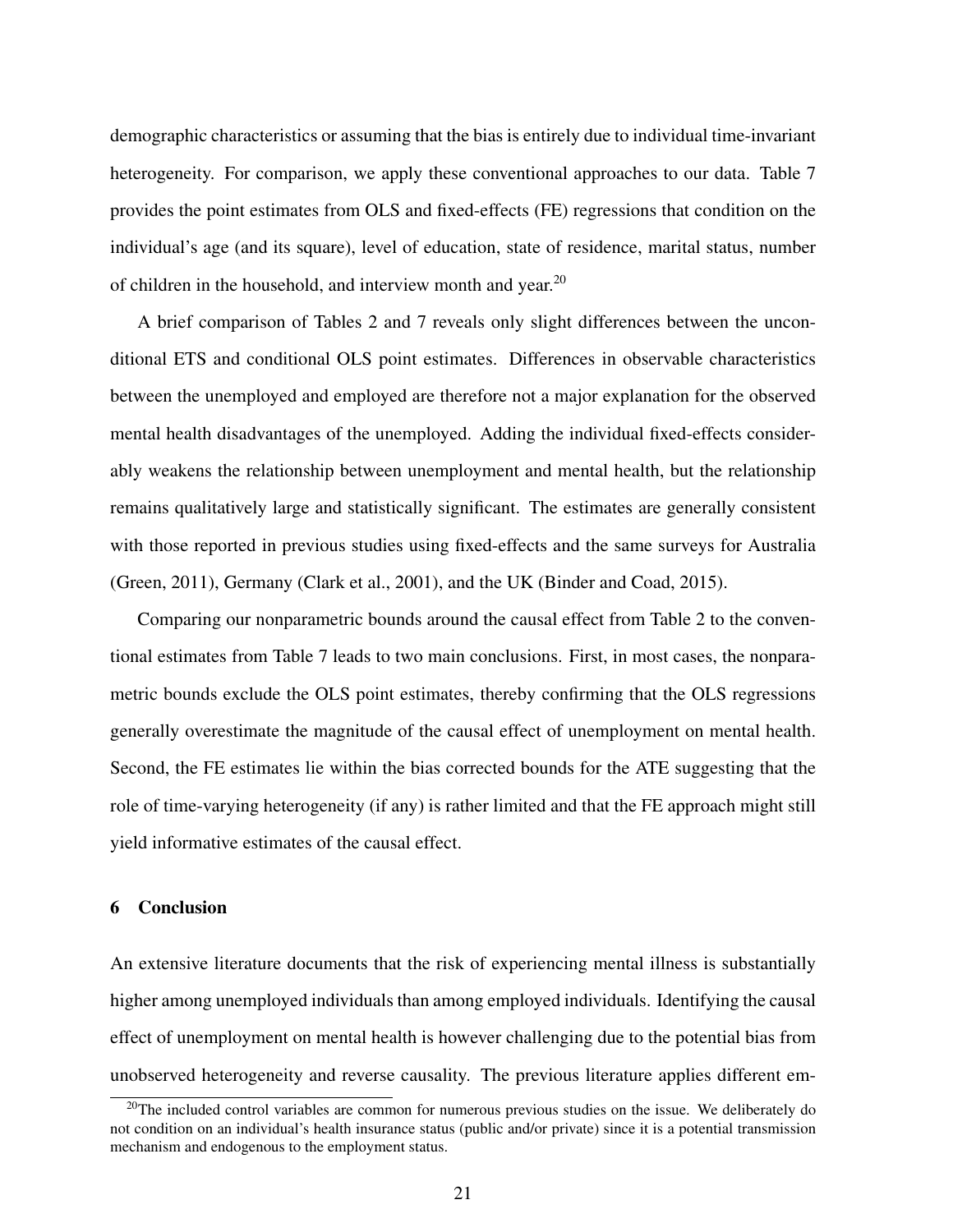demographic characteristics or assuming that the bias is entirely due to individual time-invariant heterogeneity. For comparison, we apply these conventional approaches to our data. Table 7 provides the point estimates from OLS and fixed-effects (FE) regressions that condition on the individual's age (and its square), level of education, state of residence, marital status, number of children in the household, and interview month and year.[20]

A brief comparison of Tables 2 and 7 reveals only slight differences between the unconditional ETS and conditional OLS point estimates. Differences in observable characteristics between the unemployed and employed are therefore not a major explanation for the observed mental health disadvantages of the unemployed. Adding the individual fixed-effects considerably weakens the relationship between unemployment and mental health, but the relationship remains qualitatively large and statistically significant. The estimates are generally consistent with those reported in previous studies using fixed-effects and the same surveys for Australia (Green, 2011), Germany (Clark et al., 2001), and the UK (Binder and Coad, 2015).

Comparing our nonparametric bounds around the causal effect from Table 2 to the conventional estimates from Table 7 leads to two main conclusions. First, in most cases, the nonparametric bounds exclude the OLS point estimates, thereby confirming that the OLS regressions generally overestimate the magnitude of the causal effect of unemployment on mental health. Second, the FE estimates lie within the bias corrected bounds for the ATE suggesting that the role of time-varying heterogeneity (if any) is rather limited and that the FE approach might still yield informative estimates of the causal effect.

## 6 Conclusion

An extensive literature documents that the risk of experiencing mental illness is substantially higher among unemployed individuals than among employed individuals. Identifying the causal effect of unemployment on mental health is however challenging due to the potential bias from unobserved heterogeneity and reverse causality. The previous literature applies different em-

[20] The included control variables are common for numerous previous studies on the issue. We deliberately do not condition on an individual's health insurance status (public and/or private) since it is a potential transmission mechanism and endogenous to the employment status.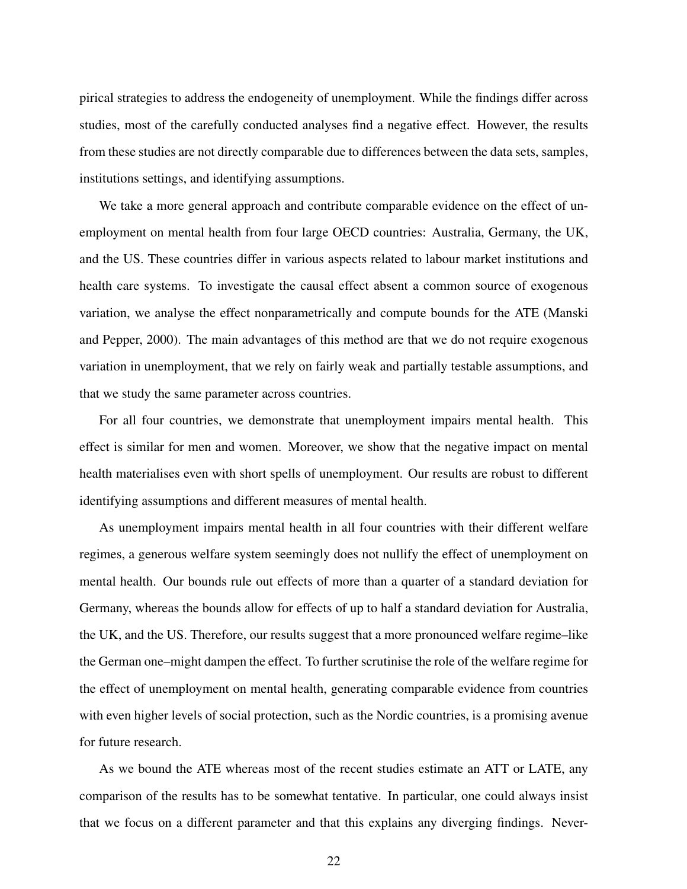pirical strategies to address the endogeneity of unemployment. While the findings differ across studies, most of the carefully conducted analyses find a negative effect. However, the results from these studies are not directly comparable due to differences between the data sets, samples, institutions settings, and identifying assumptions.

We take a more general approach and contribute comparable evidence on the effect of unemployment on mental health from four large OECD countries: Australia, Germany, the UK, and the US. These countries differ in various aspects related to labour market institutions and health care systems. To investigate the causal effect absent a common source of exogenous variation, we analyse the effect nonparametrically and compute bounds for the ATE (Manski and Pepper, 2000). The main advantages of this method are that we do not require exogenous variation in unemployment, that we rely on fairly weak and partially testable assumptions, and that we study the same parameter across countries.

For all four countries, we demonstrate that unemployment impairs mental health. This effect is similar for men and women. Moreover, we show that the negative impact on mental health materialises even with short spells of unemployment. Our results are robust to different identifying assumptions and different measures of mental health.

As unemployment impairs mental health in all four countries with their different welfare regimes, a generous welfare system seemingly does not nullify the effect of unemployment on mental health. Our bounds rule out effects of more than a quarter of a standard deviation for Germany, whereas the bounds allow for effects of up to half a standard deviation for Australia, the UK, and the US. Therefore, our results suggest that a more pronounced welfare regime–like the German one–might dampen the effect. To further scrutinise the role of the welfare regime for the effect of unemployment on mental health, generating comparable evidence from countries with even higher levels of social protection, such as the Nordic countries, is a promising avenue for future research.

As we bound the ATE whereas most of the recent studies estimate an ATT or LATE, any comparison of the results has to be somewhat tentative. In particular, one could always insist that we focus on a different parameter and that this explains any diverging findings. Never-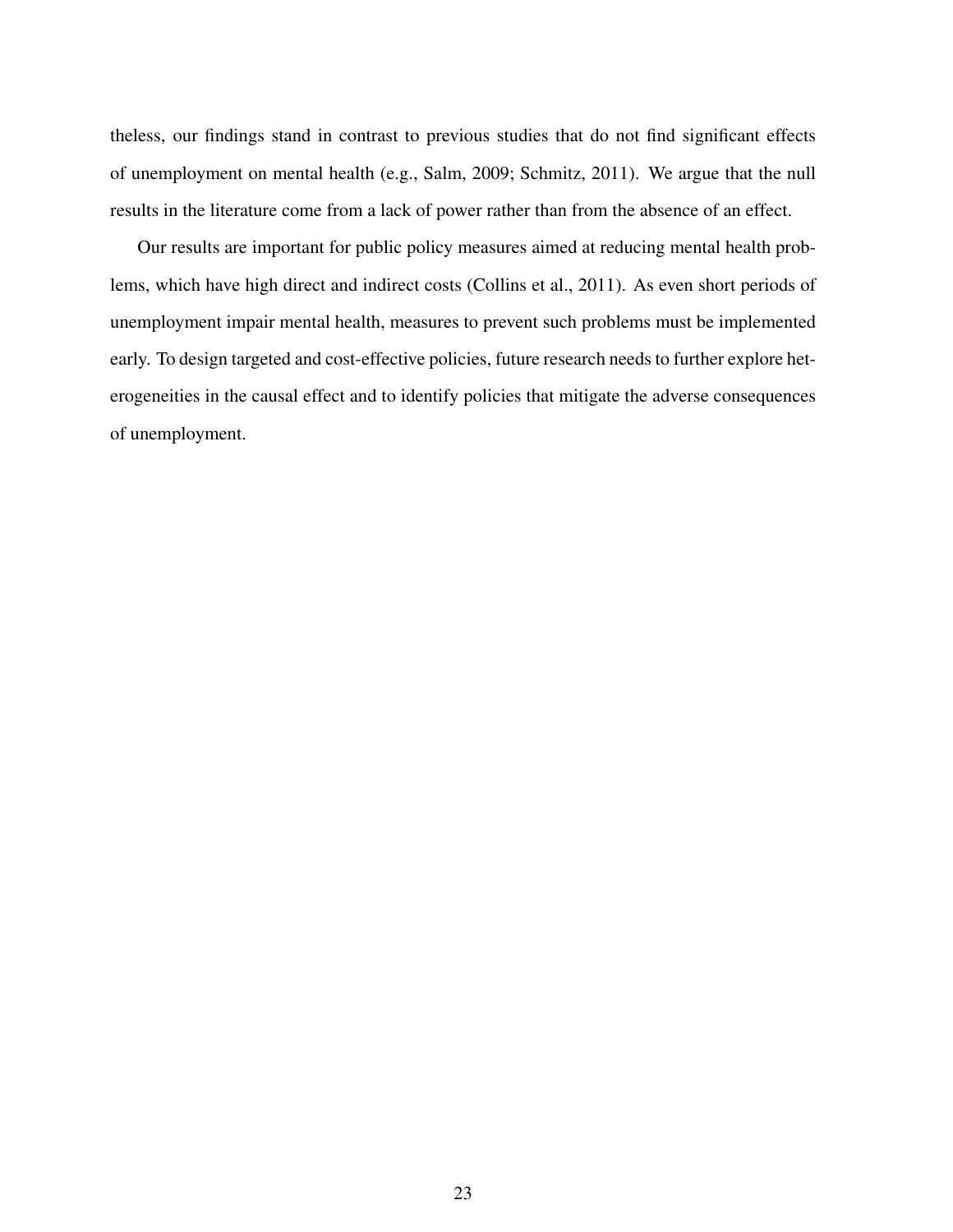theless, our findings stand in contrast to previous studies that do not find significant effects of unemployment on mental health (e.g., Salm, 2009; Schmitz, 2011). We argue that the null results in the literature come from a lack of power rather than from the absence of an effect.

Our results are important for public policy measures aimed at reducing mental health problems, which have high direct and indirect costs (Collins et al., 2011). As even short periods of unemployment impair mental health, measures to prevent such problems must be implemented early. To design targeted and cost-effective policies, future research needs to further explore heterogeneities in the causal effect and to identify policies that mitigate the adverse consequences of unemployment.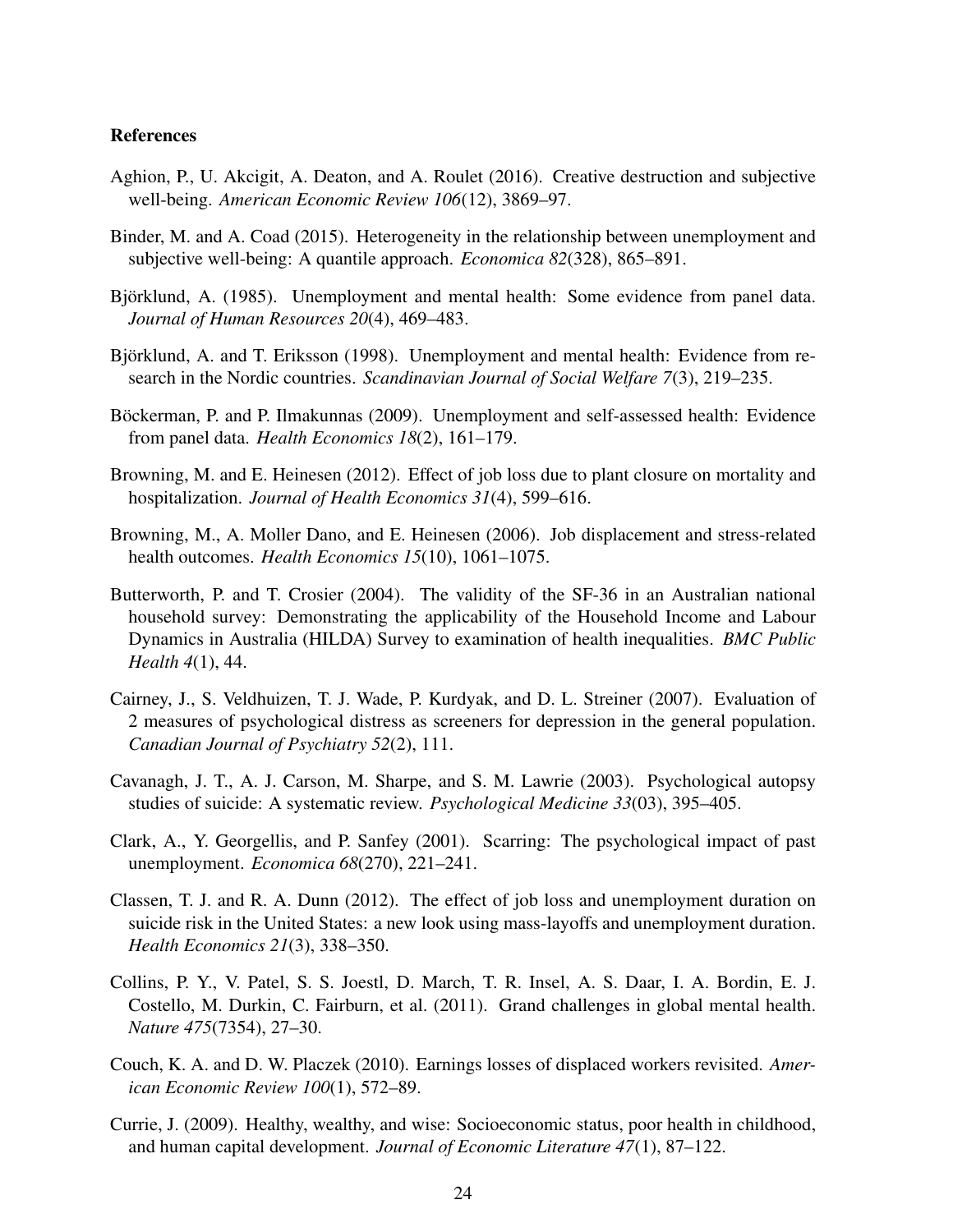### References

Aghion, P., U. Akcigit, A. Deaton, and A. Roulet (2016). Creative destruction and subjective well-being. *American Economic Review 106*(12), 3869–97.

Binder, M. and A. Coad (2015). Heterogeneity in the relationship between unemployment and subjective well-being: A quantile approach. *Economica 82*(328), 865–891.

Björklund, A. (1985). Unemployment and mental health: Some evidence from panel data. *Journal of Human Resources 20*(4), 469–483.

Björklund, A. and T. Eriksson (1998). Unemployment and mental health: Evidence from research in the Nordic countries. *Scandinavian Journal of Social Welfare 7*(3), 219–235.

Böckerman, P. and P. Ilmakunnas (2009). Unemployment and self-assessed health: Evidence from panel data. *Health Economics 18*(2), 161–179.

Browning, M. and E. Heinesen (2012). Effect of job loss due to plant closure on mortality and hospitalization. *Journal of Health Economics 31*(4), 599–616.

Browning, M., A. Moller Dano, and E. Heinesen (2006). Job displacement and stress-related health outcomes. *Health Economics 15*(10), 1061–1075.

Butterworth, P. and T. Crosier (2004). The validity of the SF-36 in an Australian national household survey: Demonstrating the applicability of the Household Income and Labour Dynamics in Australia (HILDA) Survey to examination of health inequalities. *BMC Public Health 4*(1), 44.

Cairney, J., S. Veldhuizen, T. J. Wade, P. Kurdyak, and D. L. Streiner (2007). Evaluation of 2 measures of psychological distress as screeners for depression in the general population. *Canadian Journal of Psychiatry 52*(2), 111.

Cavanagh, J. T., A. J. Carson, M. Sharpe, and S. M. Lawrie (2003). Psychological autopsy studies of suicide: A systematic review. *Psychological Medicine 33*(03), 395–405.

Clark, A., Y. Georgellis, and P. Sanfey (2001). Scarring: The psychological impact of past unemployment. *Economica 68*(270), 221–241.

Classen, T. J. and R. A. Dunn (2012). The effect of job loss and unemployment duration on suicide risk in the United States: a new look using mass-layoffs and unemployment duration. *Health Economics 21*(3), 338–350.

Collins, P. Y., V. Patel, S. S. Joestl, D. March, T. R. Insel, A. S. Daar, I. A. Bordin, E. J. Costello, M. Durkin, C. Fairburn, et al. (2011). Grand challenges in global mental health. *Nature 475*(7354), 27–30.

Couch, K. A. and D. W. Placzek (2010). Earnings losses of displaced workers revisited. *American Economic Review 100*(1), 572–89.

Currie, J. (2009). Healthy, wealthy, and wise: Socioeconomic status, poor health in childhood, and human capital development. *Journal of Economic Literature 47*(1), 87–122.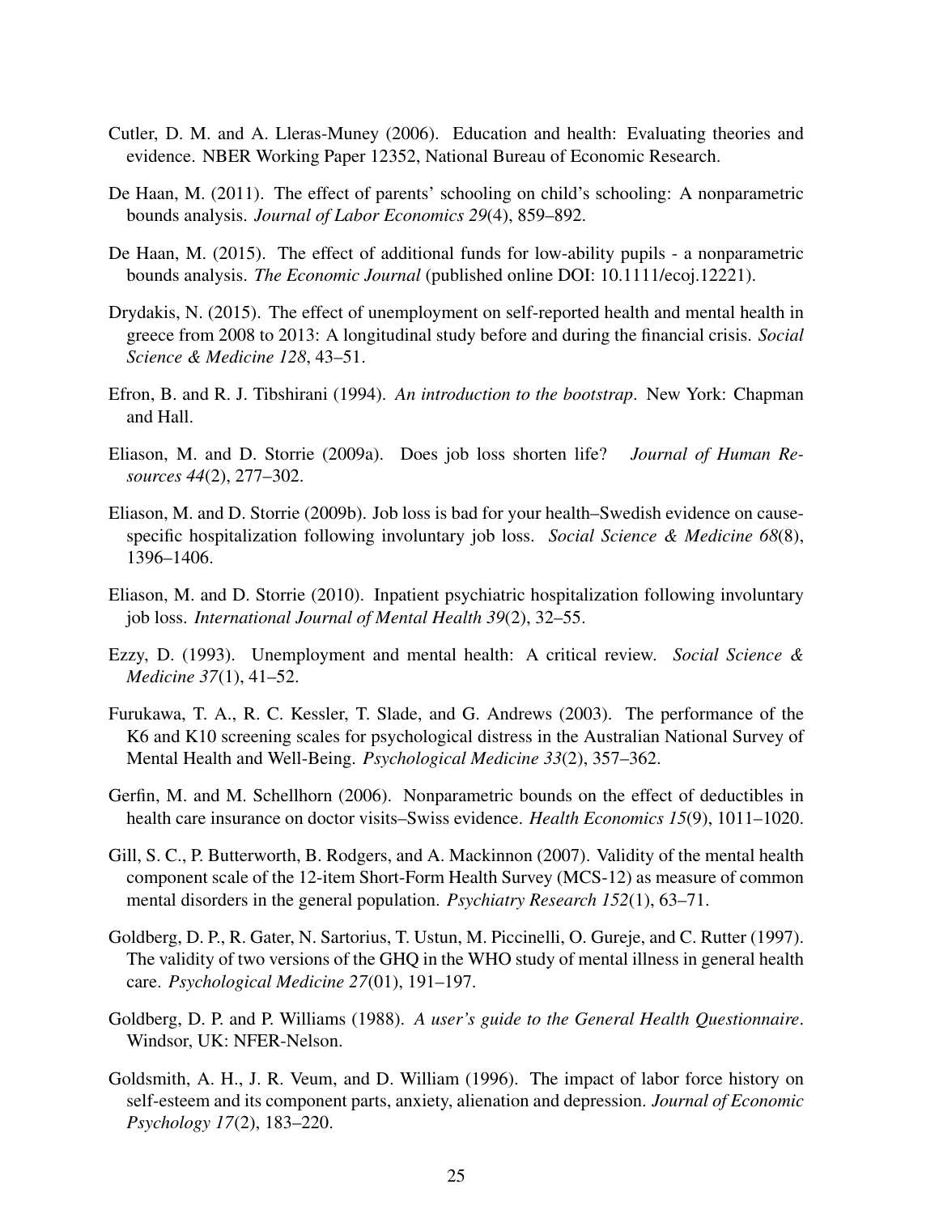Cutler, D. M. and A. Lleras-Muney (2006). Education and health: Evaluating theories and evidence. NBER Working Paper 12352, National Bureau of Economic Research.

De Haan, M. (2011). The effect of parents' schooling on child's schooling: A nonparametric bounds analysis. *Journal of Labor Economics 29*(4), 859–892.

De Haan, M. (2015). The effect of additional funds for low-ability pupils - a nonparametric bounds analysis. *The Economic Journal* (published online DOI: 10.1111/ecoj.12221).

Drydakis, N. (2015). The effect of unemployment on self-reported health and mental health in greece from 2008 to 2013: A longitudinal study before and during the financial crisis. *Social Science & Medicine 128*, 43–51.

Efron, B. and R. J. Tibshirani (1994). *An introduction to the bootstrap*. New York: Chapman and Hall.

Eliason, M. and D. Storrie (2009a). Does job loss shorten life? *Journal of Human Resources 44*(2), 277–302.

Eliason, M. and D. Storrie (2009b). Job loss is bad for your health–Swedish evidence on cause-specific hospitalization following involuntary job loss. *Social Science & Medicine 68*(8), 1396–1406.

Eliason, M. and D. Storrie (2010). Inpatient psychiatric hospitalization following involuntary job loss. *International Journal of Mental Health 39*(2), 32–55.

Ezzy, D. (1993). Unemployment and mental health: A critical review. *Social Science & Medicine 37*(1), 41–52.

Furukawa, T. A., R. C. Kessler, T. Slade, and G. Andrews (2003). The performance of the K6 and K10 screening scales for psychological distress in the Australian National Survey of Mental Health and Well-Being. *Psychological Medicine 33*(2), 357–362.

Gerfin, M. and M. Schellhorn (2006). Nonparametric bounds on the effect of deductibles in health care insurance on doctor visits–Swiss evidence. *Health Economics 15*(9), 1011–1020.

Gill, S. C., P. Butterworth, B. Rodgers, and A. Mackinnon (2007). Validity of the mental health component scale of the 12-item Short-Form Health Survey (MCS-12) as measure of common mental disorders in the general population. *Psychiatry Research 152*(1), 63–71.

Goldberg, D. P., R. Gater, N. Sartorius, T. Ustun, M. Piccinelli, O. Gureje, and C. Rutter (1997). The validity of two versions of the GHQ in the WHO study of mental illness in general health care. *Psychological Medicine 27*(01), 191–197.

Goldberg, D. P. and P. Williams (1988). *A user's guide to the General Health Questionnaire*. Windsor, UK: NFER-Nelson.

Goldsmith, A. H., J. R. Veum, and D. William (1996). The impact of labor force history on self-esteem and its component parts, anxiety, alienation and depression. *Journal of Economic Psychology 17*(2), 183–220.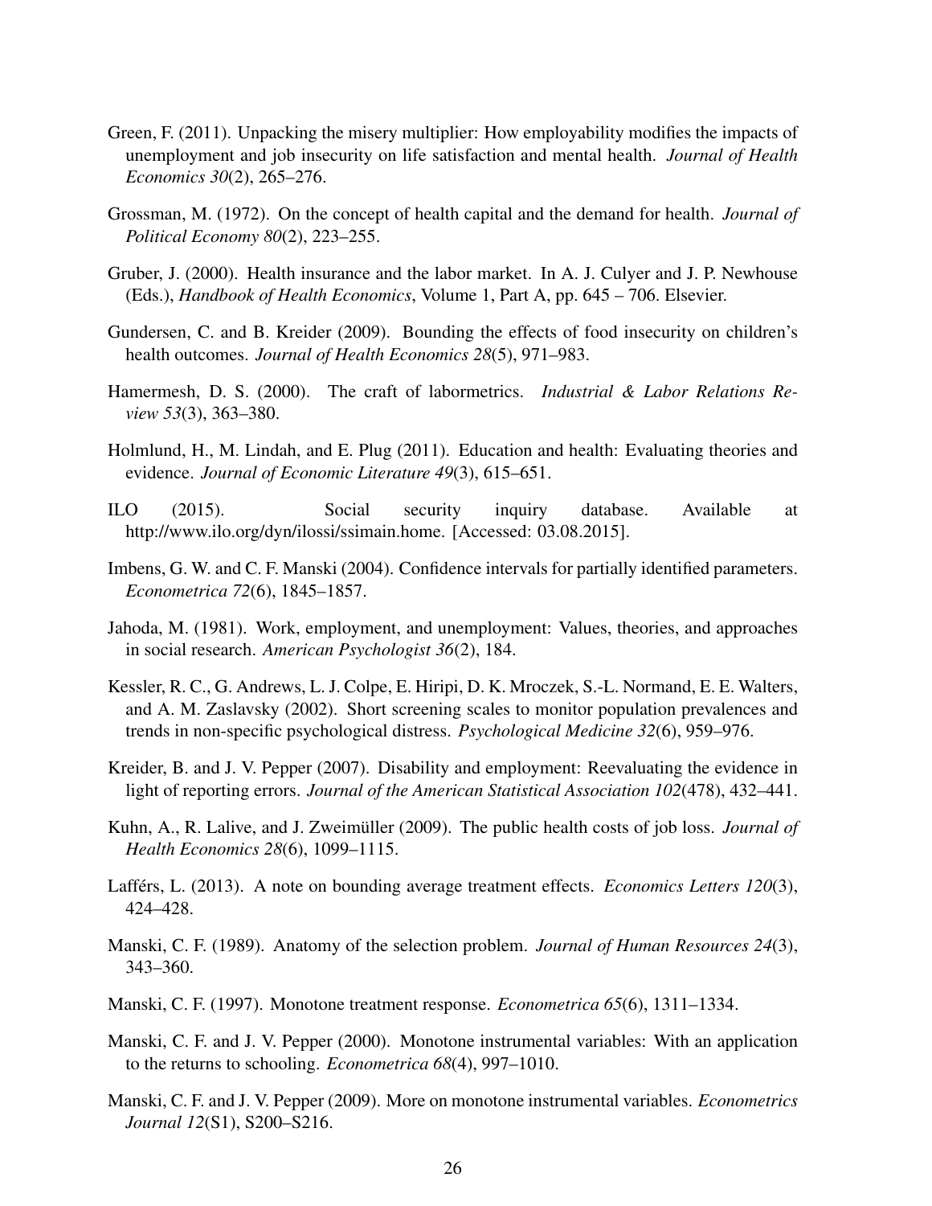Green, F. (2011). Unpacking the misery multiplier: How employability modifies the impacts of unemployment and job insecurity on life satisfaction and mental health. *Journal of Health Economics 30*(2), 265–276.

Grossman, M. (1972). On the concept of health capital and the demand for health. *Journal of Political Economy 80*(2), 223–255.

Gruber, J. (2000). Health insurance and the labor market. In A. J. Culyer and J. P. Newhouse (Eds.), *Handbook of Health Economics*, Volume 1, Part A, pp. 645 – 706. Elsevier.

Gundersen, C. and B. Kreider (2009). Bounding the effects of food insecurity on children's health outcomes. *Journal of Health Economics 28*(5), 971–983.

Hamermesh, D. S. (2000). The craft of labormetrics. *Industrial & Labor Relations Review 53*(3), 363–380.

Holmlund, H., M. Lindah, and E. Plug (2011). Education and health: Evaluating theories and evidence. *Journal of Economic Literature 49*(3), 615–651.

ILO (2015). Social security inquiry database. Available at http://www.ilo.org/dyn/ilossi/ssimain.home. [Accessed: 03.08.2015].

Imbens, G. W. and C. F. Manski (2004). Confidence intervals for partially identified parameters. *Econometrica 72*(6), 1845–1857.

Jahoda, M. (1981). Work, employment, and unemployment: Values, theories, and approaches in social research. *American Psychologist 36*(2), 184.

Kessler, R. C., G. Andrews, L. J. Colpe, E. Hiripi, D. K. Mroczek, S.-L. Normand, E. E. Walters, and A. M. Zaslavsky (2002). Short screening scales to monitor population prevalences and trends in non-specific psychological distress. *Psychological Medicine 32*(6), 959–976.

Kreider, B. and J. V. Pepper (2007). Disability and employment: Reevaluating the evidence in light of reporting errors. *Journal of the American Statistical Association 102*(478), 432–441.

Kuhn, A., R. Lalive, and J. Zweimüller (2009). The public health costs of job loss. *Journal of Health Economics 28*(6), 1099–1115.

Lafférs, L. (2013). A note on bounding average treatment effects. *Economics Letters 120*(3), 424–428.

Manski, C. F. (1989). Anatomy of the selection problem. *Journal of Human Resources 24*(3), 343–360.

Manski, C. F. (1997). Monotone treatment response. *Econometrica 65*(6), 1311–1334.

Manski, C. F. and J. V. Pepper (2000). Monotone instrumental variables: With an application to the returns to schooling. *Econometrica 68*(4), 997–1010.

Manski, C. F. and J. V. Pepper (2009). More on monotone instrumental variables. *Econometrics Journal 12*(S1), S200–S216.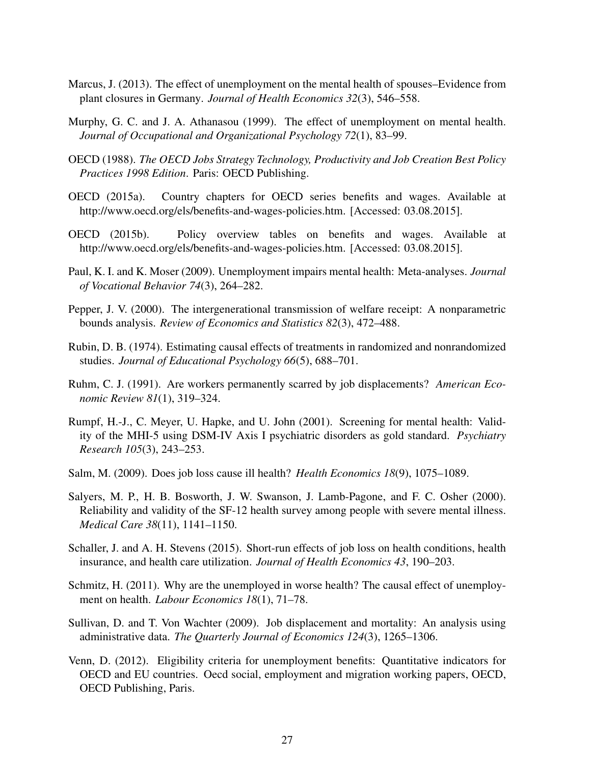Marcus, J. (2013). The effect of unemployment on the mental health of spouses–Evidence from plant closures in Germany. *Journal of Health Economics 32*(3), 546–558.

Murphy, G. C. and J. A. Athanasou (1999). The effect of unemployment on mental health. *Journal of Occupational and Organizational Psychology 72*(1), 83–99.

OECD (1988). *The OECD Jobs Strategy Technology, Productivity and Job Creation Best Policy Practices 1998 Edition*. Paris: OECD Publishing.

OECD (2015a). Country chapters for OECD series benefits and wages. Available at http://www.oecd.org/els/benefits-and-wages-policies.htm. [Accessed: 03.08.2015].

OECD (2015b). Policy overview tables on benefits and wages. Available at http://www.oecd.org/els/benefits-and-wages-policies.htm. [Accessed: 03.08.2015].

Paul, K. I. and K. Moser (2009). Unemployment impairs mental health: Meta-analyses. *Journal of Vocational Behavior 74*(3), 264–282.

Pepper, J. V. (2000). The intergenerational transmission of welfare receipt: A nonparametric bounds analysis. *Review of Economics and Statistics 82*(3), 472–488.

Rubin, D. B. (1974). Estimating causal effects of treatments in randomized and nonrandomized studies. *Journal of Educational Psychology 66*(5), 688–701.

Ruhm, C. J. (1991). Are workers permanently scarred by job displacements? *American Economic Review 81*(1), 319–324.

Rumpf, H.-J., C. Meyer, U. Hapke, and U. John (2001). Screening for mental health: Validity of the MHI-5 using DSM-IV Axis I psychiatric disorders as gold standard. *Psychiatry Research 105*(3), 243–253.

Salm, M. (2009). Does job loss cause ill health? *Health Economics 18*(9), 1075–1089.

Salyers, M. P., H. B. Bosworth, J. W. Swanson, J. Lamb-Pagone, and F. C. Osher (2000). Reliability and validity of the SF-12 health survey among people with severe mental illness. *Medical Care 38*(11), 1141–1150.

Schaller, J. and A. H. Stevens (2015). Short-run effects of job loss on health conditions, health insurance, and health care utilization. *Journal of Health Economics 43*, 190–203.

Schmitz, H. (2011). Why are the unemployed in worse health? The causal effect of unemployment on health. *Labour Economics 18*(1), 71–78.

Sullivan, D. and T. Von Wachter (2009). Job displacement and mortality: An analysis using administrative data. *The Quarterly Journal of Economics 124*(3), 1265–1306.

Venn, D. (2012). Eligibility criteria for unemployment benefits: Quantitative indicators for OECD and EU countries. Oecd social, employment and migration working papers, OECD, OECD Publishing, Paris.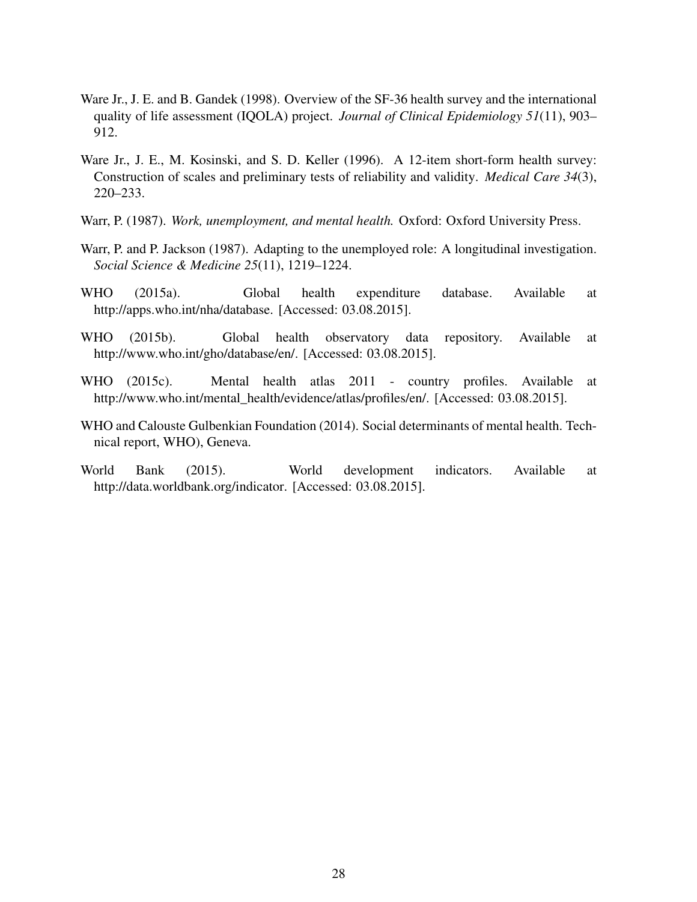Ware Jr., J. E. and B. Gandek (1998). Overview of the SF-36 health survey and the international quality of life assessment (IQOLA) project. *Journal of Clinical Epidemiology 51*(11), 903–912.

Ware Jr., J. E., M. Kosinski, and S. D. Keller (1996). A 12-item short-form health survey: Construction of scales and preliminary tests of reliability and validity. *Medical Care 34*(3), 220–233.

Warr, P. (1987). *Work, unemployment, and mental health.* Oxford: Oxford University Press.

Warr, P. and P. Jackson (1987). Adapting to the unemployed role: A longitudinal investigation. *Social Science & Medicine 25*(11), 1219–1224.

WHO (2015a). Global health expenditure database. Available at http://apps.who.int/nha/database. [Accessed: 03.08.2015].

WHO (2015b). Global health observatory data repository. Available at http://www.who.int/gho/database/en/. [Accessed: 03.08.2015].

WHO (2015c). Mental health atlas 2011 - country profiles. Available at http://www.who.int/mental_health/evidence/atlas/profiles/en/. [Accessed: 03.08.2015].

WHO and Calouste Gulbenkian Foundation (2014). Social determinants of mental health. Technical report, WHO), Geneva.

World Bank (2015). World development indicators. Available at http://data.worldbank.org/indicator. [Accessed: 03.08.2015].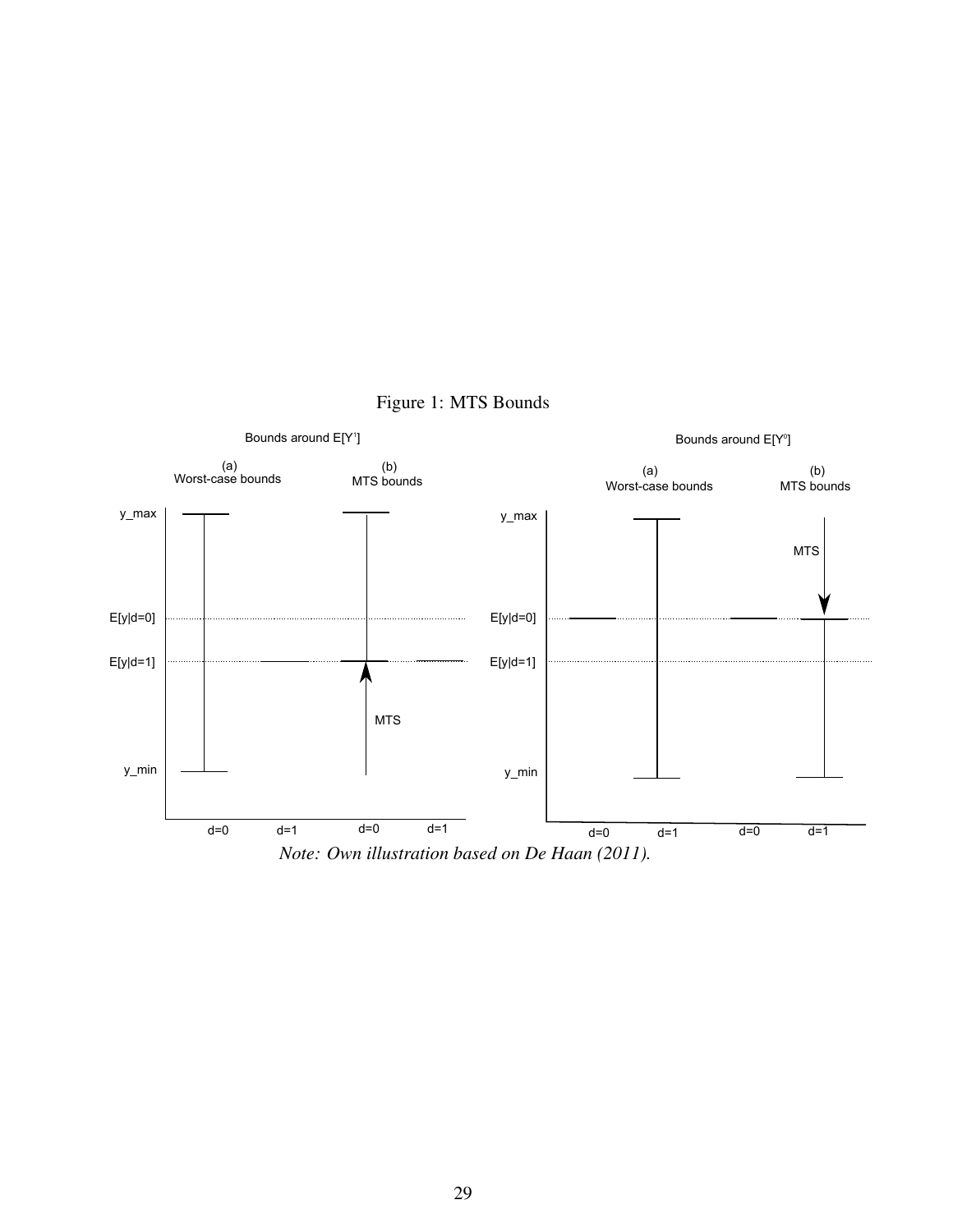Figure 1: MTS Bounds

*Note: Own illustration based on De Haan (2011).*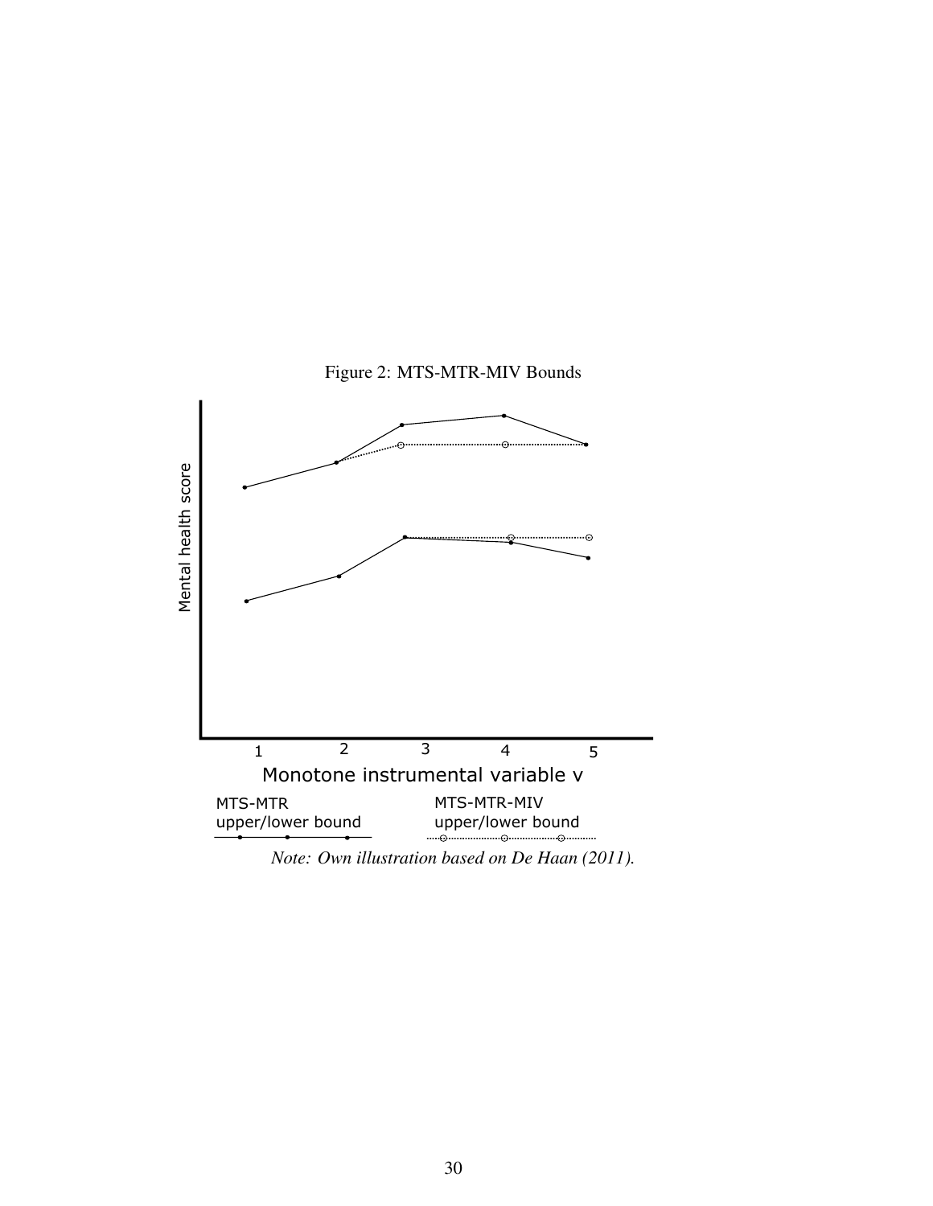Figure 2: MTS-MTR-MIV Bounds

*Note: Own illustration based on De Haan (2011).*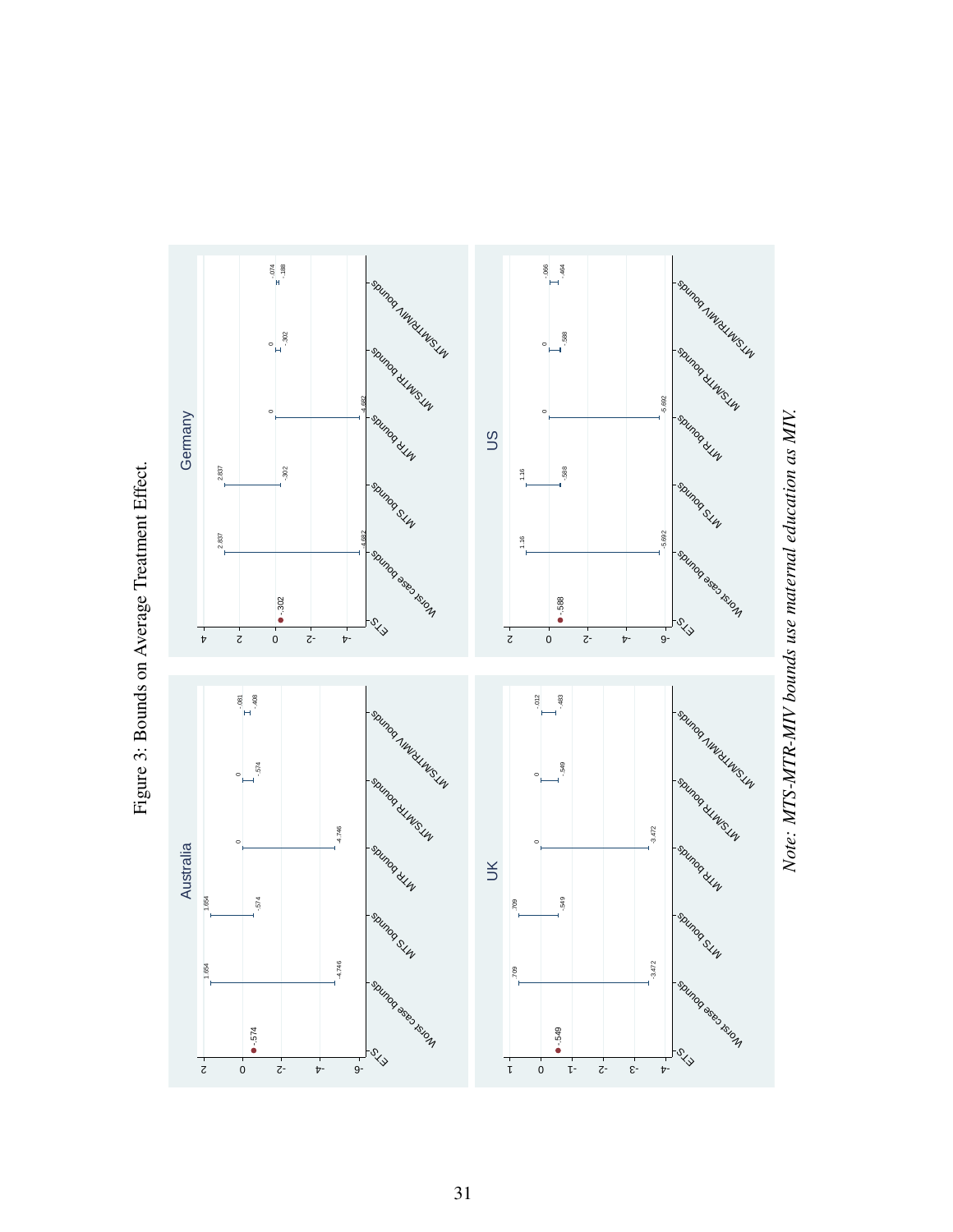Figure 3: Bounds on Average Treatment Effect.

*Note: MTS-MTR-MIV bounds use maternal education as MIV.*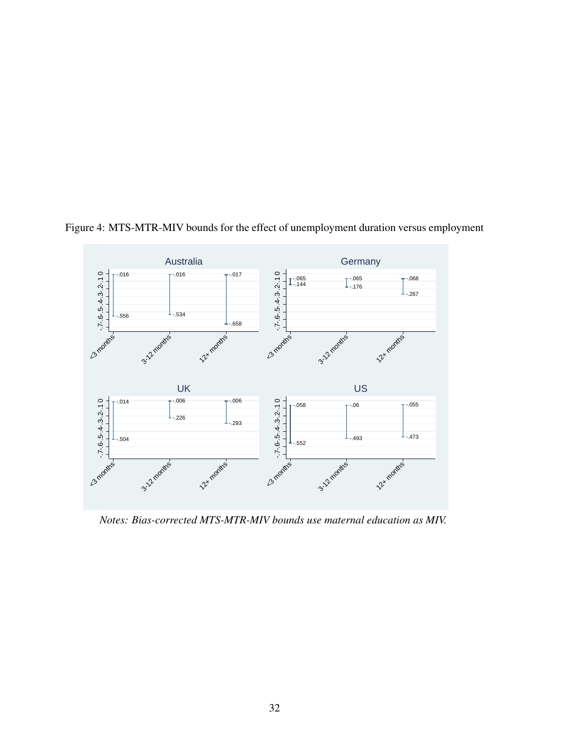Figure 4: MTS-MTR-MIV bounds for the effect of unemployment duration versus employment

*Notes: Bias-corrected MTS-MTR-MIV bounds use maternal education as MIV.*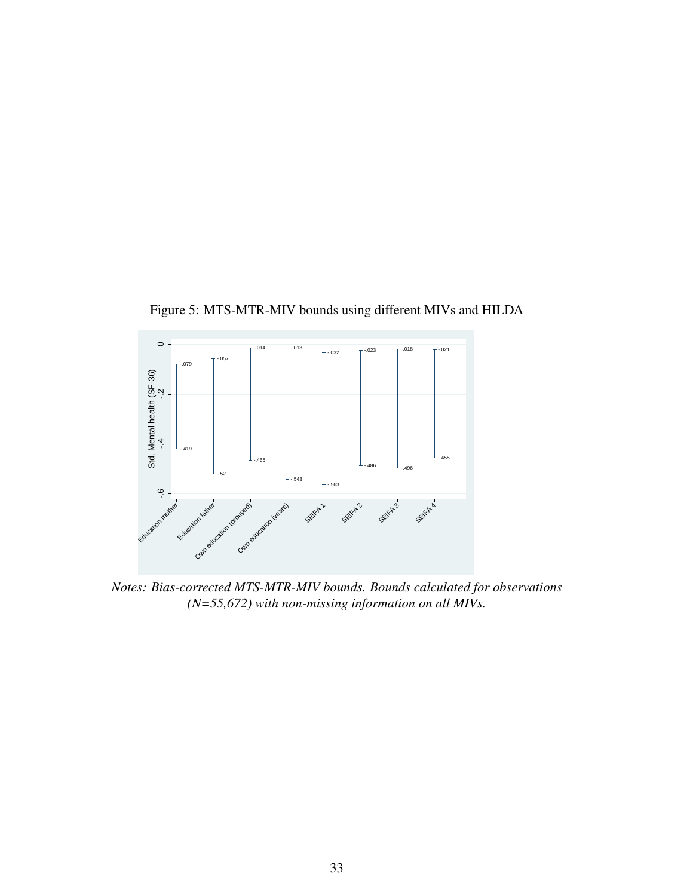Figure 5: MTS-MTR-MIV bounds using different MIVs and HILDA

*Notes: Bias-corrected MTS-MTR-MIV bounds. Bounds calculated for observations (N=55,672) with non-missing information on all MIVs.*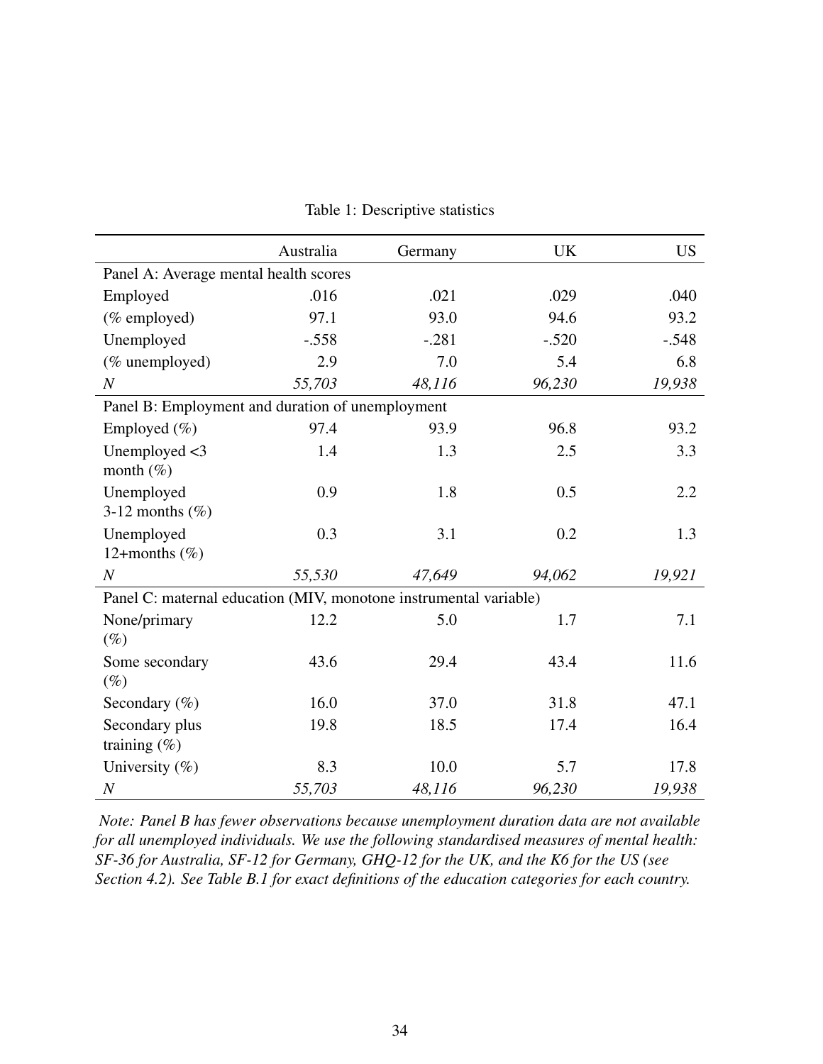Table 1: Descriptive statistics

| | Australia | Germany | UK | US |
|---|---|---|---|---|
| Panel A: Average mental health scores | | | | |
| Employed | .016 | .021 | .029 | .040 |
| (% employed) | 97.1 | 93.0 | 94.6 | 93.2 |
| Unemployed | -.558 | -.281 | -.520 | -.548 |
| (% unemployed) | 2.9 | 7.0 | 5.4 | 6.8 |
| *N* | *55,703* | *48,116* | *96,230* | *19,938* |
| Panel B: Employment and duration of unemployment | | | | |
| Employed (%) | 97.4 | 93.9 | 96.8 | 93.2 |
| Unemployed <3 month (%) | 1.4 | 1.3 | 2.5 | 3.3 |
| Unemployed 3-12 months (%) | 0.9 | 1.8 | 0.5 | 2.2 |
| Unemployed 12+months (%) | 0.3 | 3.1 | 0.2 | 1.3 |
| *N* | *55,530* | *47,649* | *94,062* | *19,921* |
| Panel C: maternal education (MIV, monotone instrumental variable) | | | | |
| None/primary (%) | 12.2 | 5.0 | 1.7 | 7.1 |
| Some secondary (%) | 43.6 | 29.4 | 43.4 | 11.6 |
| Secondary (%) | 16.0 | 37.0 | 31.8 | 47.1 |
| Secondary plus training (%) | 19.8 | 18.5 | 17.4 | 16.4 |
| University (%) | 8.3 | 10.0 | 5.7 | 17.8 |
| *N* | *55,703* | *48,116* | *96,230* | *19,938* |

*Note: Panel B has fewer observations because unemployment duration data are not available for all unemployed individuals. We use the following standardised measures of mental health: SF-36 for Australia, SF-12 for Germany, GHQ-12 for the UK, and the K6 for the US (see Section 4.2). See Table B.1 for exact definitions of the education categories for each country.*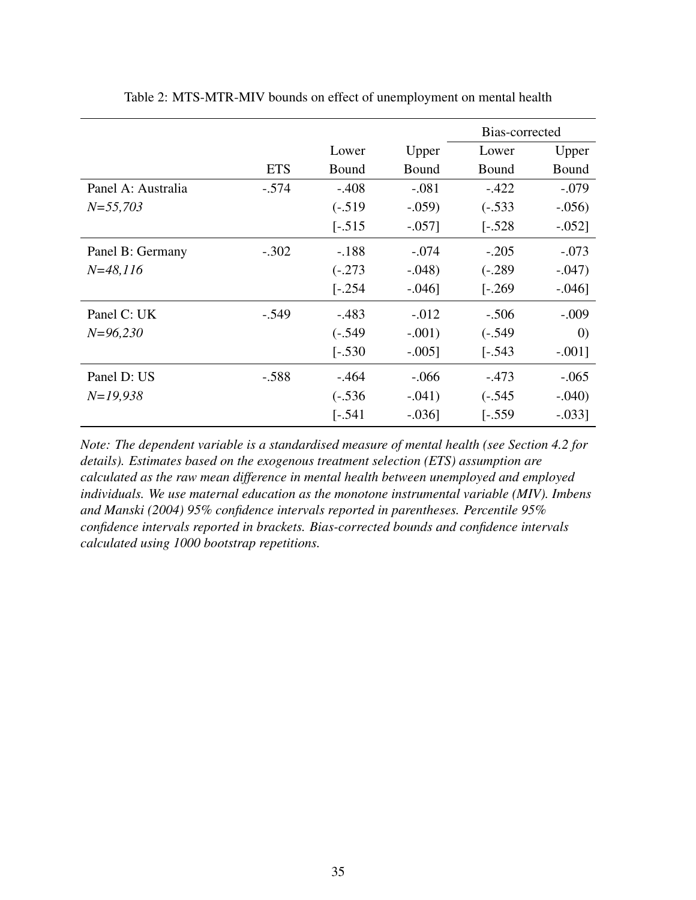Table 2: MTS-MTR-MIV bounds on effect of unemployment on mental health

| | | | | Bias-corrected | |
|---|---|---|---|---|---|
| | ETS | Lower Bound | Upper Bound | Lower Bound | Upper Bound |
| Panel A: Australia | -.574 | -.408 | -.081 | -.422 | -.079 |
| *N=55,703* | | (-.519 | -.059) | (-.533 | -.056) |
| | | [-.515 | -.057] | [-.528 | -.052] |
| Panel B: Germany | -.302 | -.188 | -.074 | -.205 | -.073 |
| *N=48,116* | | (-.273 | -.048) | (-.289 | -.047) |
| | | [-.254 | -.046] | [-.269 | -.046] |
| Panel C: UK | -.549 | -.483 | -.012 | -.506 | -.009 |
| *N=96,230* | | (-.549 | -.001) | (-.549 | 0) |
| | | [-.530 | -.005] | [-.543 | -.001] |
| Panel D: US | -.588 | -.464 | -.066 | -.473 | -.065 |
| *N=19,938* | | (-.536 | -.041) | (-.545 | -.040) |
| | | [-.541 | -.036] | [-.559 | -.033] |

*Note: The dependent variable is a standardised measure of mental health (see Section 4.2 for details). Estimates based on the exogenous treatment selection (ETS) assumption are calculated as the raw mean difference in mental health between unemployed and employed individuals. We use maternal education as the monotone instrumental variable (MIV). Imbens and Manski (2004) 95% confidence intervals reported in parentheses. Percentile 95% confidence intervals reported in brackets. Bias-corrected bounds and confidence intervals calculated using 1000 bootstrap repetitions.*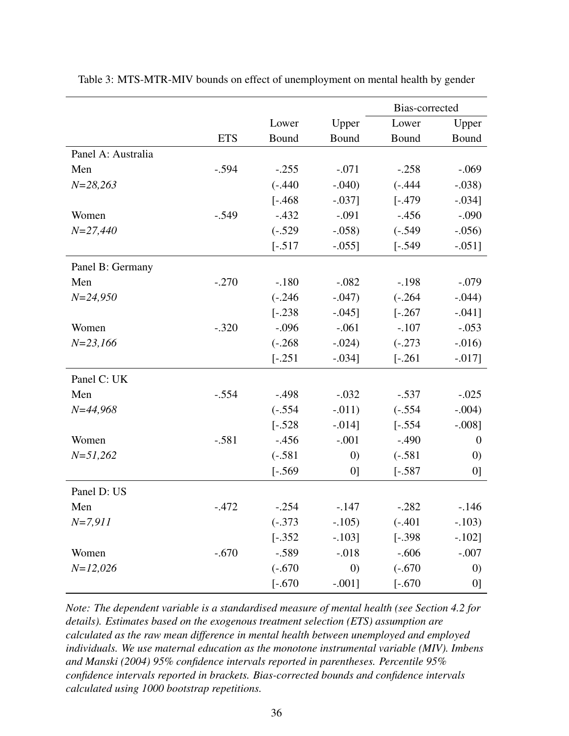Table 3: MTS-MTR-MIV bounds on effect of unemployment on mental health by gender

| | | | | Bias-corrected | |
|---|---|---|---|---|---|
| | ETS | Lower Bound | Upper Bound | Lower Bound | Upper Bound |
| Panel A: Australia | | | | | |
| Men | -.594 | -.255 | -.071 | -.258 | -.069 |
| *N=28,263* | | (-.440 | -.040) | (-.444 | -.038) |
| | | [-.468 | -.037] | [-.479 | -.034] |
| Women | -.549 | -.432 | -.091 | -.456 | -.090 |
| *N=27,440* | | (-.529 | -.058) | (-.549 | -.056) |
| | | [-.517 | -.055] | [-.549 | -.051] |
| Panel B: Germany | | | | | |
| Men | -.270 | -.180 | -.082 | -.198 | -.079 |
| *N=24,950* | | (-.246 | -.047) | (-.264 | -.044) |
| | | [-.238 | -.045] | [-.267 | -.041] |
| Women | -.320 | -.096 | -.061 | -.107 | -.053 |
| *N=23,166* | | (-.268 | -.024) | (-.273 | -.016) |
| | | [-.251 | -.034] | [-.261 | -.017] |
| Panel C: UK | | | | | |
| Men | -.554 | -.498 | -.032 | -.537 | -.025 |
| *N=44,968* | | (-.554 | -.011) | (-.554 | -.004) |
| | | [-.528 | -.014] | [-.554 | -.008] |
| Women | -.581 | -.456 | -.001 | -.490 | 0 |
| *N=51,262* | | (-.581 | 0) | (-.581 | 0) |
| | | [-.569 | 0] | [-.587 | 0] |
| Panel D: US | | | | | |
| Men | -.472 | -.254 | -.147 | -.282 | -.146 |
| *N=7,911* | | (-.373 | -.105) | (-.401 | -.103) |
| | | [-.352 | -.103] | [-.398 | -.102] |
| Women | -.670 | -.589 | -.018 | -.606 | -.007 |
| *N=12,026* | | (-.670 | 0) | (-.670 | 0) |
| | | [-.670 | -.001] | [-.670 | 0] |

*Note: The dependent variable is a standardised measure of mental health (see Section 4.2 for details). Estimates based on the exogenous treatment selection (ETS) assumption are calculated as the raw mean difference in mental health between unemployed and employed individuals. We use maternal education as the monotone instrumental variable (MIV). Imbens and Manski (2004) 95% confidence intervals reported in parentheses. Percentile 95% confidence intervals reported in brackets. Bias-corrected bounds and confidence intervals calculated using 1000 bootstrap repetitions.*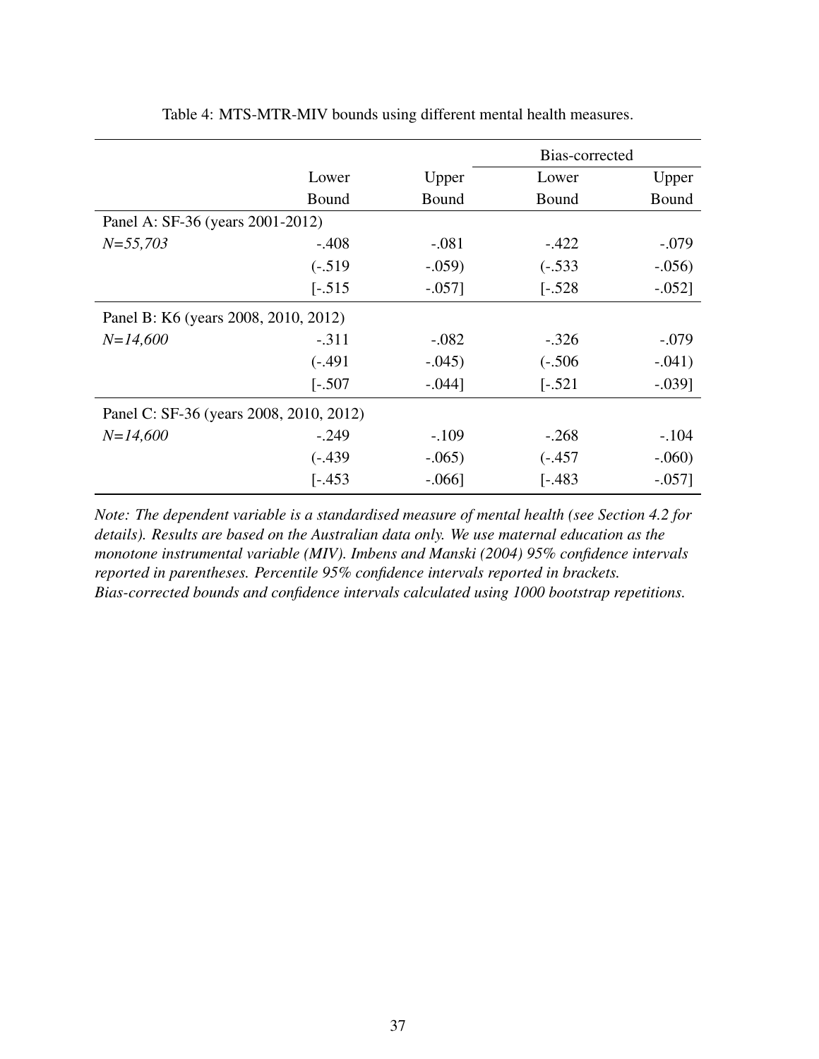Table 4: MTS-MTR-MIV bounds using different mental health measures.

| | Lower Bound | Upper Bound | Bias-corrected Lower Bound | Bias-corrected Upper Bound |
|---|---|---|---|---|
| Panel A: SF-36 (years 2001-2012) | | | | |
| *N=55,703* | -.408 | -.081 | -.422 | -.079 |
| | (-.519 | -.059) | (-.533 | -.056) |
| | [-.515 | -.057] | [-.528 | -.052] |
| Panel B: K6 (years 2008, 2010, 2012) | | | | |
| *N=14,600* | -.311 | -.082 | -.326 | -.079 |
| | (-.491 | -.045) | (-.506 | -.041) |
| | [-.507 | -.044] | [-.521 | -.039] |
| Panel C: SF-36 (years 2008, 2010, 2012) | | | | |
| *N=14,600* | -.249 | -.109 | -.268 | -.104 |
| | (-.439 | -.065) | (-.457 | -.060) |
| | [-.453 | -.066] | [-.483 | -.057] |

*Note: The dependent variable is a standardised measure of mental health (see Section 4.2 for details). Results are based on the Australian data only. We use maternal education as the monotone instrumental variable (MIV). Imbens and Manski (2004) 95% confidence intervals reported in parentheses. Percentile 95% confidence intervals reported in brackets. Bias-corrected bounds and confidence intervals calculated using 1000 bootstrap repetitions.*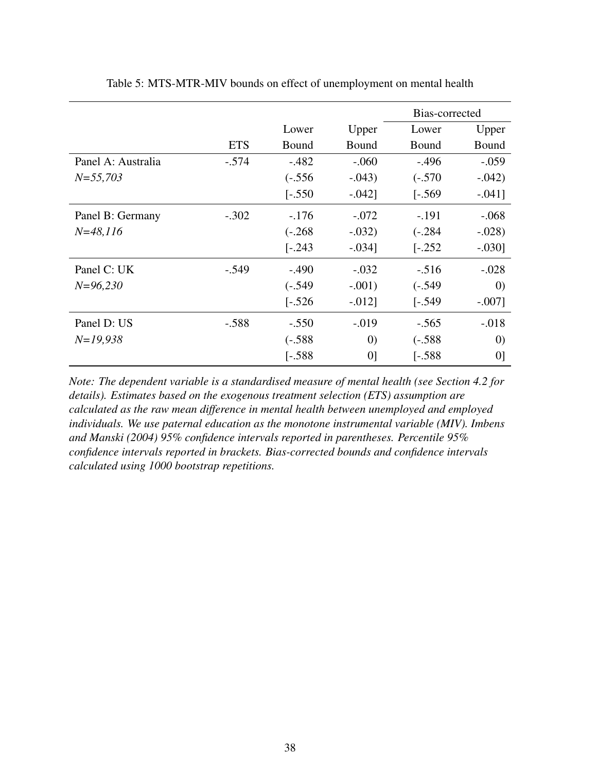Table 5: MTS-MTR-MIV bounds on effect of unemployment on mental health

| | ETS | Lower Bound | Upper Bound | Bias-corrected Lower Bound | Bias-corrected Upper Bound |
|---|---|---|---|---|---|
| Panel A: Australia | -.574 | -.482 | -.060 | -.496 | -.059 |
| *N=55,703* | | (-.556 | -.043) | (-.570 | -.042) |
| | | [-.550 | -.042] | [-.569 | -.041] |
| Panel B: Germany | -.302 | -.176 | -.072 | -.191 | -.068 |
| *N=48,116* | | (-.268 | -.032) | (-.284 | -.028) |
| | | [-.243 | -.034] | [-.252 | -.030] |
| Panel C: UK | -.549 | -.490 | -.032 | -.516 | -.028 |
| *N=96,230* | | (-.549 | -.001) | (-.549 | 0) |
| | | [-.526 | -.012] | [-.549 | -.007] |
| Panel D: US | -.588 | -.550 | -.019 | -.565 | -.018 |
| *N=19,938* | | (-.588 | 0) | (-.588 | 0) |
| | | [-.588 | 0] | [-.588 | 0] |

*Note: The dependent variable is a standardised measure of mental health (see Section 4.2 for details). Estimates based on the exogenous treatment selection (ETS) assumption are calculated as the raw mean difference in mental health between unemployed and employed individuals. We use paternal education as the monotone instrumental variable (MIV). Imbens and Manski (2004) 95% confidence intervals reported in parentheses. Percentile 95% confidence intervals reported in brackets. Bias-corrected bounds and confidence intervals calculated using 1000 bootstrap repetitions.*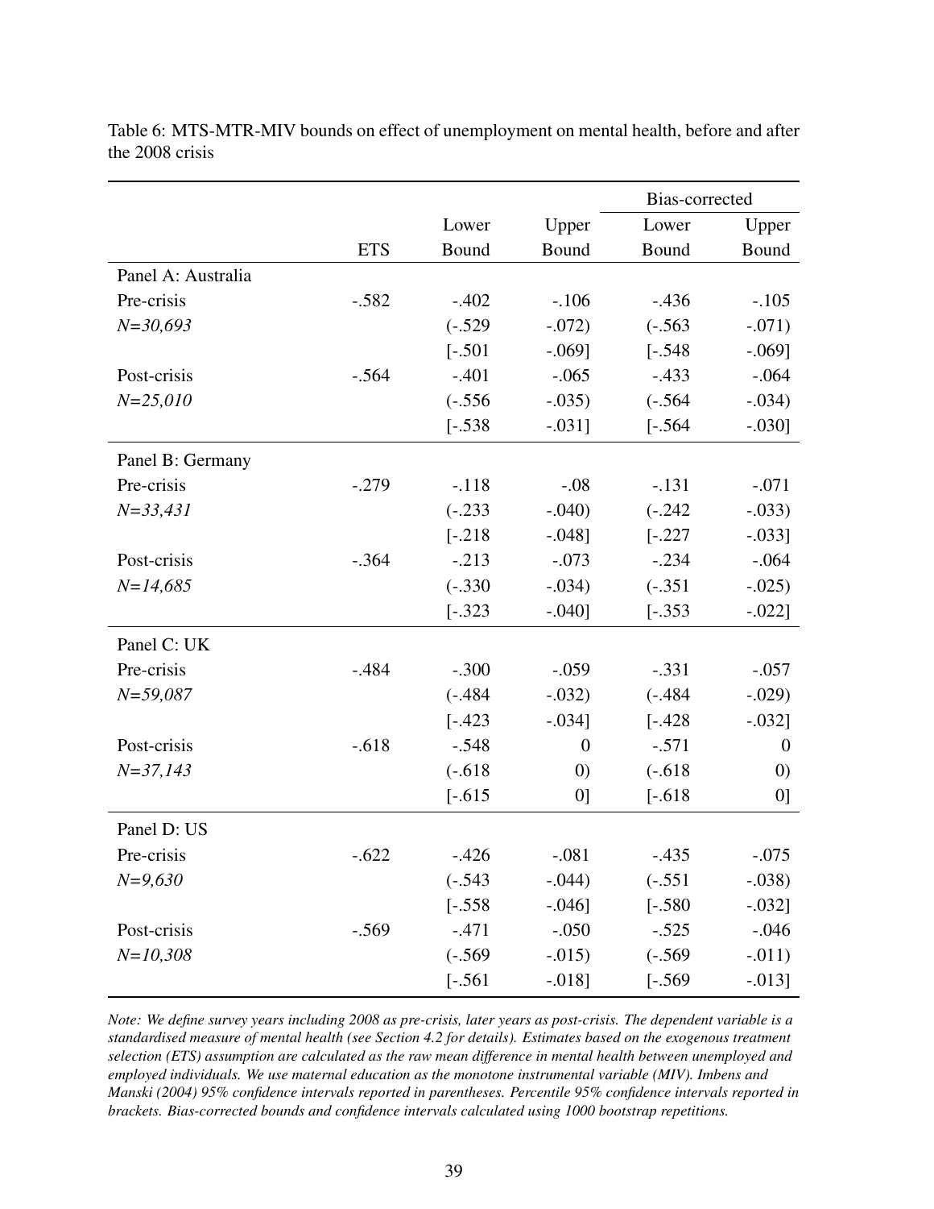Table 6: MTS-MTR-MIV bounds on effect of unemployment on mental health, before and after the 2008 crisis

| | | | | Bias-corrected | |
|---|---|---|---|---|---|
| | ETS | Lower Bound | Upper Bound | Lower Bound | Upper Bound |
| Panel A: Australia | | | | | |
| Pre-crisis | -.582 | -.402 | -.106 | -.436 | -.105 |
| *N=30,693* | | (-.529 | -.072) | (-.563 | -.071) |
| | | [-.501 | -.069] | [-.548 | -.069] |
| Post-crisis | -.564 | -.401 | -.065 | -.433 | -.064 |
| *N=25,010* | | (-.556 | -.035) | (-.564 | -.034) |
| | | [-.538 | -.031] | [-.564 | -.030] |
| Panel B: Germany | | | | | |
| Pre-crisis | -.279 | -.118 | -.08 | -.131 | -.071 |
| *N=33,431* | | (-.233 | -.040) | (-.242 | -.033) |
| | | [-.218 | -.048] | [-.227 | -.033] |
| Post-crisis | -.364 | -.213 | -.073 | -.234 | -.064 |
| *N=14,685* | | (-.330 | -.034) | (-.351 | -.025) |
| | | [-.323 | -.040] | [-.353 | -.022] |
| Panel C: UK | | | | | |
| Pre-crisis | -.484 | -.300 | -.059 | -.331 | -.057 |
| *N=59,087* | | (-.484 | -.032) | (-.484 | -.029) |
| | | [-.423 | -.034] | [-.428 | -.032] |
| Post-crisis | -.618 | -.548 | 0 | -.571 | 0 |
| *N=37,143* | | (-.618 | 0) | (-.618 | 0) |
| | | [-.615 | 0] | [-.618 | 0] |
| Panel D: US | | | | | |
| Pre-crisis | -.622 | -.426 | -.081 | -.435 | -.075 |
| *N=9,630* | | (-.543 | -.044) | (-.551 | -.038) |
| | | [-.558 | -.046] | [-.580 | -.032] |
| Post-crisis | -.569 | -.471 | -.050 | -.525 | -.046 |
| *N=10,308* | | (-.569 | -.015) | (-.569 | -.011) |
| | | [-.561 | -.018] | [-.569 | -.013] |

*Note: We define survey years including 2008 as pre-crisis, later years as post-crisis. The dependent variable is a standardised measure of mental health (see Section 4.2 for details). Estimates based on the exogenous treatment selection (ETS) assumption are calculated as the raw mean difference in mental health between unemployed and employed individuals. We use maternal education as the monotone instrumental variable (MIV). Imbens and Manski (2004) 95% confidence intervals reported in parentheses. Percentile 95% confidence intervals reported in brackets. Bias-corrected bounds and confidence intervals calculated using 1000 bootstrap repetitions.*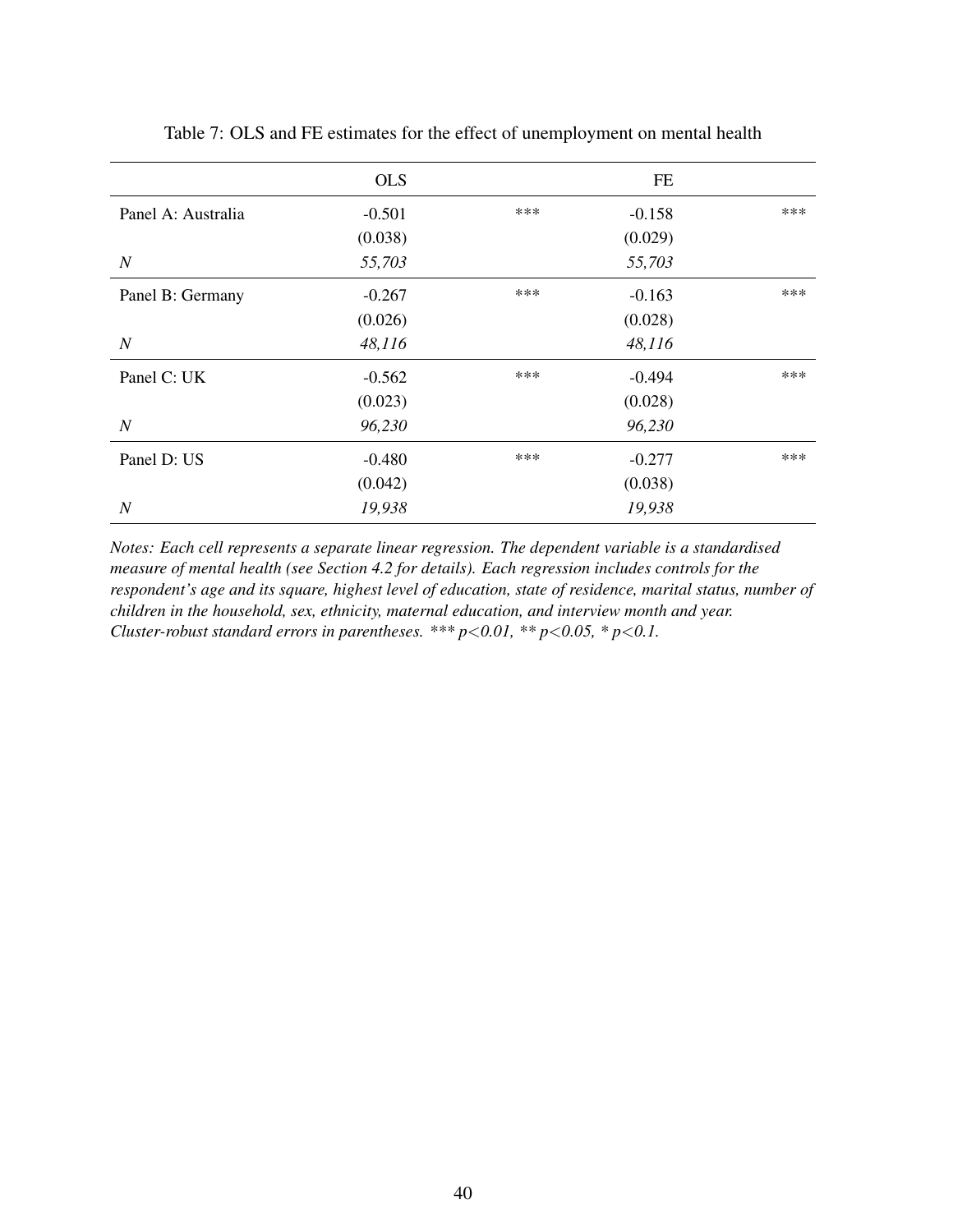Table 7: OLS and FE estimates for the effect of unemployment on mental health

| | OLS | | FE | |
|---|---|---|---|---|
| Panel A: Australia | -0.501 | *** | -0.158 | *** |
| | (0.038) | | (0.029) | |
| *N* | *55,703* | | *55,703* | |
| Panel B: Germany | -0.267 | *** | -0.163 | *** |
| | (0.026) | | (0.028) | |
| *N* | *48,116* | | *48,116* | |
| Panel C: UK | -0.562 | *** | -0.494 | *** |
| | (0.023) | | (0.028) | |
| *N* | *96,230* | | *96,230* | |
| Panel D: US | -0.480 | *** | -0.277 | *** |
| | (0.042) | | (0.038) | |
| *N* | *19,938* | | *19,938* | |

*Notes: Each cell represents a separate linear regression. The dependent variable is a standardised measure of mental health (see Section 4.2 for details). Each regression includes controls for the respondent's age and its square, highest level of education, state of residence, marital status, number of children in the household, sex, ethnicity, maternal education, and interview month and year. Cluster-robust standard errors in parentheses. *** $p<0.01$, ** $p<0.05$, * $p<0.1$.*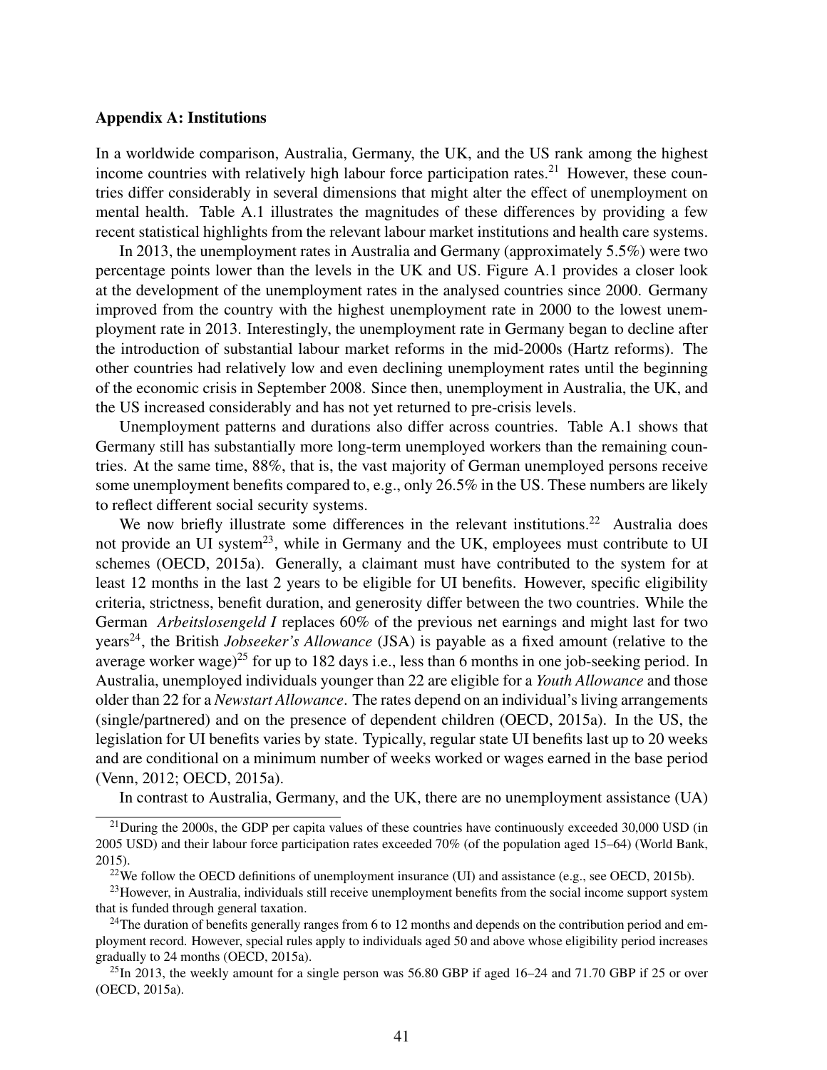**Appendix A: Institutions**

In a worldwide comparison, Australia, Germany, the UK, and the US rank among the highest income countries with relatively high labour force participation rates.[21] However, these countries differ considerably in several dimensions that might alter the effect of unemployment on mental health. Table A.1 illustrates the magnitudes of these differences by providing a few recent statistical highlights from the relevant labour market institutions and health care systems.

In 2013, the unemployment rates in Australia and Germany (approximately 5.5%) were two percentage points lower than the levels in the UK and US. Figure A.1 provides a closer look at the development of the unemployment rates in the analysed countries since 2000. Germany improved from the country with the highest unemployment rate in 2000 to the lowest unemployment rate in 2013. Interestingly, the unemployment rate in Germany began to decline after the introduction of substantial labour market reforms in the mid-2000s (Hartz reforms). The other countries had relatively low and even declining unemployment rates until the beginning of the economic crisis in September 2008. Since then, unemployment in Australia, the UK, and the US increased considerably and has not yet returned to pre-crisis levels.

Unemployment patterns and durations also differ across countries. Table A.1 shows that Germany still has substantially more long-term unemployed workers than the remaining countries. At the same time, 88%, that is, the vast majority of German unemployed persons receive some unemployment benefits compared to, e.g., only 26.5% in the US. These numbers are likely to reflect different social security systems.

We now briefly illustrate some differences in the relevant institutions.[22] Australia does not provide an UI system[23], while in Germany and the UK, employees must contribute to UI schemes (OECD, 2015a). Generally, a claimant must have contributed to the system for at least 12 months in the last 2 years to be eligible for UI benefits. However, specific eligibility criteria, strictness, benefit duration, and generosity differ between the two countries. While the German *Arbeitslosengeld I* replaces 60% of the previous net earnings and might last for two years[24], the British *Jobseeker's Allowance* (JSA) is payable as a fixed amount (relative to the average worker wage)[25] for up to 182 days i.e., less than 6 months in one job-seeking period. In Australia, unemployed individuals younger than 22 are eligible for a *Youth Allowance* and those older than 22 for a *Newstart Allowance*. The rates depend on an individual's living arrangements (single/partnered) and on the presence of dependent children (OECD, 2015a). In the US, the legislation for UI benefits varies by state. Typically, regular state UI benefits last up to 20 weeks and are conditional on a minimum number of weeks worked or wages earned in the base period (Venn, 2012; OECD, 2015a).

In contrast to Australia, Germany, and the UK, there are no unemployment assistance (UA)

---

[21] During the 2000s, the GDP per capita values of these countries have continuously exceeded 30,000 USD (in 2005 USD) and their labour force participation rates exceeded 70% (of the population aged 15–64) (World Bank, 2015).

[22] We follow the OECD definitions of unemployment insurance (UI) and assistance (e.g., see OECD, 2015b).

[23] However, in Australia, individuals still receive unemployment benefits from the social income support system that is funded through general taxation.

[24] The duration of benefits generally ranges from 6 to 12 months and depends on the contribution period and employment record. However, special rules apply to individuals aged 50 and above whose eligibility period increases gradually to 24 months (OECD, 2015a).

[25] In 2013, the weekly amount for a single person was 56.80 GBP if aged 16–24 and 71.70 GBP if 25 or over (OECD, 2015a).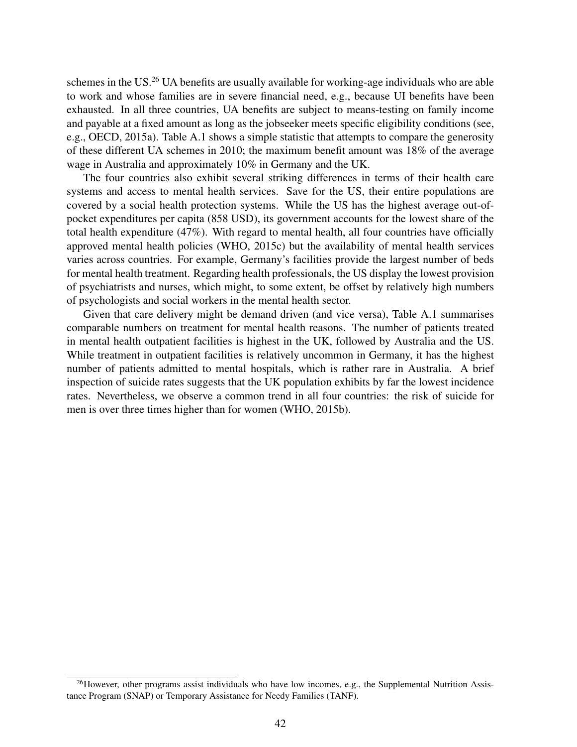schemes in the US.[26] UA benefits are usually available for working-age individuals who are able to work and whose families are in severe financial need, e.g., because UI benefits have been exhausted. In all three countries, UA benefits are subject to means-testing on family income and payable at a fixed amount as long as the jobseeker meets specific eligibility conditions (see, e.g., OECD, 2015a). Table A.1 shows a simple statistic that attempts to compare the generosity of these different UA schemes in 2010; the maximum benefit amount was 18% of the average wage in Australia and approximately 10% in Germany and the UK.

The four countries also exhibit several striking differences in terms of their health care systems and access to mental health services. Save for the US, their entire populations are covered by a social health protection systems. While the US has the highest average out-of-pocket expenditures per capita (858 USD), its government accounts for the lowest share of the total health expenditure (47%). With regard to mental health, all four countries have officially approved mental health policies (WHO, 2015c) but the availability of mental health services varies across countries. For example, Germany's facilities provide the largest number of beds for mental health treatment. Regarding health professionals, the US display the lowest provision of psychiatrists and nurses, which might, to some extent, be offset by relatively high numbers of psychologists and social workers in the mental health sector.

Given that care delivery might be demand driven (and vice versa), Table A.1 summarises comparable numbers on treatment for mental health reasons. The number of patients treated in mental health outpatient facilities is highest in the UK, followed by Australia and the US. While treatment in outpatient facilities is relatively uncommon in Germany, it has the highest number of patients admitted to mental hospitals, which is rather rare in Australia. A brief inspection of suicide rates suggests that the UK population exhibits by far the lowest incidence rates. Nevertheless, we observe a common trend in all four countries: the risk of suicide for men is over three times higher than for women (WHO, 2015b).

[26] However, other programs assist individuals who have low incomes, e.g., the Supplemental Nutrition Assistance Program (SNAP) or Temporary Assistance for Needy Families (TANF).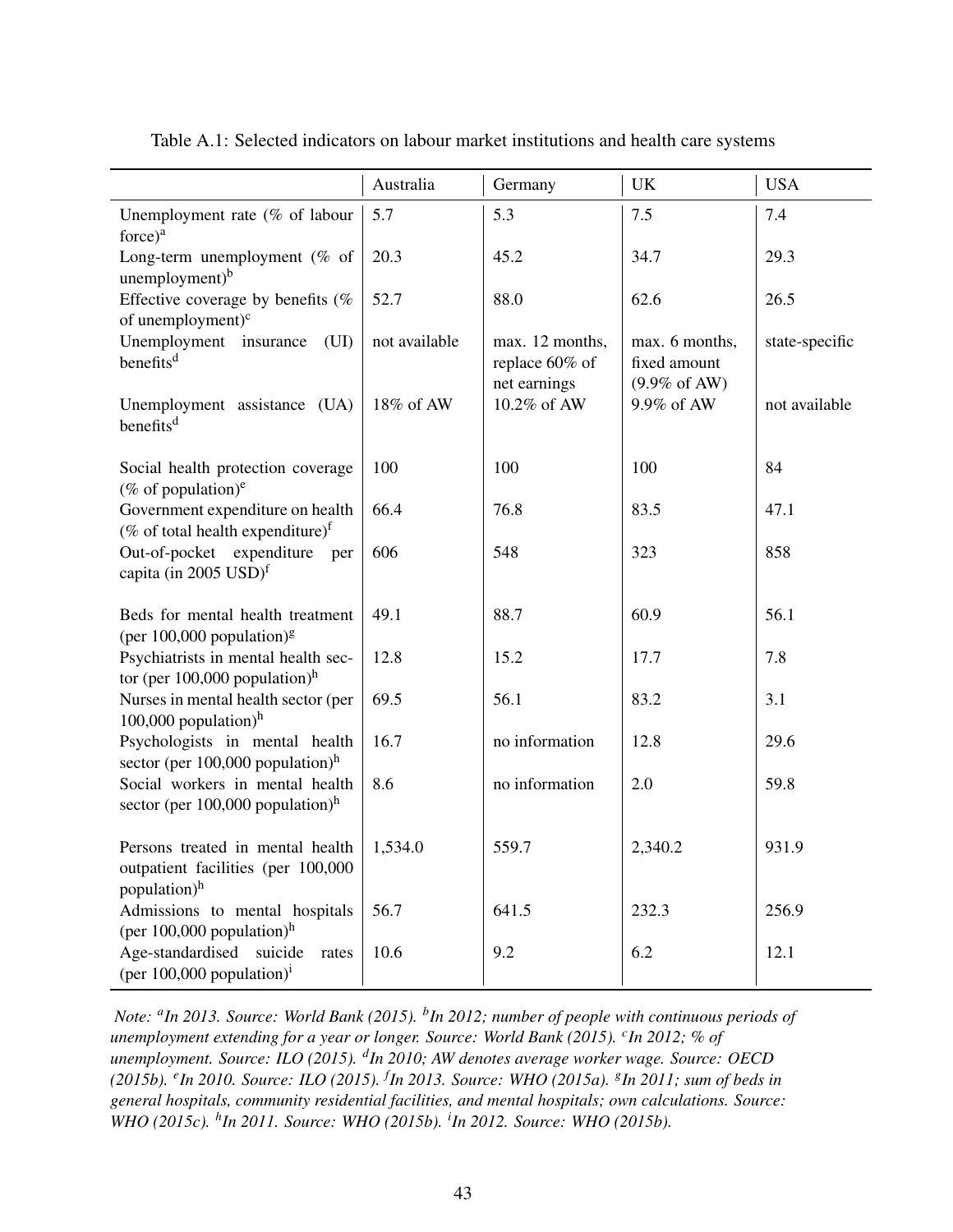Table A.1: Selected indicators on labour market institutions and health care systems

| | Australia | Germany | UK | USA |
|---|---|---|---|---|
| Unemployment rate (% of labour force)[a] | 5.7 | 5.3 | 7.5 | 7.4 |
| Long-term unemployment (% of unemployment)[b] | 20.3 | 45.2 | 34.7 | 29.3 |
| Effective coverage by benefits (% of unemployment)[c] | 52.7 | 88.0 | 62.6 | 26.5 |
| Unemployment insurance (UI) benefits[d] | not available | max. 12 months, replace 60% of net earnings | max. 6 months, fixed amount (9.9% of AW) | state-specific |
| Unemployment assistance (UA) benefits[d] | 18% of AW | 10.2% of AW | 9.9% of AW | not available |
| Social health protection coverage (% of population)[e] | 100 | 100 | 100 | 84 |
| Government expenditure on health (% of total health expenditure)[f] | 66.4 | 76.8 | 83.5 | 47.1 |
| Out-of-pocket expenditure per capita (in 2005 USD)[f] | 606 | 548 | 323 | 858 |
| Beds for mental health treatment (per 100,000 population)[g] | 49.1 | 88.7 | 60.9 | 56.1 |
| Psychiatrists in mental health sector (per 100,000 population)[h] | 12.8 | 15.2 | 17.7 | 7.8 |
| Nurses in mental health sector (per 100,000 population)[h] | 69.5 | 56.1 | 83.2 | 3.1 |
| Psychologists in mental health sector (per 100,000 population)[h] | 16.7 | no information | 12.8 | 29.6 |
| Social workers in mental health sector (per 100,000 population)[h] | 8.6 | no information | 2.0 | 59.8 |
| Persons treated in mental health outpatient facilities (per 100,000 population)[h] | 1,534.0 | 559.7 | 2,340.2 | 931.9 |
| Admissions to mental hospitals (per 100,000 population)[h] | 56.7 | 641.5 | 232.3 | 256.9 |
| Age-standardised suicide rates (per 100,000 population)[i] | 10.6 | 9.2 | 6.2 | 12.1 |

*Note: [a]In 2013. Source: World Bank (2015). [b]In 2012; number of people with continuous periods of unemployment extending for a year or longer. Source: World Bank (2015). [c]In 2012; % of unemployment. Source: ILO (2015). [d]In 2010; AW denotes average worker wage. Source: OECD (2015b). [e]In 2010. Source: ILO (2015). [f]In 2013. Source: WHO (2015a). [g]In 2011; sum of beds in general hospitals, community residential facilities, and mental hospitals; own calculations. Source: WHO (2015c). [h]In 2011. Source: WHO (2015b). [i]In 2012. Source: WHO (2015b).*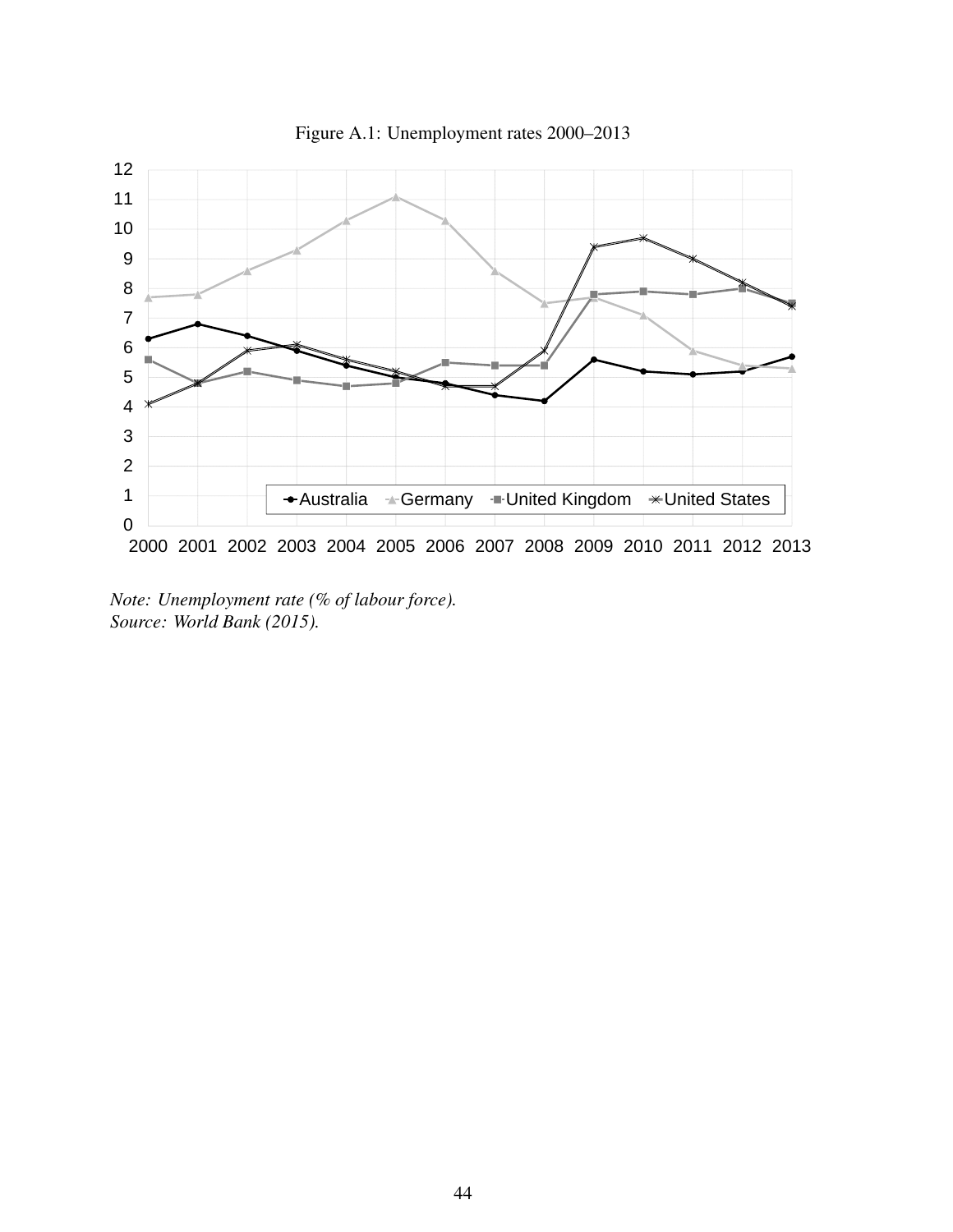Figure A.1: Unemployment rates 2000–2013

*Note: Unemployment rate (% of labour force).*
*Source: World Bank (2015).*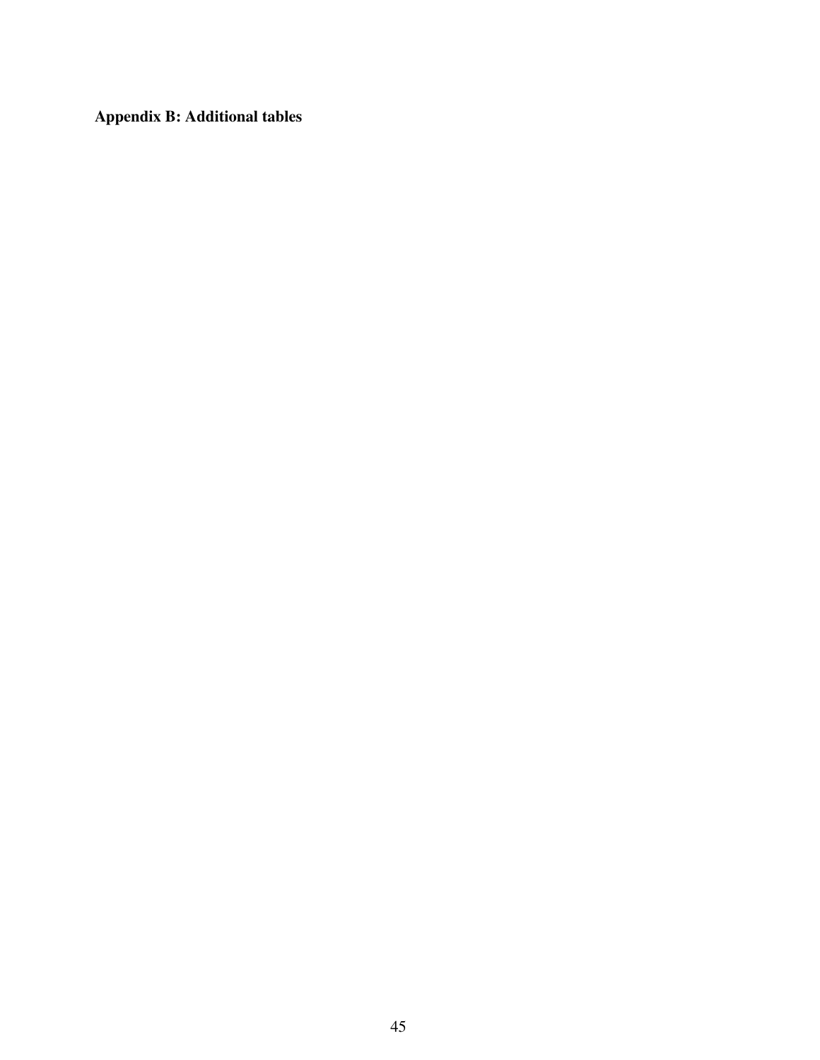**Appendix B: Additional tables**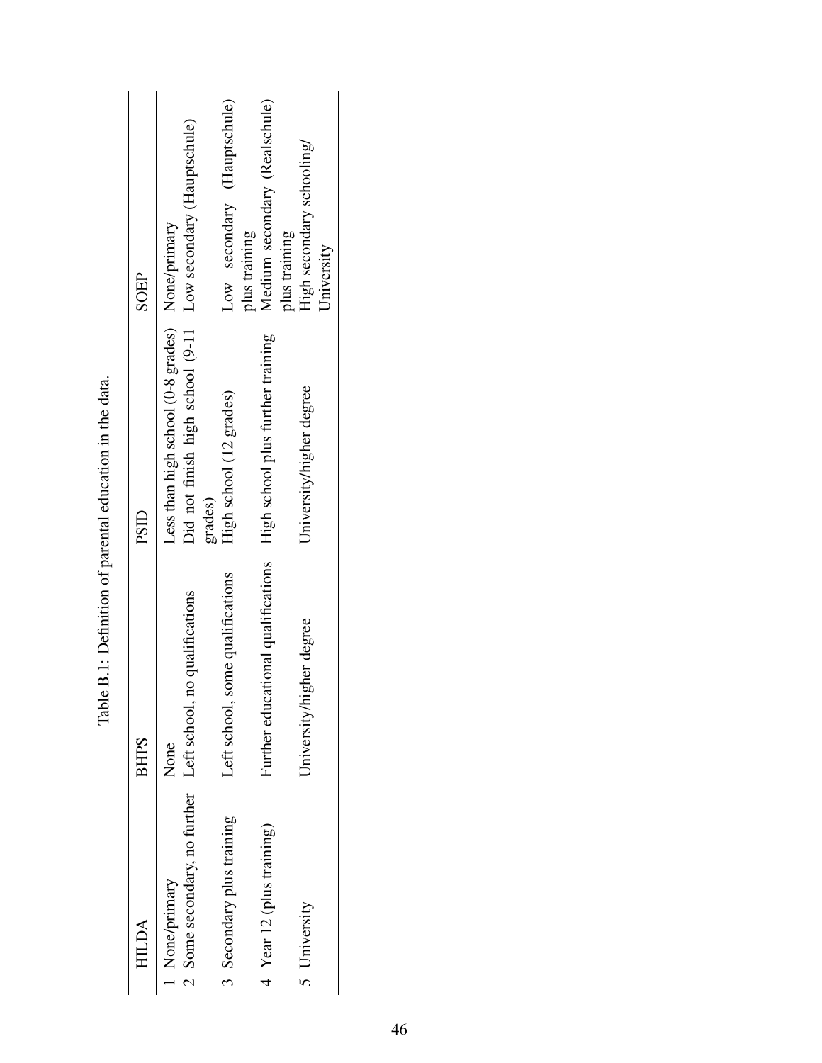Table B.1: Definition of parental education in the data.

| HILDA | BHPS | PSID | SOEP |
|---|---|---|---|
| 1 None/primary | None | Less than high school (0-8 grades) | None/primary |
| 2 Some secondary, no further | Left school, no qualifications | Did not finish high school (9-11 grades) | Low secondary (Hauptschule) |
| 3 Secondary plus training | Left school, some qualifications | High school (12 grades) | Low secondary (Hauptschule) plus training |
| 4 Year 12 (plus training) | Further educational qualifications | High school plus further training | Medium secondary (Realschule) plus training |
| 5 University | University/higher degree | University/higher degree | High secondary schooling/ University |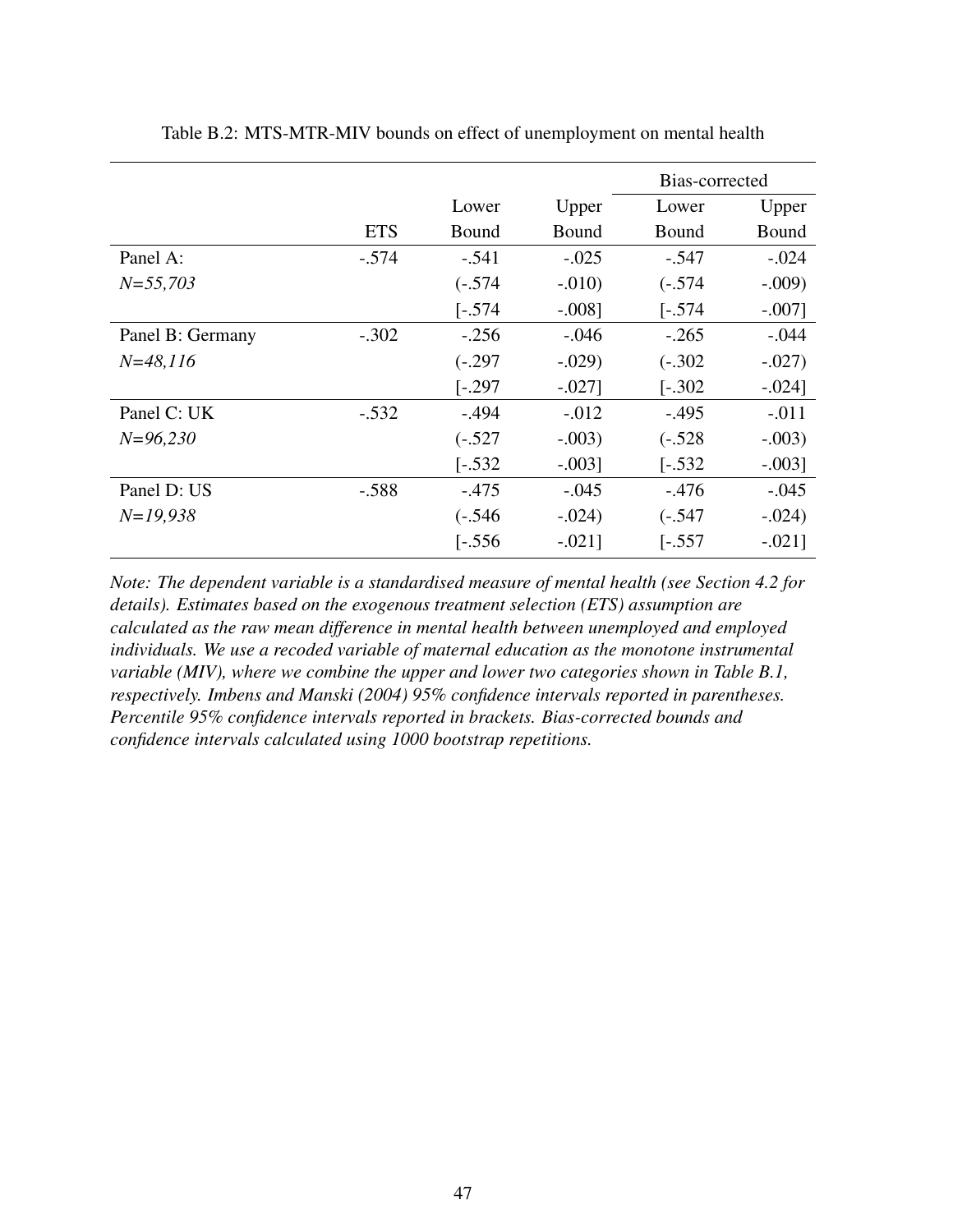Table B.2: MTS-MTR-MIV bounds on effect of unemployment on mental health

| | | | | Bias-corrected | |
|---|---|---|---|---|---|
| | ETS | Lower Bound | Upper Bound | Lower Bound | Upper Bound |
| Panel A: | -.574 | -.541 | -.025 | -.547 | -.024 |
| *N=55,703* | | (-.574 | -.010) | (-.574 | -.009) |
| | | [-.574 | -.008] | [-.574 | -.007] |
| Panel B: Germany | -.302 | -.256 | -.046 | -.265 | -.044 |
| *N=48,116* | | (-.297 | -.029) | (-.302 | -.027) |
| | | [-.297 | -.027] | [-.302 | -.024] |
| Panel C: UK | -.532 | -.494 | -.012 | -.495 | -.011 |
| *N=96,230* | | (-.527 | -.003) | (-.528 | -.003) |
| | | [-.532 | -.003] | [-.532 | -.003] |
| Panel D: US | -.588 | -.475 | -.045 | -.476 | -.045 |
| *N=19,938* | | (-.546 | -.024) | (-.547 | -.024) |
| | | [-.556 | -.021] | [-.557 | -.021] |

*Note: The dependent variable is a standardised measure of mental health (see Section 4.2 for details). Estimates based on the exogenous treatment selection (ETS) assumption are calculated as the raw mean difference in mental health between unemployed and employed individuals. We use a recoded variable of maternal education as the monotone instrumental variable (MIV), where we combine the upper and lower two categories shown in Table B.1, respectively. Imbens and Manski (2004) 95% confidence intervals reported in parentheses. Percentile 95% confidence intervals reported in brackets. Bias-corrected bounds and confidence intervals calculated using 1000 bootstrap repetitions.*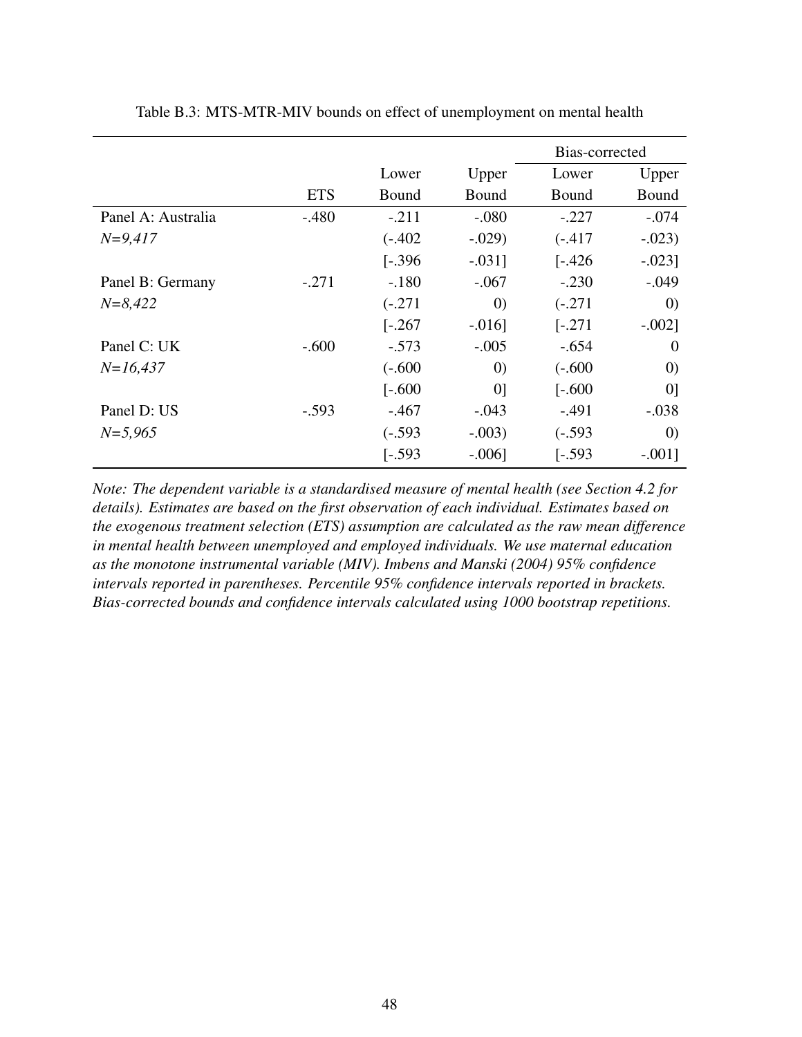Table B.3: MTS-MTR-MIV bounds on effect of unemployment on mental health

| | | | | Bias-corrected | |
|---|---|---|---|---|---|
| | ETS | Lower Bound | Upper Bound | Lower Bound | Upper Bound |
| Panel A: Australia | -.480 | -.211 | -.080 | -.227 | -.074 |
| *N=9,417* | | (-.402 | -.029) | (-.417 | -.023) |
| | | [-.396 | -.031] | [-.426 | -.023] |
| Panel B: Germany | -.271 | -.180 | -.067 | -.230 | -.049 |
| *N=8,422* | | (-.271 | 0) | (-.271 | 0) |
| | | [-.267 | -.016] | [-.271 | -.002] |
| Panel C: UK | -.600 | -.573 | -.005 | -.654 | 0 |
| *N=16,437* | | (-.600 | 0) | (-.600 | 0) |
| | | [-.600 | 0] | [-.600 | 0] |
| Panel D: US | -.593 | -.467 | -.043 | -.491 | -.038 |
| *N=5,965* | | (-.593 | -.003) | (-.593 | 0) |
| | | [-.593 | -.006] | [-.593 | -.001] |

*Note: The dependent variable is a standardised measure of mental health (see Section 4.2 for details). Estimates are based on the first observation of each individual. Estimates based on the exogenous treatment selection (ETS) assumption are calculated as the raw mean difference in mental health between unemployed and employed individuals. We use maternal education as the monotone instrumental variable (MIV). Imbens and Manski (2004) 95% confidence intervals reported in parentheses. Percentile 95% confidence intervals reported in brackets. Bias-corrected bounds and confidence intervals calculated using 1000 bootstrap repetitions.*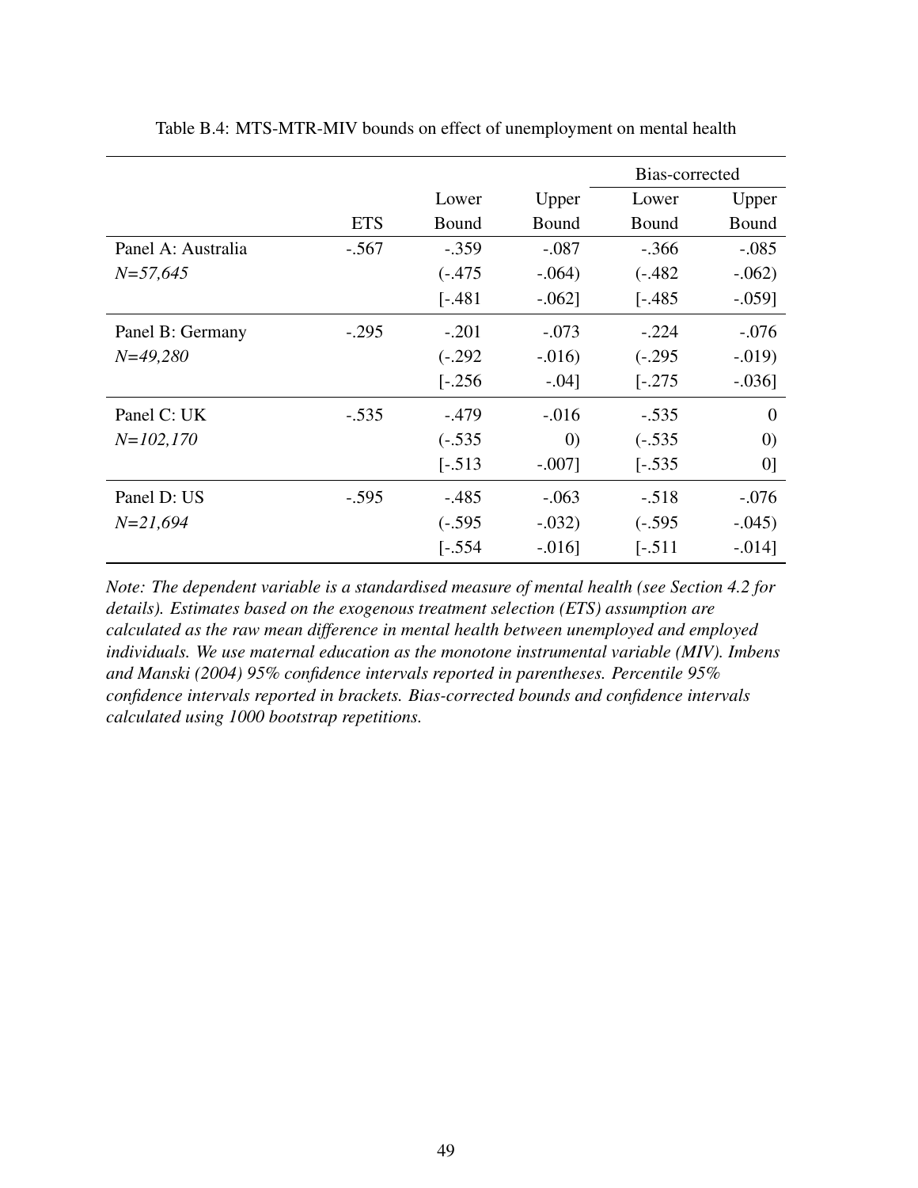Table B.4: MTS-MTR-MIV bounds on effect of unemployment on mental health

| | | | | Bias-corrected | |
|---|---|---|---|---|---|
| | ETS | Lower Bound | Upper Bound | Lower Bound | Upper Bound |
| Panel A: Australia | -.567 | -.359 | -.087 | -.366 | -.085 |
| *N=57,645* | | (-.475 | -.064) | (-.482 | -.062) |
| | | [-.481 | -.062] | [-.485 | -.059] |
| Panel B: Germany | -.295 | -.201 | -.073 | -.224 | -.076 |
| *N=49,280* | | (-.292 | -.016) | (-.295 | -.019) |
| | | [-.256 | -.04] | [-.275 | -.036] |
| Panel C: UK | -.535 | -.479 | -.016 | -.535 | 0 |
| *N=102,170* | | (-.535 | 0) | (-.535 | 0) |
| | | [-.513 | -.007] | [-.535 | 0] |
| Panel D: US | -.595 | -.485 | -.063 | -.518 | -.076 |
| *N=21,694* | | (-.595 | -.032) | (-.595 | -.045) |
| | | [-.554 | -.016] | [-.511 | -.014] |

*Note: The dependent variable is a standardised measure of mental health (see Section 4.2 for details). Estimates based on the exogenous treatment selection (ETS) assumption are calculated as the raw mean difference in mental health between unemployed and employed individuals. We use maternal education as the monotone instrumental variable (MIV). Imbens and Manski (2004) 95% confidence intervals reported in parentheses. Percentile 95% confidence intervals reported in brackets. Bias-corrected bounds and confidence intervals calculated using 1000 bootstrap repetitions.*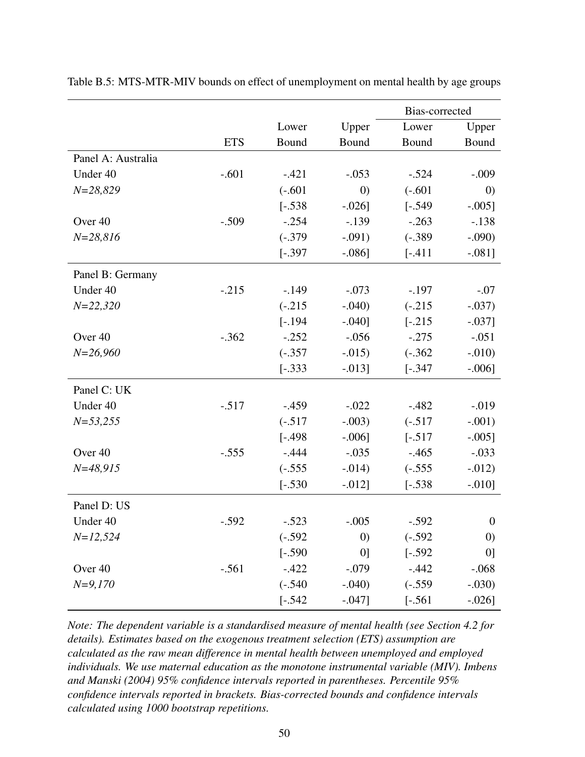Table B.5: MTS-MTR-MIV bounds on effect of unemployment on mental health by age groups

| | | | | Bias-corrected | |
|---|---|---|---|---|---|
| | ETS | Lower Bound | Upper Bound | Lower Bound | Upper Bound |
| Panel A: Australia | | | | | |
| Under 40 | -.601 | -.421 | -.053 | -.524 | -.009 |
| *N=28,829* | | (-.601 | 0) | (-.601 | 0) |
| | | [-.538 | -.026] | [-.549 | -.005] |
| Over 40 | -.509 | -.254 | -.139 | -.263 | -.138 |
| *N=28,816* | | (-.379 | -.091) | (-.389 | -.090) |
| | | [-.397 | -.086] | [-.411 | -.081] |
| Panel B: Germany | | | | | |
| Under 40 | -.215 | -.149 | -.073 | -.197 | -.07 |
| *N=22,320* | | (-.215 | -.040) | (-.215 | -.037) |
| | | [-.194 | -.040] | [-.215 | -.037] |
| Over 40 | -.362 | -.252 | -.056 | -.275 | -.051 |
| *N=26,960* | | (-.357 | -.015) | (-.362 | -.010) |
| | | [-.333 | -.013] | [-.347 | -.006] |
| Panel C: UK | | | | | |
| Under 40 | -.517 | -.459 | -.022 | -.482 | -.019 |
| *N=53,255* | | (-.517 | -.003) | (-.517 | -.001) |
| | | [-.498 | -.006] | [-.517 | -.005] |
| Over 40 | -.555 | -.444 | -.035 | -.465 | -.033 |
| *N=48,915* | | (-.555 | -.014) | (-.555 | -.012) |
| | | [-.530 | -.012] | [-.538 | -.010] |
| Panel D: US | | | | | |
| Under 40 | -.592 | -.523 | -.005 | -.592 | 0 |
| *N=12,524* | | (-.592 | 0) | (-.592 | 0) |
| | | [-.590 | 0] | [-.592 | 0] |
| Over 40 | -.561 | -.422 | -.079 | -.442 | -.068 |
| *N=9,170* | | (-.540 | -.040) | (-.559 | -.030) |
| | | [-.542 | -.047] | [-.561 | -.026] |

*Note: The dependent variable is a standardised measure of mental health (see Section 4.2 for details). Estimates based on the exogenous treatment selection (ETS) assumption are calculated as the raw mean difference in mental health between unemployed and employed individuals. We use maternal education as the monotone instrumental variable (MIV). Imbens and Manski (2004) 95% confidence intervals reported in parentheses. Percentile 95% confidence intervals reported in brackets. Bias-corrected bounds and confidence intervals calculated using 1000 bootstrap repetitions.*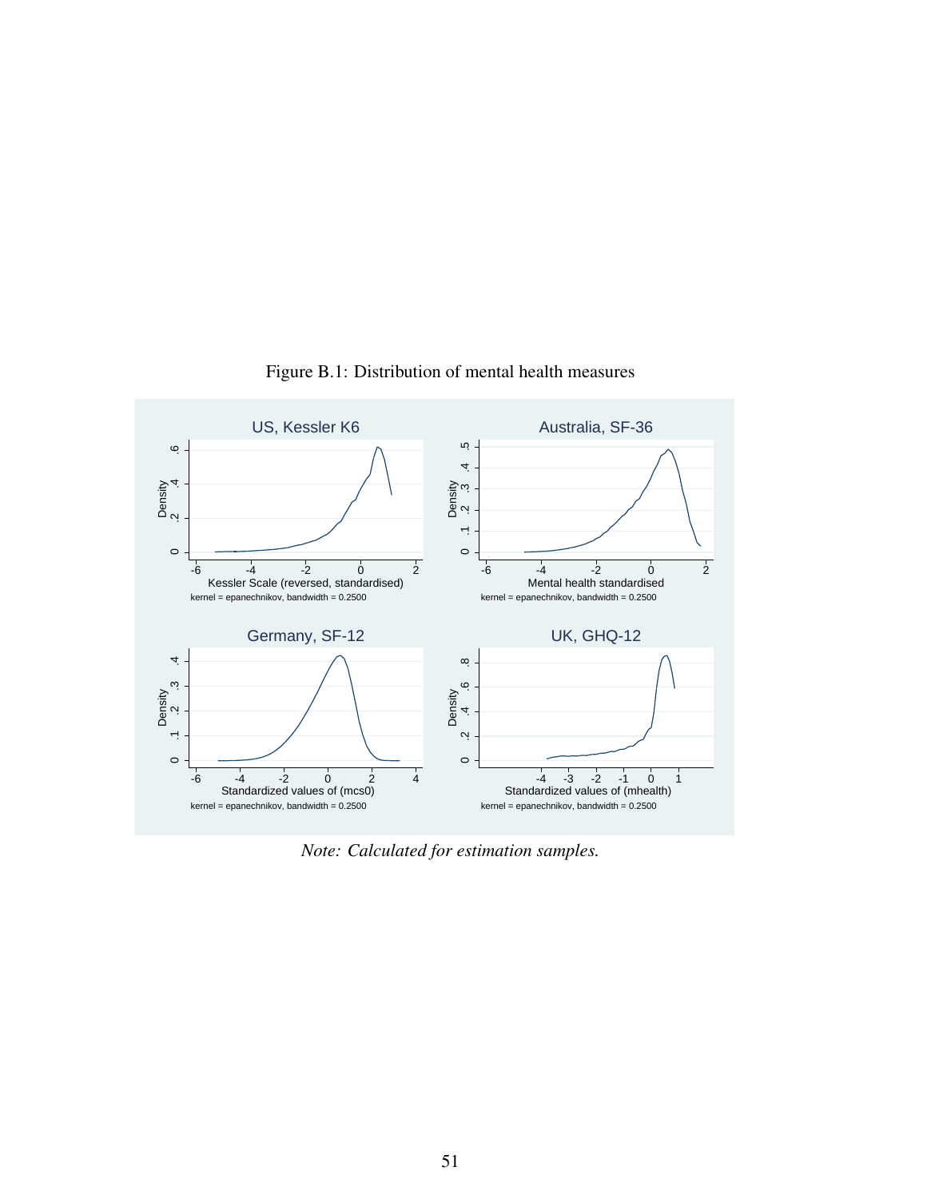Figure B.1: Distribution of mental health measures

US, Kessler K6

Density

0 .2 .4 .6

-6 -4 -2 0 2

Kessler Scale (reversed, standardised)

kernel = epanechnikov, bandwidth = 0.2500

Australia, SF-36

Density

0 .1 .2 .3 .4 .5

-6 -4 -2 0 2

Mental health standardised

kernel = epanechnikov, bandwidth = 0.2500

Germany, SF-12

Density

0 .1 .2 .3 .4

-6 -4 -2 0 2 4

Standardized values of (mcs0)

kernel = epanechnikov, bandwidth = 0.2500

UK, GHQ-12

Density

0 .2 .4 .6 .8

-4 -3 -2 -1 0 1

Standardized values of (mhealth)

kernel = epanechnikov, bandwidth = 0.2500

*Note: Calculated for estimation samples.*